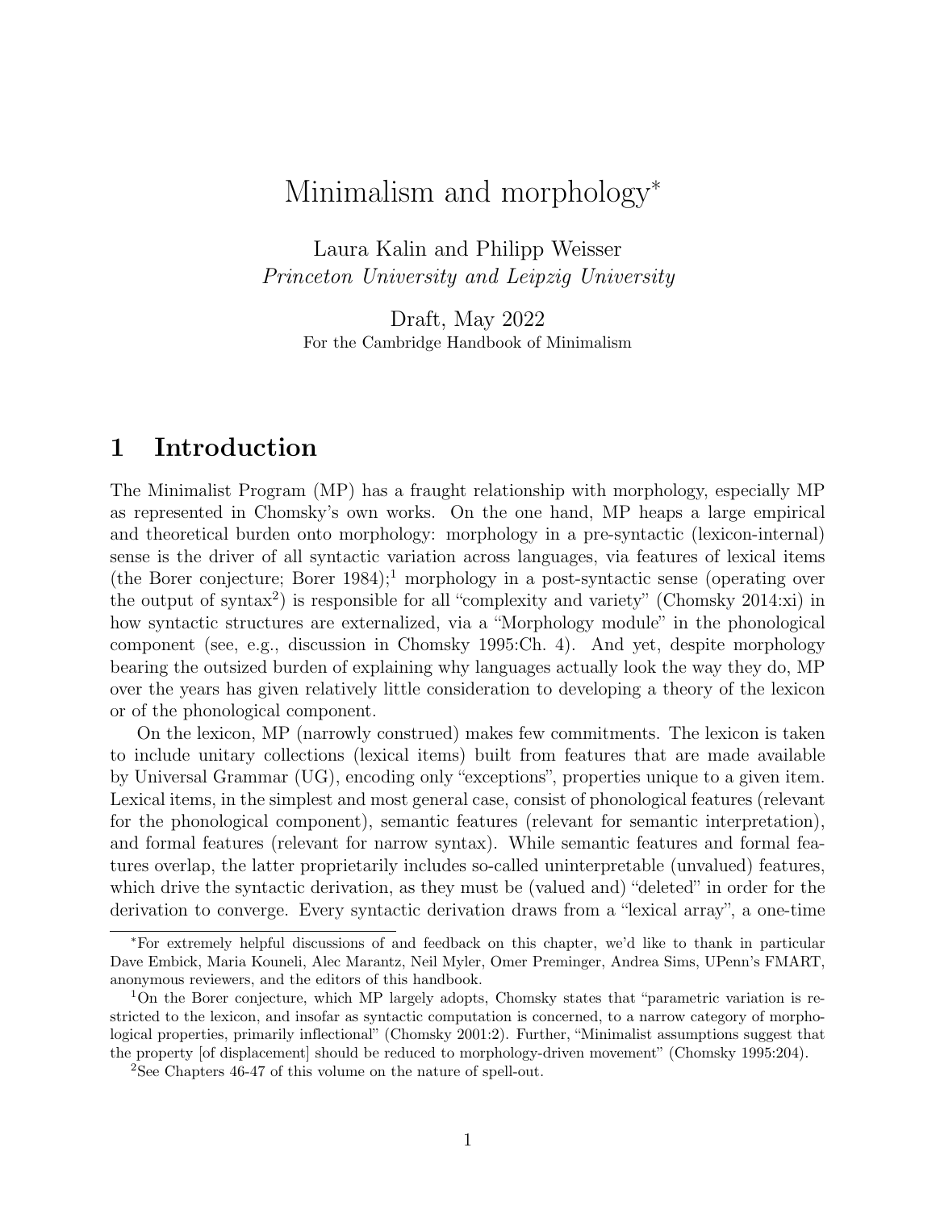# Minimalism and morphology[*]

Laura Kalin and Philipp Weisser
*Princeton University and Leipzig University*

Draft, May 2022
For the Cambridge Handbook of Minimalism

## 1 Introduction

The Minimalist Program (MP) has a fraught relationship with morphology, especially MP as represented in Chomsky's own works. On the one hand, MP heaps a large empirical and theoretical burden onto morphology: morphology in a pre-syntactic (lexicon-internal) sense is the driver of all syntactic variation across languages, via features of lexical items (the Borer conjecture; Borer 1984);[1] morphology in a post-syntactic sense (operating over the output of syntax[2]) is responsible for all "complexity and variety" (Chomsky 2014:xi) in how syntactic structures are externalized, via a "Morphology module" in the phonological component (see, e.g., discussion in Chomsky 1995:Ch. 4). And yet, despite morphology bearing the outsized burden of explaining why languages actually look the way they do, MP over the years has given relatively little consideration to developing a theory of the lexicon or of the phonological component.

On the lexicon, MP (narrowly construed) makes few commitments. The lexicon is taken to include unitary collections (lexical items) built from features that are made available by Universal Grammar (UG), encoding only "exceptions", properties unique to a given item. Lexical items, in the simplest and most general case, consist of phonological features (relevant for the phonological component), semantic features (relevant for semantic interpretation), and formal features (relevant for narrow syntax). While semantic features and formal features overlap, the latter proprietarily includes so-called uninterpretable (unvalued) features, which drive the syntactic derivation, as they must be (valued and) "deleted" in order for the derivation to converge. Every syntactic derivation draws from a "lexical array", a one-time

---

[*] For extremely helpful discussions of and feedback on this chapter, we'd like to thank in particular Dave Embick, Maria Kouneli, Alec Marantz, Neil Myler, Omer Preminger, Andrea Sims, UPenn's FMART, anonymous reviewers, and the editors of this handbook.

[1] On the Borer conjecture, which MP largely adopts, Chomsky states that "parametric variation is restricted to the lexicon, and insofar as syntactic computation is concerned, to a narrow category of morphological properties, primarily inflectional" (Chomsky 2001:2). Further, "Minimalist assumptions suggest that the property [of displacement] should be reduced to morphology-driven movement" (Chomsky 1995:204).

[2] See Chapters 46-47 of this volume on the nature of spell-out.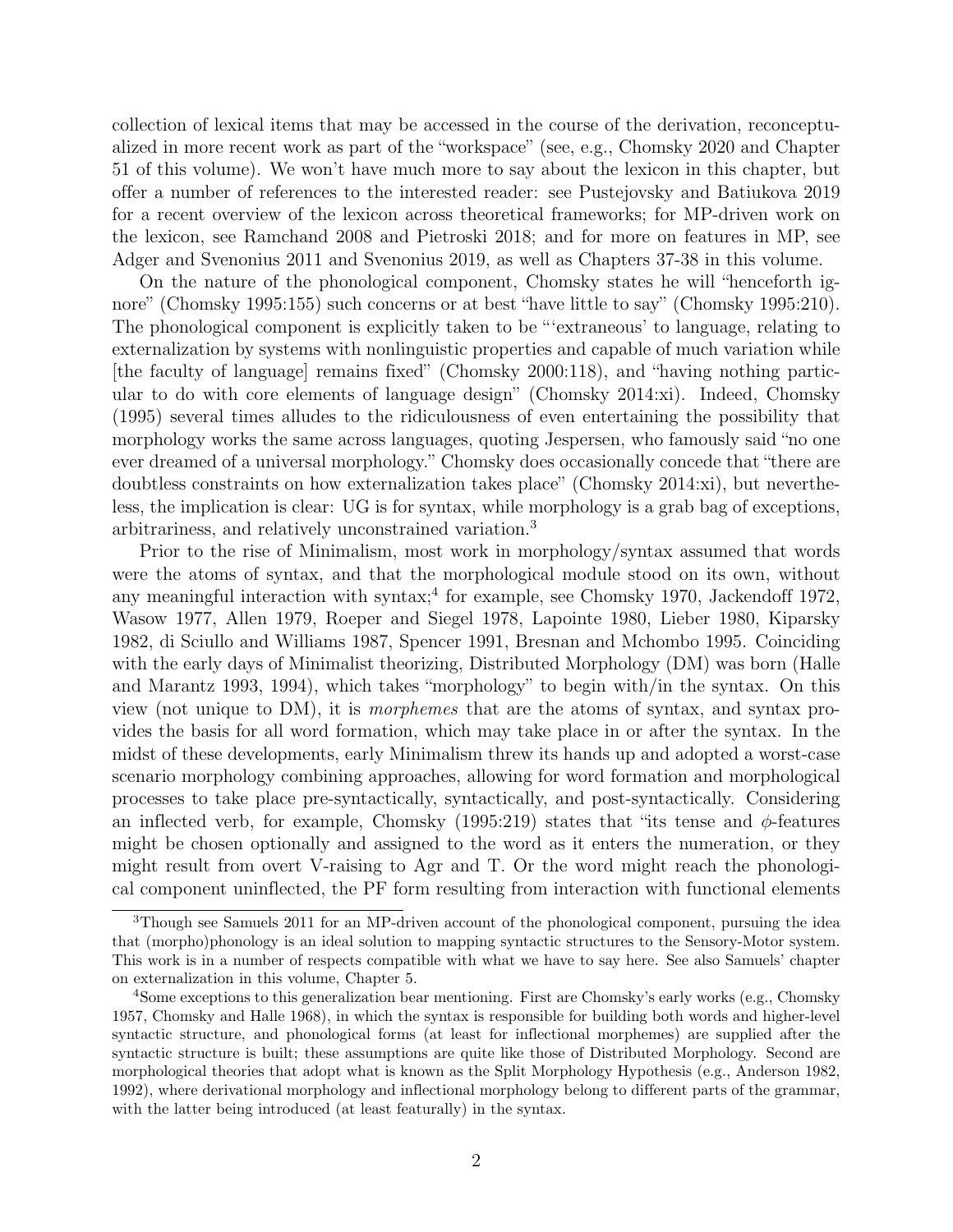collection of lexical items that may be accessed in the course of the derivation, reconceptualized in more recent work as part of the "workspace" (see, e.g., Chomsky 2020 and Chapter 51 of this volume). We won't have much more to say about the lexicon in this chapter, but offer a number of references to the interested reader: see Pustejovsky and Batiukova 2019 for a recent overview of the lexicon across theoretical frameworks; for MP-driven work on the lexicon, see Ramchand 2008 and Pietroski 2018; and for more on features in MP, see Adger and Svenonius 2011 and Svenonius 2019, as well as Chapters 37-38 in this volume.

On the nature of the phonological component, Chomsky states he will "henceforth ignore" (Chomsky 1995:155) such concerns or at best "have little to say" (Chomsky 1995:210). The phonological component is explicitly taken to be "'extraneous' to language, relating to externalization by systems with nonlinguistic properties and capable of much variation while [the faculty of language] remains fixed" (Chomsky 2000:118), and "having nothing particular to do with core elements of language design" (Chomsky 2014:xi). Indeed, Chomsky (1995) several times alludes to the ridiculousness of even entertaining the possibility that morphology works the same across languages, quoting Jespersen, who famously said "no one ever dreamed of a universal morphology." Chomsky does occasionally concede that "there are doubtless constraints on how externalization takes place" (Chomsky 2014:xi), but nevertheless, the implication is clear: UG is for syntax, while morphology is a grab bag of exceptions, arbitrariness, and relatively unconstrained variation.[3]

Prior to the rise of Minimalism, most work in morphology/syntax assumed that words were the atoms of syntax, and that the morphological module stood on its own, without any meaningful interaction with syntax;[4] for example, see Chomsky 1970, Jackendoff 1972, Wasow 1977, Allen 1979, Roeper and Siegel 1978, Lapointe 1980, Lieber 1980, Kiparsky 1982, di Sciullo and Williams 1987, Spencer 1991, Bresnan and Mchombo 1995. Coinciding with the early days of Minimalist theorizing, Distributed Morphology (DM) was born (Halle and Marantz 1993, 1994), which takes "morphology" to begin with/in the syntax. On this view (not unique to DM), it is *morphemes* that are the atoms of syntax, and syntax provides the basis for all word formation, which may take place in or after the syntax. In the midst of these developments, early Minimalism threw its hands up and adopted a worst-case scenario morphology combining approaches, allowing for word formation and morphological processes to take place pre-syntactically, syntactically, and post-syntactically. Considering an inflected verb, for example, Chomsky (1995:219) states that "its tense and $\phi$-features might be chosen optionally and assigned to the word as it enters the numeration, or they might result from overt V-raising to Agr and T. Or the word might reach the phonological component uninflected, the PF form resulting from interaction with functional elements

---

[3] Though see Samuels 2011 for an MP-driven account of the phonological component, pursuing the idea that (morpho)phonology is an ideal solution to mapping syntactic structures to the Sensory-Motor system. This work is in a number of respects compatible with what we have to say here. See also Samuels' chapter on externalization in this volume, Chapter 5.

[4] Some exceptions to this generalization bear mentioning. First are Chomsky's early works (e.g., Chomsky 1957, Chomsky and Halle 1968), in which the syntax is responsible for building both words and higher-level syntactic structure, and phonological forms (at least for inflectional morphemes) are supplied after the syntactic structure is built; these assumptions are quite like those of Distributed Morphology. Second are morphological theories that adopt what is known as the Split Morphology Hypothesis (e.g., Anderson 1982, 1992), where derivational morphology and inflectional morphology belong to different parts of the grammar, with the latter being introduced (at least featurally) in the syntax.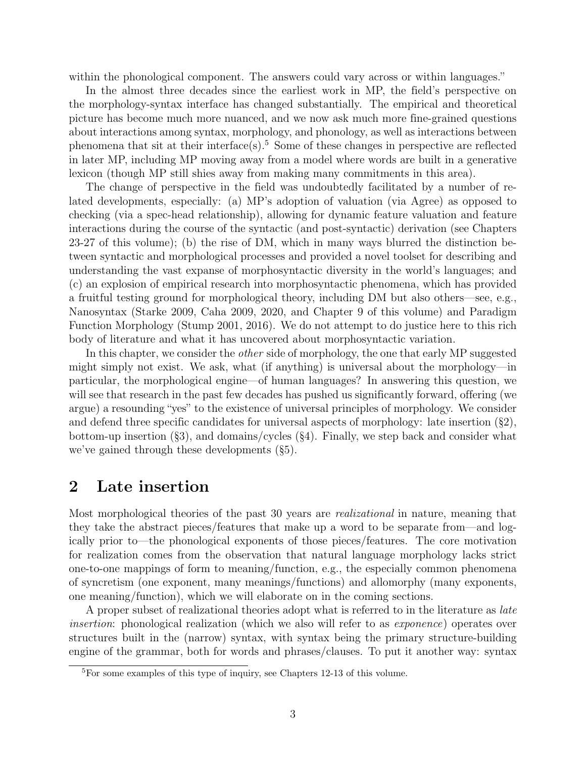within the phonological component. The answers could vary across or within languages."

In the almost three decades since the earliest work in MP, the field's perspective on the morphology-syntax interface has changed substantially. The empirical and theoretical picture has become much more nuanced, and we now ask much more fine-grained questions about interactions among syntax, morphology, and phonology, as well as interactions between phenomena that sit at their interface(s).[5] Some of these changes in perspective are reflected in later MP, including MP moving away from a model where words are built in a generative lexicon (though MP still shies away from making many commitments in this area).

The change of perspective in the field was undoubtedly facilitated by a number of related developments, especially: (a) MP's adoption of valuation (via Agree) as opposed to checking (via a spec-head relationship), allowing for dynamic feature valuation and feature interactions during the course of the syntactic (and post-syntactic) derivation (see Chapters 23-27 of this volume); (b) the rise of DM, which in many ways blurred the distinction between syntactic and morphological processes and provided a novel toolset for describing and understanding the vast expanse of morphosyntactic diversity in the world's languages; and (c) an explosion of empirical research into morphosyntactic phenomena, which has provided a fruitful testing ground for morphological theory, including DM but also others—see, e.g., Nanosyntax (Starke 2009, Caha 2009, 2020, and Chapter 9 of this volume) and Paradigm Function Morphology (Stump 2001, 2016). We do not attempt to do justice here to this rich body of literature and what it has uncovered about morphosyntactic variation.

In this chapter, we consider the *other* side of morphology, the one that early MP suggested might simply not exist. We ask, what (if anything) is universal about the morphology—in particular, the morphological engine—of human languages? In answering this question, we will see that research in the past few decades has pushed us significantly forward, offering (we argue) a resounding "yes" to the existence of universal principles of morphology. We consider and defend three specific candidates for universal aspects of morphology: late insertion (§2), bottom-up insertion (§3), and domains/cycles (§4). Finally, we step back and consider what we've gained through these developments (§5).

## 2 Late insertion

Most morphological theories of the past 30 years are *realizational* in nature, meaning that they take the abstract pieces/features that make up a word to be separate from—and logically prior to—the phonological exponents of those pieces/features. The core motivation for realization comes from the observation that natural language morphology lacks strict one-to-one mappings of form to meaning/function, e.g., the especially common phenomena of syncretism (one exponent, many meanings/functions) and allomorphy (many exponents, one meaning/function), which we will elaborate on in the coming sections.

A proper subset of realizational theories adopt what is referred to in the literature as *late insertion*: phonological realization (which we also will refer to as *exponence*) operates over structures built in the (narrow) syntax, with syntax being the primary structure-building engine of the grammar, both for words and phrases/clauses. To put it another way: syntax

[5] For some examples of this type of inquiry, see Chapters 12-13 of this volume.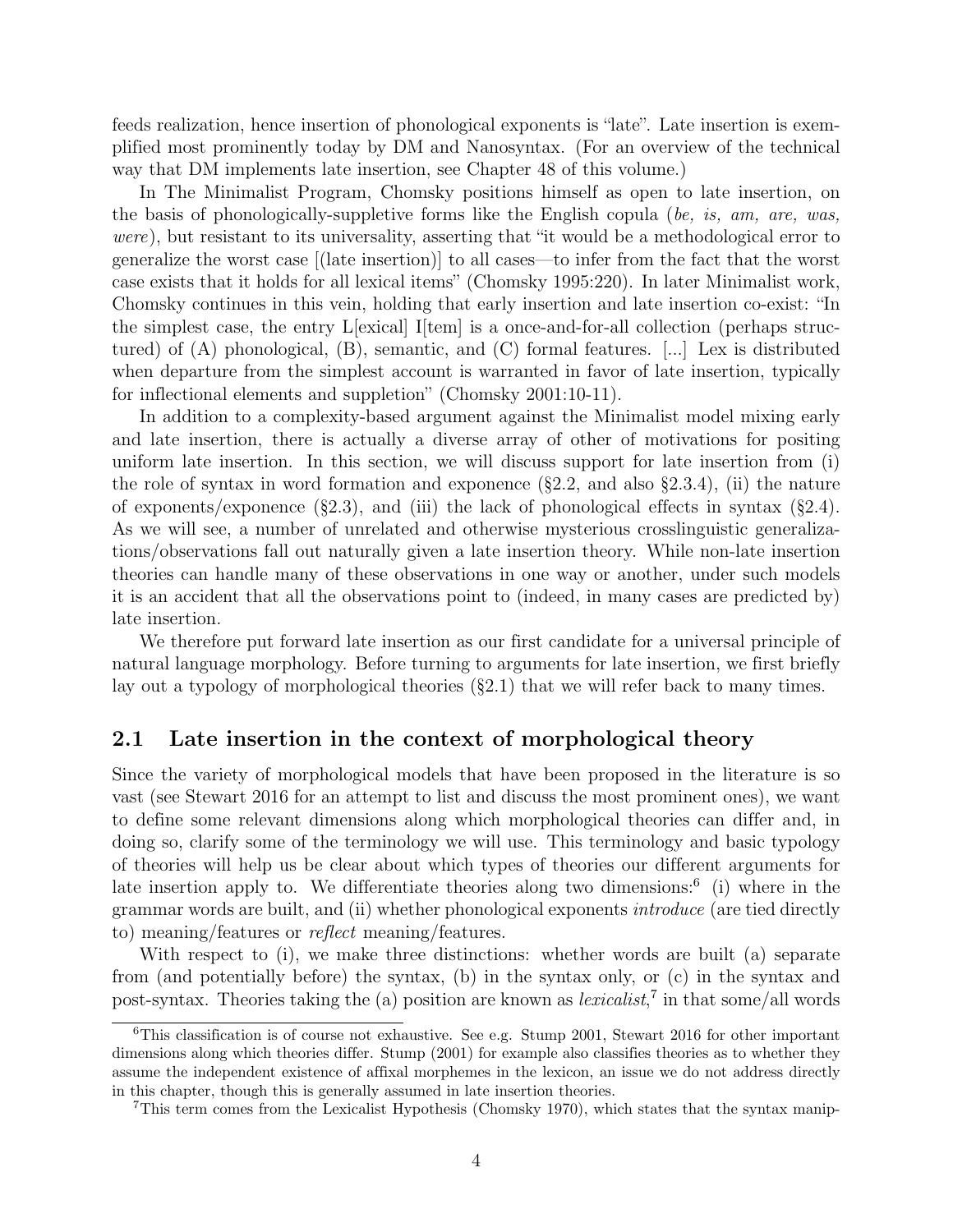feeds realization, hence insertion of phonological exponents is "late". Late insertion is exemplified most prominently today by DM and Nanosyntax. (For an overview of the technical way that DM implements late insertion, see Chapter 48 of this volume.)

In The Minimalist Program, Chomsky positions himself as open to late insertion, on the basis of phonologically-suppletive forms like the English copula (*be, is, am, are, was, were*), but resistant to its universality, asserting that "it would be a methodological error to generalize the worst case [(late insertion)] to all cases—to infer from the fact that the worst case exists that it holds for all lexical items" (Chomsky 1995:220). In later Minimalist work, Chomsky continues in this vein, holding that early insertion and late insertion co-exist: "In the simplest case, the entry L[exical] I[tem] is a once-and-for-all collection (perhaps structured) of (A) phonological, (B), semantic, and (C) formal features. [...] Lex is distributed when departure from the simplest account is warranted in favor of late insertion, typically for inflectional elements and suppletion" (Chomsky 2001:10-11).

In addition to a complexity-based argument against the Minimalist model mixing early and late insertion, there is actually a diverse array of other of motivations for positing uniform late insertion. In this section, we will discuss support for late insertion from (i) the role of syntax in word formation and exponence (§2.2, and also §2.3.4), (ii) the nature of exponents/exponence (§2.3), and (iii) the lack of phonological effects in syntax (§2.4). As we will see, a number of unrelated and otherwise mysterious crosslinguistic generalizations/observations fall out naturally given a late insertion theory. While non-late insertion theories can handle many of these observations in one way or another, under such models it is an accident that all the observations point to (indeed, in many cases are predicted by) late insertion.

We therefore put forward late insertion as our first candidate for a universal principle of natural language morphology. Before turning to arguments for late insertion, we first briefly lay out a typology of morphological theories (§2.1) that we will refer back to many times.

## 2.1 Late insertion in the context of morphological theory

Since the variety of morphological models that have been proposed in the literature is so vast (see Stewart 2016 for an attempt to list and discuss the most prominent ones), we want to define some relevant dimensions along which morphological theories can differ and, in doing so, clarify some of the terminology we will use. This terminology and basic typology of theories will help us be clear about which types of theories our different arguments for late insertion apply to. We differentiate theories along two dimensions:[6] (i) where in the grammar words are built, and (ii) whether phonological exponents *introduce* (are tied directly to) meaning/features or *reflect* meaning/features.

With respect to (i), we make three distinctions: whether words are built (a) separate from (and potentially before) the syntax, (b) in the syntax only, or (c) in the syntax and post-syntax. Theories taking the (a) position are known as *lexicalist*,[7] in that some/all words

---

[6] This classification is of course not exhaustive. See e.g. Stump 2001, Stewart 2016 for other important dimensions along which theories differ. Stump (2001) for example also classifies theories as to whether they assume the independent existence of affixal morphemes in the lexicon, an issue we do not address directly in this chapter, though this is generally assumed in late insertion theories.

[7] This term comes from the Lexicalist Hypothesis (Chomsky 1970), which states that the syntax manip-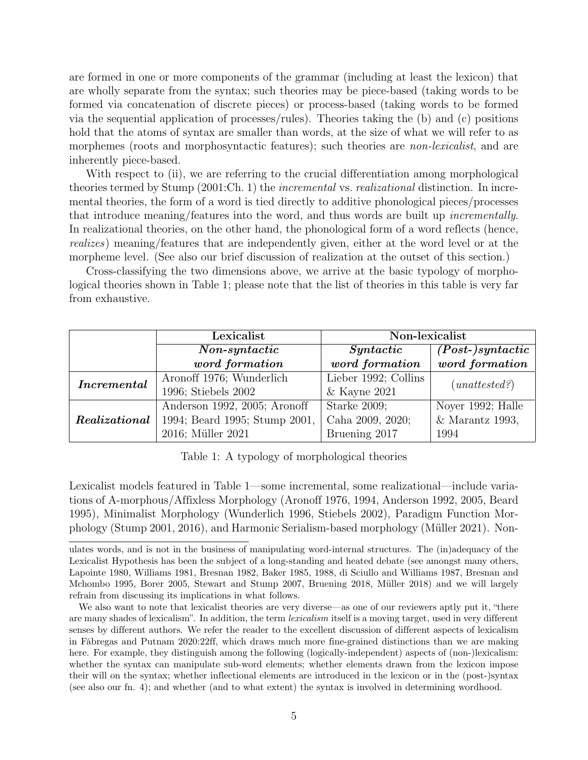are formed in one or more components of the grammar (including at least the lexicon) that are wholly separate from the syntax; such theories may be piece-based (taking words to be formed via concatenation of discrete pieces) or process-based (taking words to be formed via the sequential application of processes/rules). Theories taking the (b) and (c) positions hold that the atoms of syntax are smaller than words, at the size of what we will refer to as morphemes (roots and morphosyntactic features); such theories are *non-lexicalist*, and are inherently piece-based.

With respect to (ii), we are referring to the crucial differentiation among morphological theories termed by Stump (2001:Ch. 1) the *incremental* vs. *realizational* distinction. In incremental theories, the form of a word is tied directly to additive phonological pieces/processes that introduce meaning/features into the word, and thus words are built up *incrementally*. In realizational theories, on the other hand, the phonological form of a word reflects (hence, *realizes*) meaning/features that are independently given, either at the word level or at the morpheme level. (See also our brief discussion of realization at the outset of this section.)

Cross-classifying the two dimensions above, we arrive at the basic typology of morphological theories shown in Table 1; please note that the list of theories in this table is very far from exhaustive.

| | **Lexicalist** | **Non-lexicalist** | |
|---|---|---|---|
| | ***Non-syntactic word formation*** | ***Syntactic word formation*** | ***(Post-)syntactic word formation*** |
| ***Incremental*** | Aronoff 1976; Wunderlich 1996; Stiebels 2002 | Lieber 1992; Collins & Kayne 2021 | (*unattested?*) |
| ***Realizational*** | Anderson 1992, 2005; Aronoff 1994; Beard 1995; Stump 2001, 2016; Müller 2021 | Starke 2009; Caha 2009, 2020; Bruening 2017 | Noyer 1992; Halle & Marantz 1993, 1994 |

Table 1: A typology of morphological theories

Lexicalist models featured in Table 1—some incremental, some realizational—include variations of A-morphous/Affixless Morphology (Aronoff 1976, 1994, Anderson 1992, 2005, Beard 1995), Minimalist Morphology (Wunderlich 1996, Stiebels 2002), Paradigm Function Morphology (Stump 2001, 2016), and Harmonic Serialism-based morphology (Müller 2021). Non-

---

ulates words, and is not in the business of manipulating word-internal structures. The (in)adequacy of the Lexicalist Hypothesis has been the subject of a long-standing and heated debate (see amongst many others, Lapointe 1980, Williams 1981, Bresnan 1982, Baker 1985, 1988, di Sciullo and Williams 1987, Bresnan and Mchombo 1995, Borer 2005, Stewart and Stump 2007, Bruening 2018, Müller 2018) and we will largely refrain from discussing its implications in what follows.

We also want to note that lexicalist theories are very diverse—as one of our reviewers aptly put it, "there are many shades of lexicalism". In addition, the term *lexicalism* itself is a moving target, used in very different senses by different authors. We refer the reader to the excellent discussion of different aspects of lexicalism in Fábregas and Putnam 2020:22ff, which draws much more fine-grained distinctions than we are making here. For example, they distinguish among the following (logically-independent) aspects of (non-)lexicalism: whether the syntax can manipulate sub-word elements; whether elements drawn from the lexicon impose their will on the syntax; whether inflectional elements are introduced in the lexicon or in the (post-)syntax (see also our fn. 4); and whether (and to what extent) the syntax is involved in determining wordhood.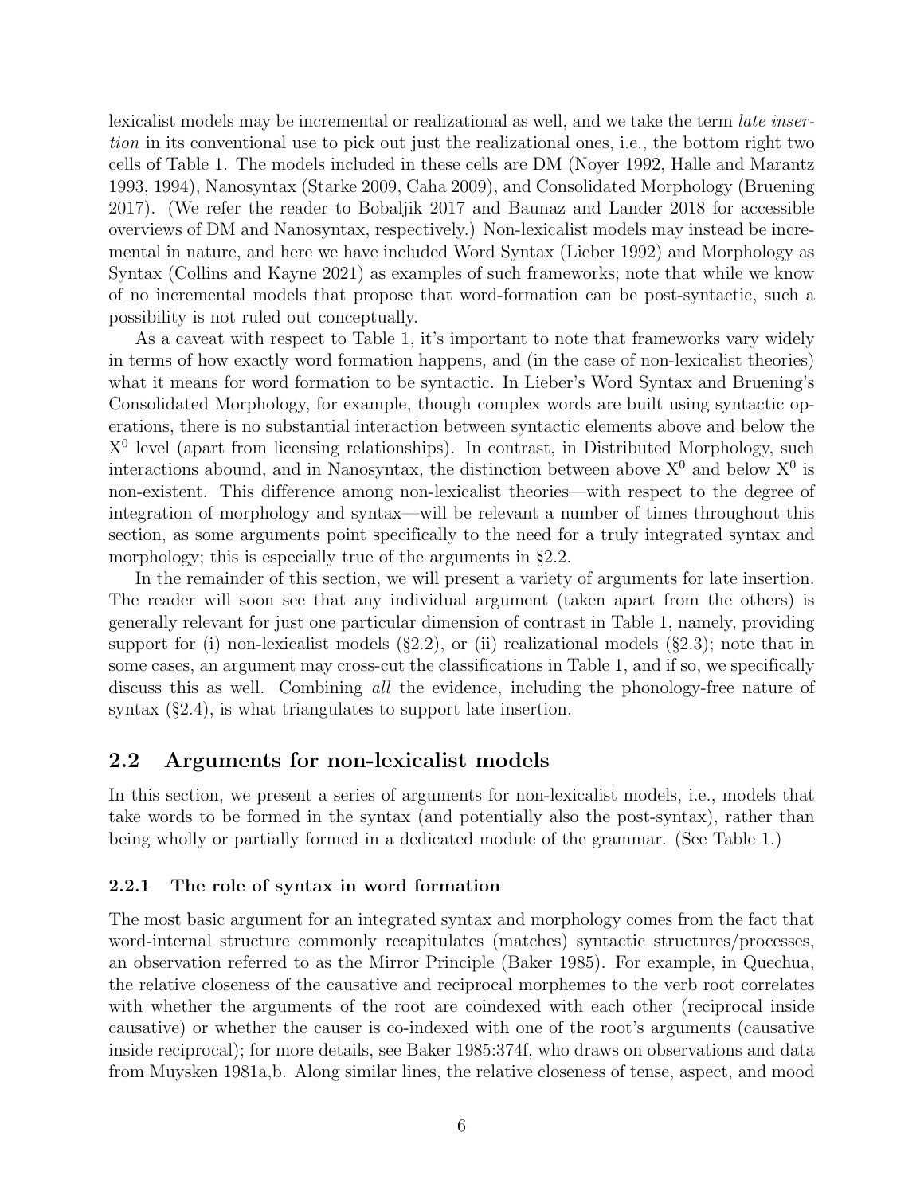lexicalist models may be incremental or realizational as well, and we take the term *late insertion* in its conventional use to pick out just the realizational ones, i.e., the bottom right two cells of Table 1. The models included in these cells are DM (Noyer 1992, Halle and Marantz 1993, 1994), Nanosyntax (Starke 2009, Caha 2009), and Consolidated Morphology (Bruening 2017). (We refer the reader to Bobaljik 2017 and Baunaz and Lander 2018 for accessible overviews of DM and Nanosyntax, respectively.) Non-lexicalist models may instead be incremental in nature, and here we have included Word Syntax (Lieber 1992) and Morphology as Syntax (Collins and Kayne 2021) as examples of such frameworks; note that while we know of no incremental models that propose that word-formation can be post-syntactic, such a possibility is not ruled out conceptually.

As a caveat with respect to Table 1, it's important to note that frameworks vary widely in terms of how exactly word formation happens, and (in the case of non-lexicalist theories) what it means for word formation to be syntactic. In Lieber's Word Syntax and Bruening's Consolidated Morphology, for example, though complex words are built using syntactic operations, there is no substantial interaction between syntactic elements above and below the $X^0$ level (apart from licensing relationships). In contrast, in Distributed Morphology, such interactions abound, and in Nanosyntax, the distinction between above $X^0$ and below $X^0$ is non-existent. This difference among non-lexicalist theories—with respect to the degree of integration of morphology and syntax—will be relevant a number of times throughout this section, as some arguments point specifically to the need for a truly integrated syntax and morphology; this is especially true of the arguments in §2.2.

In the remainder of this section, we will present a variety of arguments for late insertion. The reader will soon see that any individual argument (taken apart from the others) is generally relevant for just one particular dimension of contrast in Table 1, namely, providing support for (i) non-lexicalist models (§2.2), or (ii) realizational models (§2.3); note that in some cases, an argument may cross-cut the classifications in Table 1, and if so, we specifically discuss this as well. Combining *all* the evidence, including the phonology-free nature of syntax (§2.4), is what triangulates to support late insertion.

## 2.2 Arguments for non-lexicalist models

In this section, we present a series of arguments for non-lexicalist models, i.e., models that take words to be formed in the syntax (and potentially also the post-syntax), rather than being wholly or partially formed in a dedicated module of the grammar. (See Table 1.)

### 2.2.1 The role of syntax in word formation

The most basic argument for an integrated syntax and morphology comes from the fact that word-internal structure commonly recapitulates (matches) syntactic structures/processes, an observation referred to as the Mirror Principle (Baker 1985). For example, in Quechua, the relative closeness of the causative and reciprocal morphemes to the verb root correlates with whether the arguments of the root are coindexed with each other (reciprocal inside causative) or whether the causer is co-indexed with one of the root's arguments (causative inside reciprocal); for more details, see Baker 1985:374f, who draws on observations and data from Muysken 1981a,b. Along similar lines, the relative closeness of tense, aspect, and mood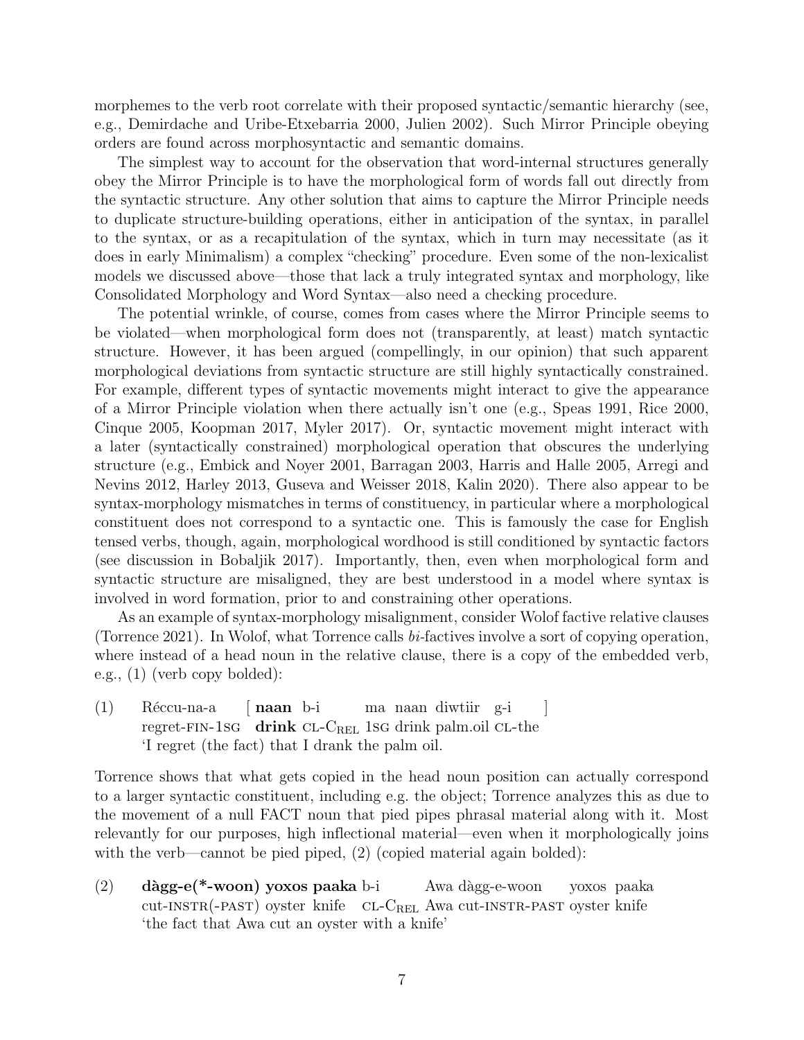morphemes to the verb root correlate with their proposed syntactic/semantic hierarchy (see, e.g., Demirdache and Uribe-Etxebarria 2000, Julien 2002). Such Mirror Principle obeying orders are found across morphosyntactic and semantic domains.

The simplest way to account for the observation that word-internal structures generally obey the Mirror Principle is to have the morphological form of words fall out directly from the syntactic structure. Any other solution that aims to capture the Mirror Principle needs to duplicate structure-building operations, either in anticipation of the syntax, in parallel to the syntax, or as a recapitulation of the syntax, which in turn may necessitate (as it does in early Minimalism) a complex "checking" procedure. Even some of the non-lexicalist models we discussed above—those that lack a truly integrated syntax and morphology, like Consolidated Morphology and Word Syntax—also need a checking procedure.

The potential wrinkle, of course, comes from cases where the Mirror Principle seems to be violated—when morphological form does not (transparently, at least) match syntactic structure. However, it has been argued (compellingly, in our opinion) that such apparent morphological deviations from syntactic structure are still highly syntactically constrained. For example, different types of syntactic movements might interact to give the appearance of a Mirror Principle violation when there actually isn't one (e.g., Speas 1991, Rice 2000, Cinque 2005, Koopman 2017, Myler 2017). Or, syntactic movement might interact with a later (syntactically constrained) morphological operation that obscures the underlying structure (e.g., Embick and Noyer 2001, Barragan 2003, Harris and Halle 2005, Arregi and Nevins 2012, Harley 2013, Guseva and Weisser 2018, Kalin 2020). There also appear to be syntax-morphology mismatches in terms of constituency, in particular where a morphological constituent does not correspond to a syntactic one. This is famously the case for English tensed verbs, though, again, morphological wordhood is still conditioned by syntactic factors (see discussion in Bobaljik 2017). Importantly, then, even when morphological form and syntactic structure are misaligned, they are best understood in a model where syntax is involved in word formation, prior to and constraining other operations.

As an example of syntax-morphology misalignment, consider Wolof factive relative clauses (Torrence 2021). In Wolof, what Torrence calls *bi*-factives involve a sort of copying operation, where instead of a head noun in the relative clause, there is a copy of the embedded verb, e.g., (1) (verb copy bolded):

(1) Réccu-na-a [ **naan** b-i ma naan diwtiir g-i ]
regret-FIN-1SG **drink** CL-C$_{REL}$ 1SG drink palm.oil CL-the
'I regret (the fact) that I drank the palm oil.

Torrence shows that what gets copied in the head noun position can actually correspond to a larger syntactic constituent, including e.g. the object; Torrence analyzes this as due to the movement of a null FACT noun that pied pipes phrasal material along with it. Most relevantly for our purposes, high inflectional material—even when it morphologically joins with the verb—cannot be pied piped, (2) (copied material again bolded):

(2) **dàgg-e(*-woon) yoxos paaka** b-i Awa dàgg-e-woon yoxos paaka
cut-INSTR(-PAST) oyster knife CL-C$_{REL}$ Awa cut-INSTR-PAST oyster knife
'the fact that Awa cut an oyster with a knife'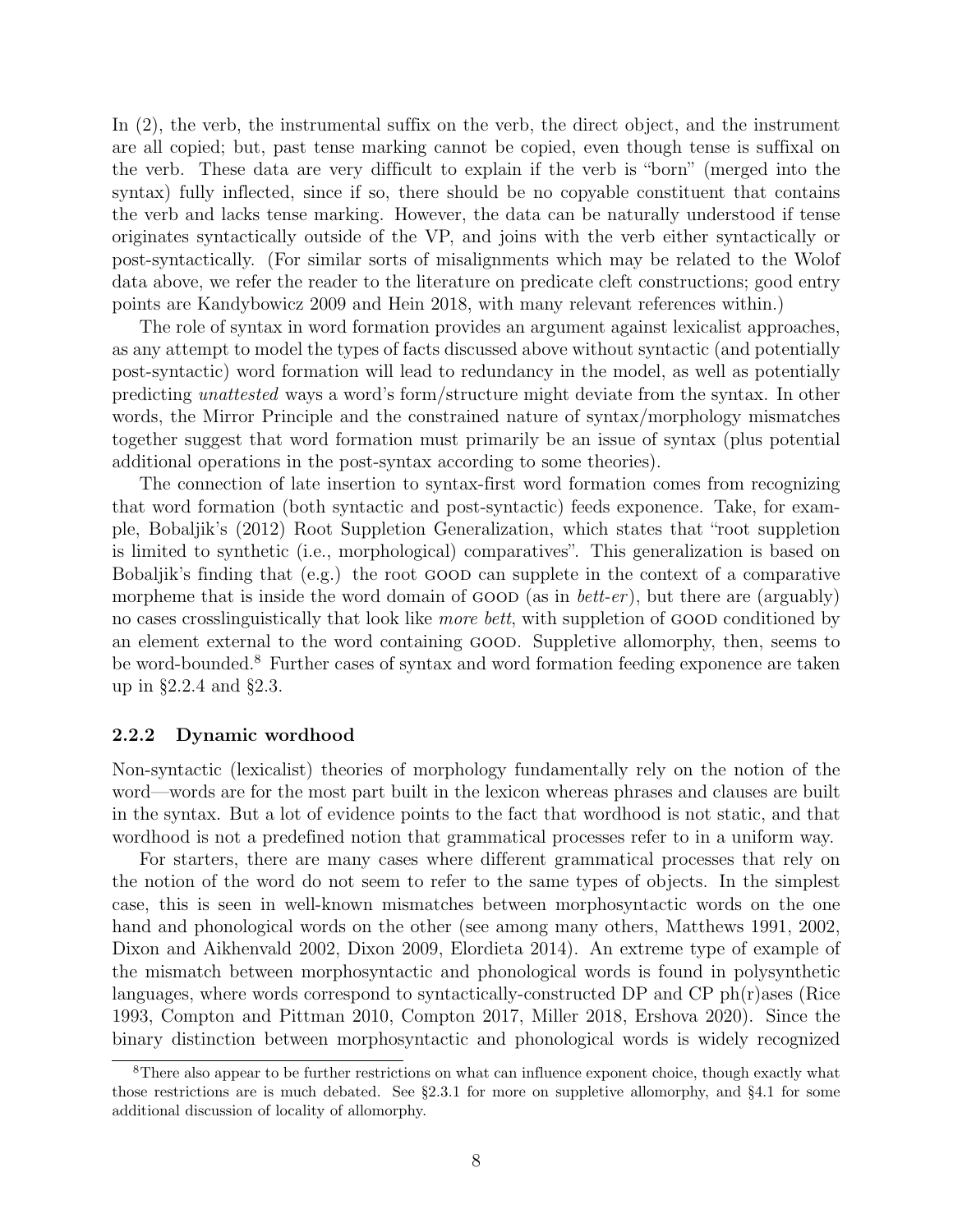In (2), the verb, the instrumental suffix on the verb, the direct object, and the instrument are all copied; but, past tense marking cannot be copied, even though tense is suffixal on the verb. These data are very difficult to explain if the verb is "born" (merged into the syntax) fully inflected, since if so, there should be no copyable constituent that contains the verb and lacks tense marking. However, the data can be naturally understood if tense originates syntactically outside of the VP, and joins with the verb either syntactically or post-syntactically. (For similar sorts of misalignments which may be related to the Wolof data above, we refer the reader to the literature on predicate cleft constructions; good entry points are Kandybowicz 2009 and Hein 2018, with many relevant references within.)

The role of syntax in word formation provides an argument against lexicalist approaches, as any attempt to model the types of facts discussed above without syntactic (and potentially post-syntactic) word formation will lead to redundancy in the model, as well as potentially predicting *unattested* ways a word's form/structure might deviate from the syntax. In other words, the Mirror Principle and the constrained nature of syntax/morphology mismatches together suggest that word formation must primarily be an issue of syntax (plus potential additional operations in the post-syntax according to some theories).

The connection of late insertion to syntax-first word formation comes from recognizing that word formation (both syntactic and post-syntactic) feeds exponence. Take, for example, Bobaljik's (2012) Root Suppletion Generalization, which states that "root suppletion is limited to synthetic (i.e., morphological) comparatives". This generalization is based on Bobaljik's finding that (e.g.) the root GOOD can supplete in the context of a comparative morpheme that is inside the word domain of GOOD (as in *bett-er*), but there are (arguably) no cases crosslinguistically that look like *more bett*, with suppletion of GOOD conditioned by an element external to the word containing GOOD. Suppletive allomorphy, then, seems to be word-bounded.[8] Further cases of syntax and word formation feeding exponence are taken up in §2.2.4 and §2.3.

### 2.2.2 Dynamic wordhood

Non-syntactic (lexicalist) theories of morphology fundamentally rely on the notion of the word—words are for the most part built in the lexicon whereas phrases and clauses are built in the syntax. But a lot of evidence points to the fact that wordhood is not static, and that wordhood is not a predefined notion that grammatical processes refer to in a uniform way.

For starters, there are many cases where different grammatical processes that rely on the notion of the word do not seem to refer to the same types of objects. In the simplest case, this is seen in well-known mismatches between morphosyntactic words on the one hand and phonological words on the other (see among many others, Matthews 1991, 2002, Dixon and Aikhenvald 2002, Dixon 2009, Elordieta 2014). An extreme type of example of the mismatch between morphosyntactic and phonological words is found in polysynthetic languages, where words correspond to syntactically-constructed DP and CP ph(r)ases (Rice 1993, Compton and Pittman 2010, Compton 2017, Miller 2018, Ershova 2020). Since the binary distinction between morphosyntactic and phonological words is widely recognized

[8] There also appear to be further restrictions on what can influence exponent choice, though exactly what those restrictions are is much debated. See §2.3.1 for more on suppletive allomorphy, and §4.1 for some additional discussion of locality of allomorphy.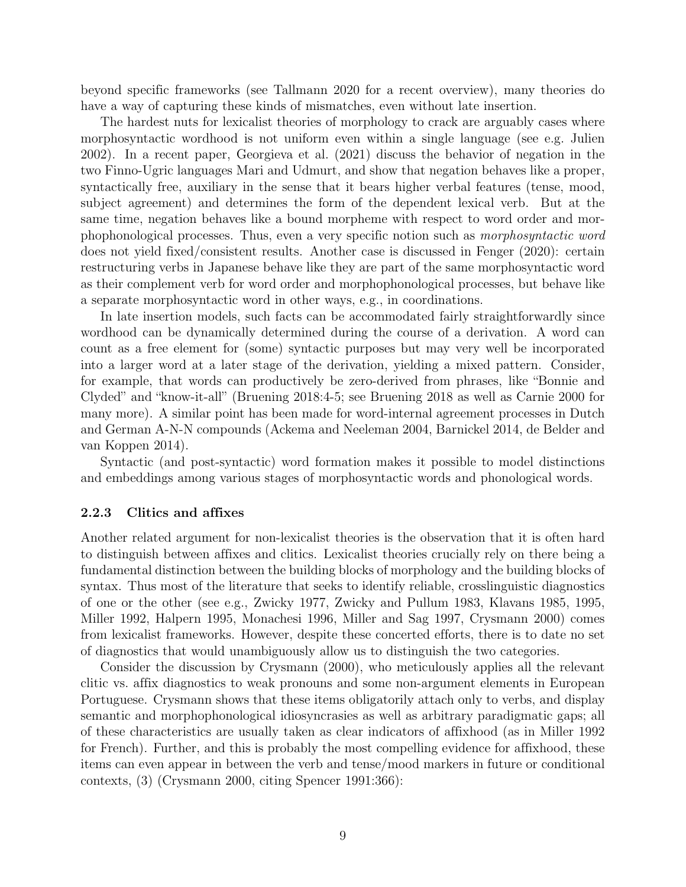beyond specific frameworks (see Tallmann 2020 for a recent overview), many theories do have a way of capturing these kinds of mismatches, even without late insertion.

The hardest nuts for lexicalist theories of morphology to crack are arguably cases where morphosyntactic wordhood is not uniform even within a single language (see e.g. Julien 2002). In a recent paper, Georgieva et al. (2021) discuss the behavior of negation in the two Finno-Ugric languages Mari and Udmurt, and show that negation behaves like a proper, syntactically free, auxiliary in the sense that it bears higher verbal features (tense, mood, subject agreement) and determines the form of the dependent lexical verb. But at the same time, negation behaves like a bound morpheme with respect to word order and morphophonological processes. Thus, even a very specific notion such as *morphosyntactic word* does not yield fixed/consistent results. Another case is discussed in Fenger (2020): certain restructuring verbs in Japanese behave like they are part of the same morphosyntactic word as their complement verb for word order and morphophonological processes, but behave like a separate morphosyntactic word in other ways, e.g., in coordinations.

In late insertion models, such facts can be accommodated fairly straightforwardly since wordhood can be dynamically determined during the course of a derivation. A word can count as a free element for (some) syntactic purposes but may very well be incorporated into a larger word at a later stage of the derivation, yielding a mixed pattern. Consider, for example, that words can productively be zero-derived from phrases, like "Bonnie and Clyded" and "know-it-all" (Bruening 2018:4-5; see Bruening 2018 as well as Carnie 2000 for many more). A similar point has been made for word-internal agreement processes in Dutch and German A-N-N compounds (Ackema and Neeleman 2004, Barnickel 2014, de Belder and van Koppen 2014).

Syntactic (and post-syntactic) word formation makes it possible to model distinctions and embeddings among various stages of morphosyntactic words and phonological words.

### 2.2.3 Clitics and affixes

Another related argument for non-lexicalist theories is the observation that it is often hard to distinguish between affixes and clitics. Lexicalist theories crucially rely on there being a fundamental distinction between the building blocks of morphology and the building blocks of syntax. Thus most of the literature that seeks to identify reliable, crosslinguistic diagnostics of one or the other (see e.g., Zwicky 1977, Zwicky and Pullum 1983, Klavans 1985, 1995, Miller 1992, Halpern 1995, Monachesi 1996, Miller and Sag 1997, Crysmann 2000) comes from lexicalist frameworks. However, despite these concerted efforts, there is to date no set of diagnostics that would unambiguously allow us to distinguish the two categories.

Consider the discussion by Crysmann (2000), who meticulously applies all the relevant clitic vs. affix diagnostics to weak pronouns and some non-argument elements in European Portuguese. Crysmann shows that these items obligatorily attach only to verbs, and display semantic and morphophonological idiosyncrasies as well as arbitrary paradigmatic gaps; all of these characteristics are usually taken as clear indicators of affixhood (as in Miller 1992 for French). Further, and this is probably the most compelling evidence for affixhood, these items can even appear in between the verb and tense/mood markers in future or conditional contexts, (3) (Crysmann 2000, citing Spencer 1991:366):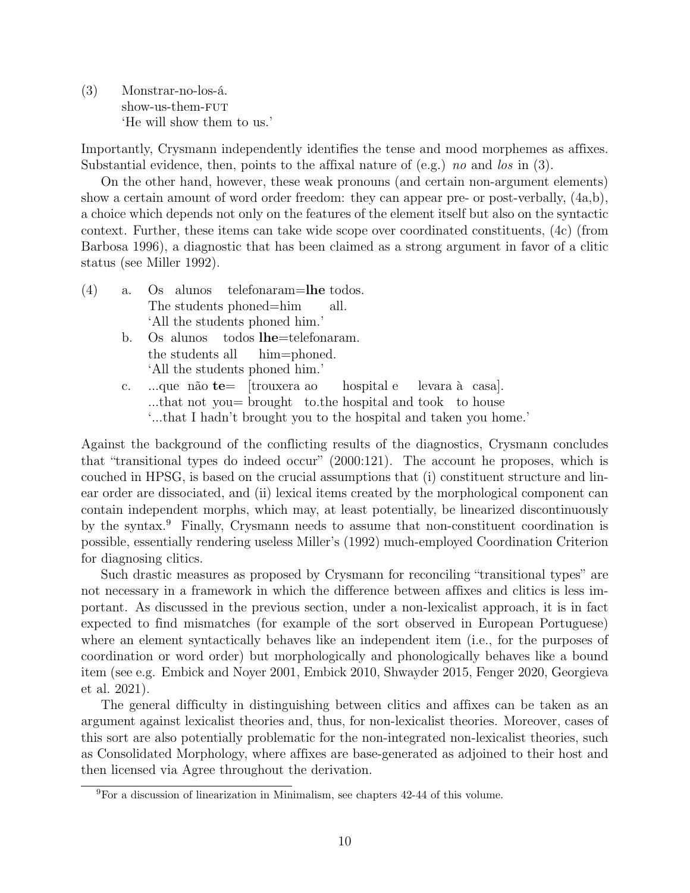(3) Monstrar-no-los-á.
show-us-them-FUT
'He will show them to us.'

Importantly, Crysmann independently identifies the tense and mood morphemes as affixes. Substantial evidence, then, points to the affixal nature of (e.g.) *no* and *los* in (3).

On the other hand, however, these weak pronouns (and certain non-argument elements) show a certain amount of word order freedom: they can appear pre- or post-verbally, (4a,b), a choice which depends not only on the features of the element itself but also on the syntactic context. Further, these items can take wide scope over coordinated constituents, (4c) (from Barbosa 1996), a diagnostic that has been claimed as a strong argument in favor of a clitic status (see Miller 1992).

(4) a. Os alunos telefonaram=**lhe** todos.
The students phoned=him all.
'All the students phoned him.'

b. Os alunos todos **lhe**=telefonaram.
the students all him=phoned.
'All the students phoned him.'

c. ...que não **te**= [trouxera ao hospital e levara à casa].
...that not you= brought to.the hospital and took to house
'...that I hadn't brought you to the hospital and taken you home.'

Against the background of the conflicting results of the diagnostics, Crysmann concludes that "transitional types do indeed occur" (2000:121). The account he proposes, which is couched in HPSG, is based on the crucial assumptions that (i) constituent structure and linear order are dissociated, and (ii) lexical items created by the morphological component can contain independent morphs, which may, at least potentially, be linearized discontinuously by the syntax.[9] Finally, Crysmann needs to assume that non-constituent coordination is possible, essentially rendering useless Miller's (1992) much-employed Coordination Criterion for diagnosing clitics.

Such drastic measures as proposed by Crysmann for reconciling "transitional types" are not necessary in a framework in which the difference between affixes and clitics is less important. As discussed in the previous section, under a non-lexicalist approach, it is in fact expected to find mismatches (for example of the sort observed in European Portuguese) where an element syntactically behaves like an independent item (i.e., for the purposes of coordination or word order) but morphologically and phonologically behaves like a bound item (see e.g. Embick and Noyer 2001, Embick 2010, Shwayder 2015, Fenger 2020, Georgieva et al. 2021).

The general difficulty in distinguishing between clitics and affixes can be taken as an argument against lexicalist theories and, thus, for non-lexicalist theories. Moreover, cases of this sort are also potentially problematic for the non-integrated non-lexicalist theories, such as Consolidated Morphology, where affixes are base-generated as adjoined to their host and then licensed via Agree throughout the derivation.

[9] For a discussion of linearization in Minimalism, see chapters 42-44 of this volume.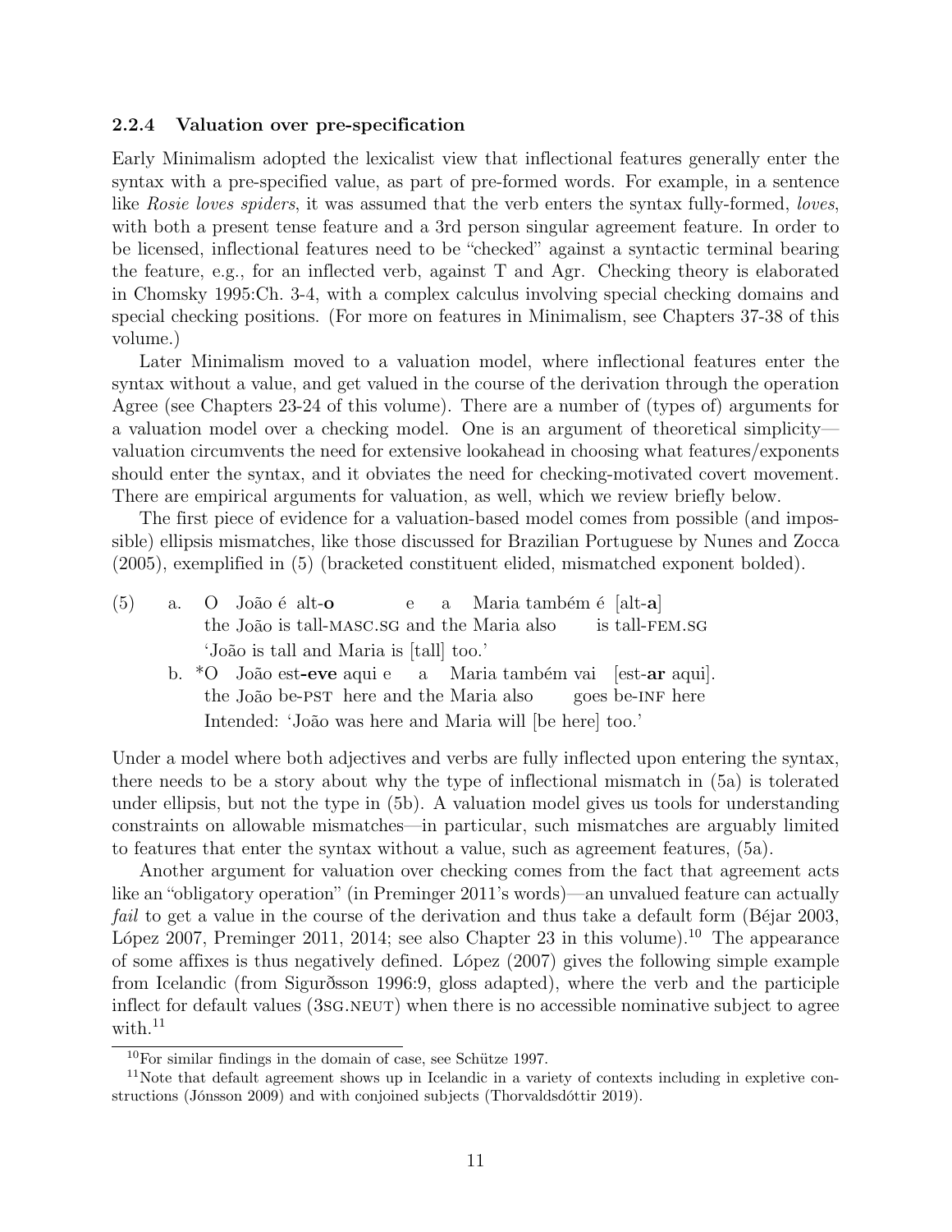### 2.2.4 Valuation over pre-specification

Early Minimalism adopted the lexicalist view that inflectional features generally enter the syntax with a pre-specified value, as part of pre-formed words. For example, in a sentence like *Rosie loves spiders*, it was assumed that the verb enters the syntax fully-formed, *loves*, with both a present tense feature and a 3rd person singular agreement feature. In order to be licensed, inflectional features need to be "checked" against a syntactic terminal bearing the feature, e.g., for an inflected verb, against T and Agr. Checking theory is elaborated in Chomsky 1995:Ch. 3-4, with a complex calculus involving special checking domains and special checking positions. (For more on features in Minimalism, see Chapters 37-38 of this volume.)

Later Minimalism moved to a valuation model, where inflectional features enter the syntax without a value, and get valued in the course of the derivation through the operation Agree (see Chapters 23-24 of this volume). There are a number of (types of) arguments for a valuation model over a checking model. One is an argument of theoretical simplicity—valuation circumvents the need for extensive lookahead in choosing what features/exponents should enter the syntax, and it obviates the need for checking-motivated covert movement. There are empirical arguments for valuation, as well, which we review briefly below.

The first piece of evidence for a valuation-based model comes from possible (and impossible) ellipsis mismatches, like those discussed for Brazilian Portuguese by Nunes and Zocca (2005), exemplified in (5) (bracketed constituent elided, mismatched exponent bolded).

(5) a. O João é alt-**o** e a Maria também é [alt-**a**]
the João is tall-MASC.SG and the Maria also is tall-FEM.SG
'João is tall and Maria is [tall] too.'

b. *O João est-**eve** aqui e a Maria também vai [est-**ar** aqui].
the João be-PST here and the Maria also goes be-INF here
Intended: 'João was here and Maria will [be here] too.'

Under a model where both adjectives and verbs are fully inflected upon entering the syntax, there needs to be a story about why the type of inflectional mismatch in (5a) is tolerated under ellipsis, but not the type in (5b). A valuation model gives us tools for understanding constraints on allowable mismatches—in particular, such mismatches are arguably limited to features that enter the syntax without a value, such as agreement features, (5a).

Another argument for valuation over checking comes from the fact that agreement acts like an "obligatory operation" (in Preminger 2011's words)—an unvalued feature can actually *fail* to get a value in the course of the derivation and thus take a default form (Béjar 2003, López 2007, Preminger 2011, 2014; see also Chapter 23 in this volume).[10] The appearance of some affixes is thus negatively defined. López (2007) gives the following simple example from Icelandic (from Sigurðsson 1996:9, gloss adapted), where the verb and the participle inflect for default values (3SG.NEUT) when there is no accessible nominative subject to agree with.[11]

[10] For similar findings in the domain of case, see Schütze 1997.

[11] Note that default agreement shows up in Icelandic in a variety of contexts including in expletive constructions (Jónsson 2009) and with conjoined subjects (Thorvaldsdóttir 2019).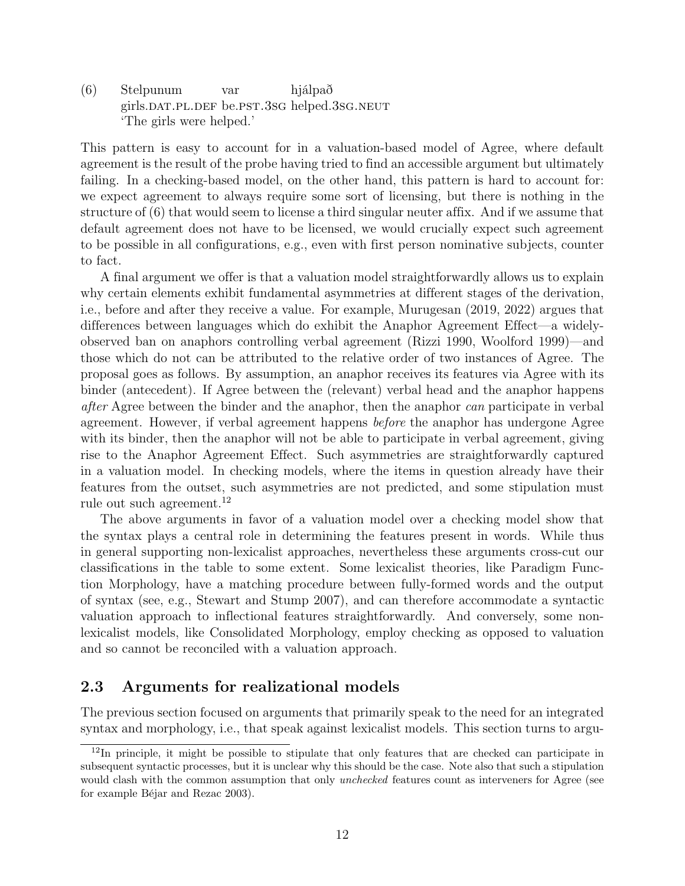(6) Stelpunum var hjálpað
girls.DAT.PL.DEF be.PST.3SG helped.3SG.NEUT
'The girls were helped.'

This pattern is easy to account for in a valuation-based model of Agree, where default agreement is the result of the probe having tried to find an accessible argument but ultimately failing. In a checking-based model, on the other hand, this pattern is hard to account for: we expect agreement to always require some sort of licensing, but there is nothing in the structure of (6) that would seem to license a third singular neuter affix. And if we assume that default agreement does not have to be licensed, we would crucially expect such agreement to be possible in all configurations, e.g., even with first person nominative subjects, counter to fact.

A final argument we offer is that a valuation model straightforwardly allows us to explain why certain elements exhibit fundamental asymmetries at different stages of the derivation, i.e., before and after they receive a value. For example, Murugesan (2019, 2022) argues that differences between languages which do exhibit the Anaphor Agreement Effect—a widely-observed ban on anaphors controlling verbal agreement (Rizzi 1990, Woolford 1999)—and those which do not can be attributed to the relative order of two instances of Agree. The proposal goes as follows. By assumption, an anaphor receives its features via Agree with its binder (antecedent). If Agree between the (relevant) verbal head and the anaphor happens *after* Agree between the binder and the anaphor, then the anaphor *can* participate in verbal agreement. However, if verbal agreement happens *before* the anaphor has undergone Agree with its binder, then the anaphor will not be able to participate in verbal agreement, giving rise to the Anaphor Agreement Effect. Such asymmetries are straightforwardly captured in a valuation model. In checking models, where the items in question already have their features from the outset, such asymmetries are not predicted, and some stipulation must rule out such agreement.[12]

The above arguments in favor of a valuation model over a checking model show that the syntax plays a central role in determining the features present in words. While thus in general supporting non-lexicalist approaches, nevertheless these arguments cross-cut our classifications in the table to some extent. Some lexicalist theories, like Paradigm Function Morphology, have a matching procedure between fully-formed words and the output of syntax (see, e.g., Stewart and Stump 2007), and can therefore accommodate a syntactic valuation approach to inflectional features straightforwardly. And conversely, some non-lexicalist models, like Consolidated Morphology, employ checking as opposed to valuation and so cannot be reconciled with a valuation approach.

## 2.3 Arguments for realizational models

The previous section focused on arguments that primarily speak to the need for an integrated syntax and morphology, i.e., that speak against lexicalist models. This section turns to argu-

[12] In principle, it might be possible to stipulate that only features that are checked can participate in subsequent syntactic processes, but it is unclear why this should be the case. Note also that such a stipulation would clash with the common assumption that only *unchecked* features count as interveners for Agree (see for example Béjar and Rezac 2003).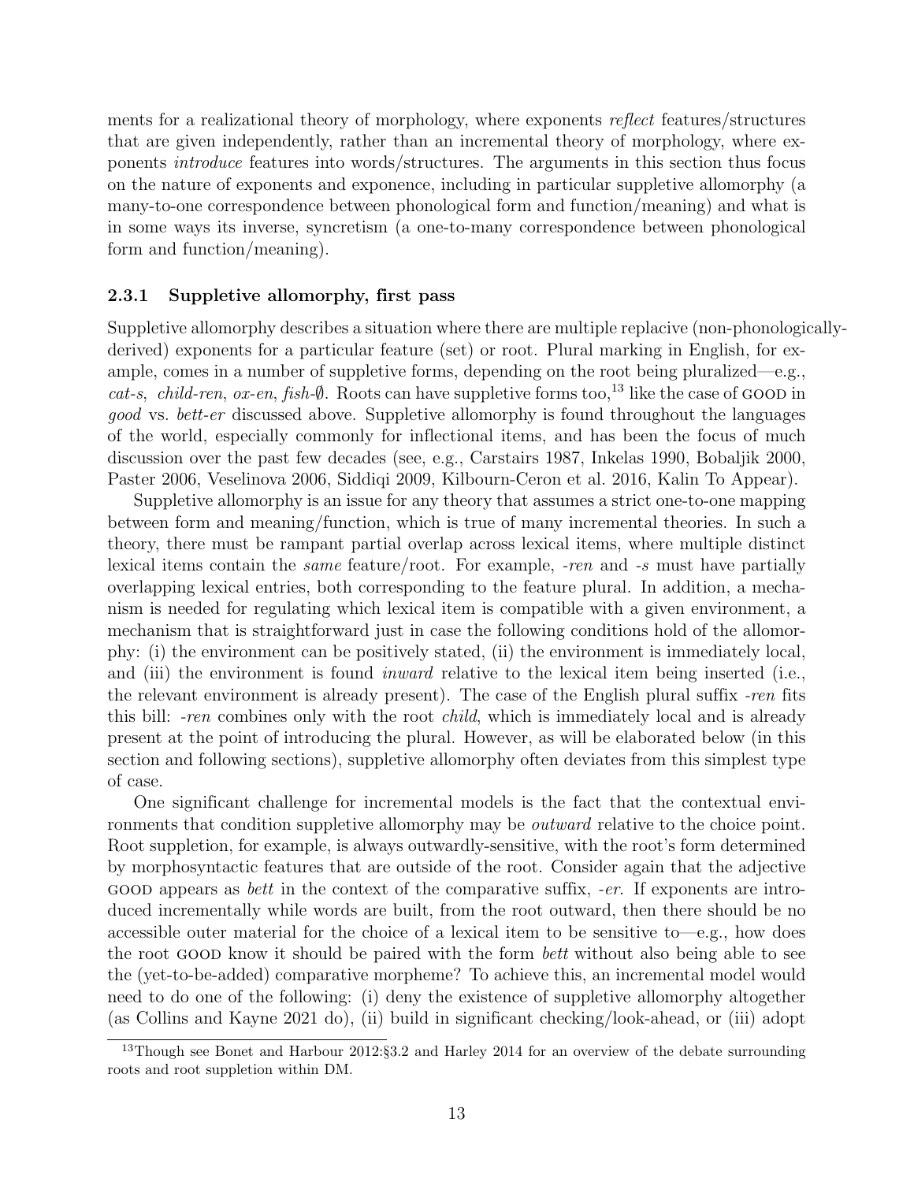ments for a realizational theory of morphology, where exponents *reflect* features/structures that are given independently, rather than an incremental theory of morphology, where exponents *introduce* features into words/structures. The arguments in this section thus focus on the nature of exponents and exponence, including in particular suppletive allomorphy (a many-to-one correspondence between phonological form and function/meaning) and what is in some ways its inverse, syncretism (a one-to-many correspondence between phonological form and function/meaning).

### 2.3.1 Suppletive allomorphy, first pass

Suppletive allomorphy describes a situation where there are multiple replacive (non-phonologically-derived) exponents for a particular feature (set) or root. Plural marking in English, for example, comes in a number of suppletive forms, depending on the root being pluralized—e.g., *cat-s*, *child-ren*, *ox-en*, *fish-∅*. Roots can have suppletive forms too,[13] like the case of GOOD in *good* vs. *bett-er* discussed above. Suppletive allomorphy is found throughout the languages of the world, especially commonly for inflectional items, and has been the focus of much discussion over the past few decades (see, e.g., Carstairs 1987, Inkelas 1990, Bobaljik 2000, Paster 2006, Veselinova 2006, Siddiqi 2009, Kilbourn-Ceron et al. 2016, Kalin To Appear).

Suppletive allomorphy is an issue for any theory that assumes a strict one-to-one mapping between form and meaning/function, which is true of many incremental theories. In such a theory, there must be rampant partial overlap across lexical items, where multiple distinct lexical items contain the *same* feature/root. For example, *-ren* and *-s* must have partially overlapping lexical entries, both corresponding to the feature plural. In addition, a mechanism is needed for regulating which lexical item is compatible with a given environment, a mechanism that is straightforward just in case the following conditions hold of the allomorphy: (i) the environment can be positively stated, (ii) the environment is immediately local, and (iii) the environment is found *inward* relative to the lexical item being inserted (i.e., the relevant environment is already present). The case of the English plural suffix *-ren* fits this bill: *-ren* combines only with the root *child*, which is immediately local and is already present at the point of introducing the plural. However, as will be elaborated below (in this section and following sections), suppletive allomorphy often deviates from this simplest type of case.

One significant challenge for incremental models is the fact that the contextual environments that condition suppletive allomorphy may be *outward* relative to the choice point. Root suppletion, for example, is always outwardly-sensitive, with the root's form determined by morphosyntactic features that are outside of the root. Consider again that the adjective GOOD appears as *bett* in the context of the comparative suffix, *-er*. If exponents are introduced incrementally while words are built, from the root outward, then there should be no accessible outer material for the choice of a lexical item to be sensitive to—e.g., how does the root GOOD know it should be paired with the form *bett* without also being able to see the (yet-to-be-added) comparative morpheme? To achieve this, an incremental model would need to do one of the following: (i) deny the existence of suppletive allomorphy altogether (as Collins and Kayne 2021 do), (ii) build in significant checking/look-ahead, or (iii) adopt

[13] Though see Bonet and Harbour 2012:§3.2 and Harley 2014 for an overview of the debate surrounding roots and root suppletion within DM.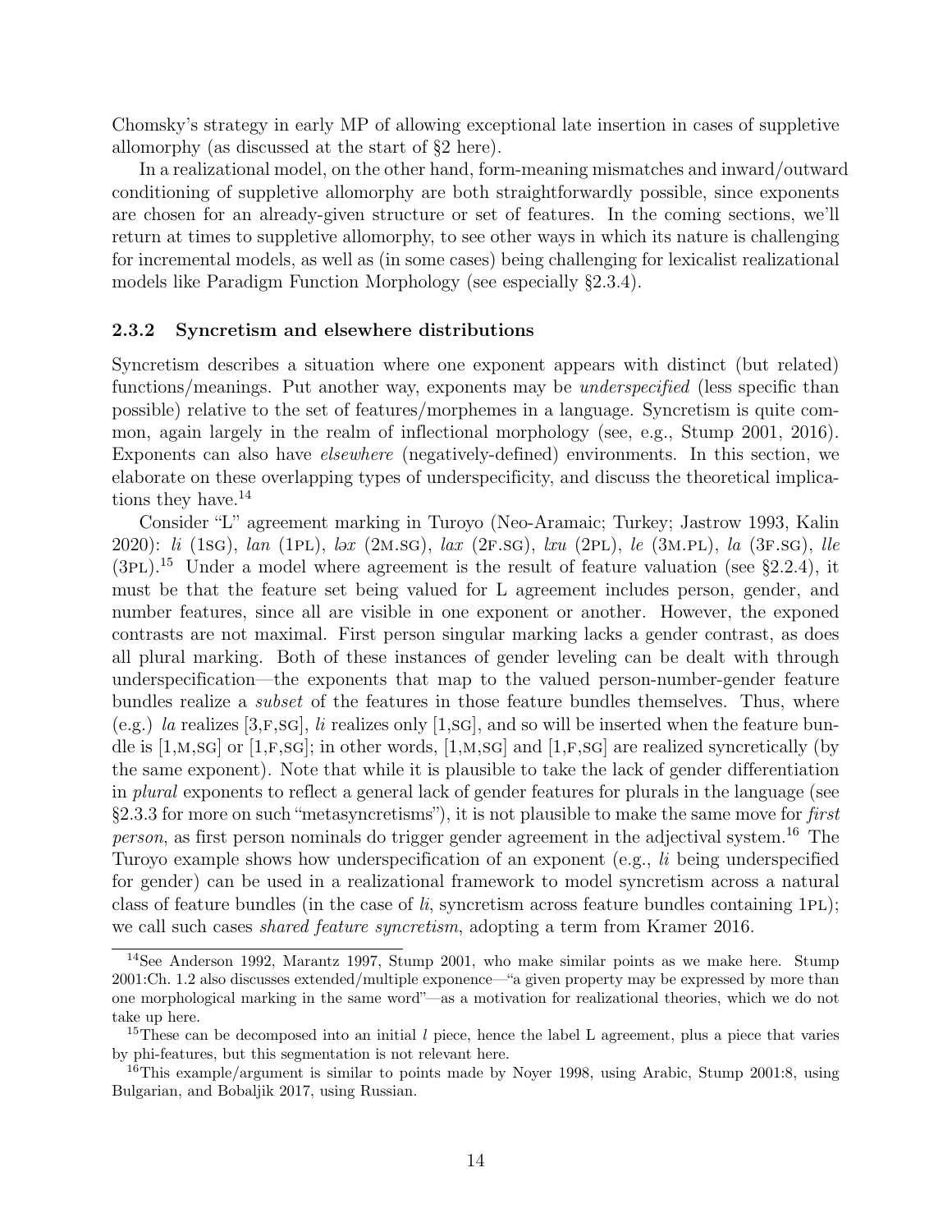Chomsky's strategy in early MP of allowing exceptional late insertion in cases of suppletive allomorphy (as discussed at the start of §2 here).

In a realizational model, on the other hand, form-meaning mismatches and inward/outward conditioning of suppletive allomorphy are both straightforwardly possible, since exponents are chosen for an already-given structure or set of features. In the coming sections, we'll return at times to suppletive allomorphy, to see other ways in which its nature is challenging for incremental models, as well as (in some cases) being challenging for lexicalist realizational models like Paradigm Function Morphology (see especially §2.3.4).

### 2.3.2 Syncretism and elsewhere distributions

Syncretism describes a situation where one exponent appears with distinct (but related) functions/meanings. Put another way, exponents may be *underspecified* (less specific than possible) relative to the set of features/morphemes in a language. Syncretism is quite common, again largely in the realm of inflectional morphology (see, e.g., Stump 2001, 2016). Exponents can also have *elsewhere* (negatively-defined) environments. In this section, we elaborate on these overlapping types of underspecificity, and discuss the theoretical implications they have.[14]

Consider "L" agreement marking in Turoyo (Neo-Aramaic; Turkey; Jastrow 1993, Kalin 2020): *li* (1SG), *lan* (1PL), *ləx* (2M.SG), *lax* (2F.SG), *lxu* (2PL), *le* (3M.PL), *la* (3F.SG), *lle* (3PL).[15] Under a model where agreement is the result of feature valuation (see §2.2.4), it must be that the feature set being valued for L agreement includes person, gender, and number features, since all are visible in one exponent or another. However, the exponed contrasts are not maximal. First person singular marking lacks a gender contrast, as does all plural marking. Both of these instances of gender leveling can be dealt with through underspecification—the exponents that map to the valued person-number-gender feature bundles realize a *subset* of the features in those feature bundles themselves. Thus, where (e.g.) *la* realizes [3,F,SG], *li* realizes only [1,SG], and so will be inserted when the feature bundle is [1,M,SG] or [1,F,SG]; in other words, [1,M,SG] and [1,F,SG] are realized syncretically (by the same exponent). Note that while it is plausible to take the lack of gender differentiation in *plural* exponents to reflect a general lack of gender features for plurals in the language (see §2.3.3 for more on such "metasyncretisms"), it is not plausible to make the same move for *first person*, as first person nominals do trigger gender agreement in the adjectival system.[16] The Turoyo example shows how underspecification of an exponent (e.g., *li* being underspecified for gender) can be used in a realizational framework to model syncretism across a natural class of feature bundles (in the case of *li*, syncretism across feature bundles containing 1PL); we call such cases *shared feature syncretism*, adopting a term from Kramer 2016.

---

[14] See Anderson 1992, Marantz 1997, Stump 2001, who make similar points as we make here. Stump 2001:Ch. 1.2 also discusses extended/multiple exponence—"a given property may be expressed by more than one morphological marking in the same word"—as a motivation for realizational theories, which we do not take up here.

[15] These can be decomposed into an initial *l* piece, hence the label L agreement, plus a piece that varies by phi-features, but this segmentation is not relevant here.

[16] This example/argument is similar to points made by Noyer 1998, using Arabic, Stump 2001:8, using Bulgarian, and Bobaljik 2017, using Russian.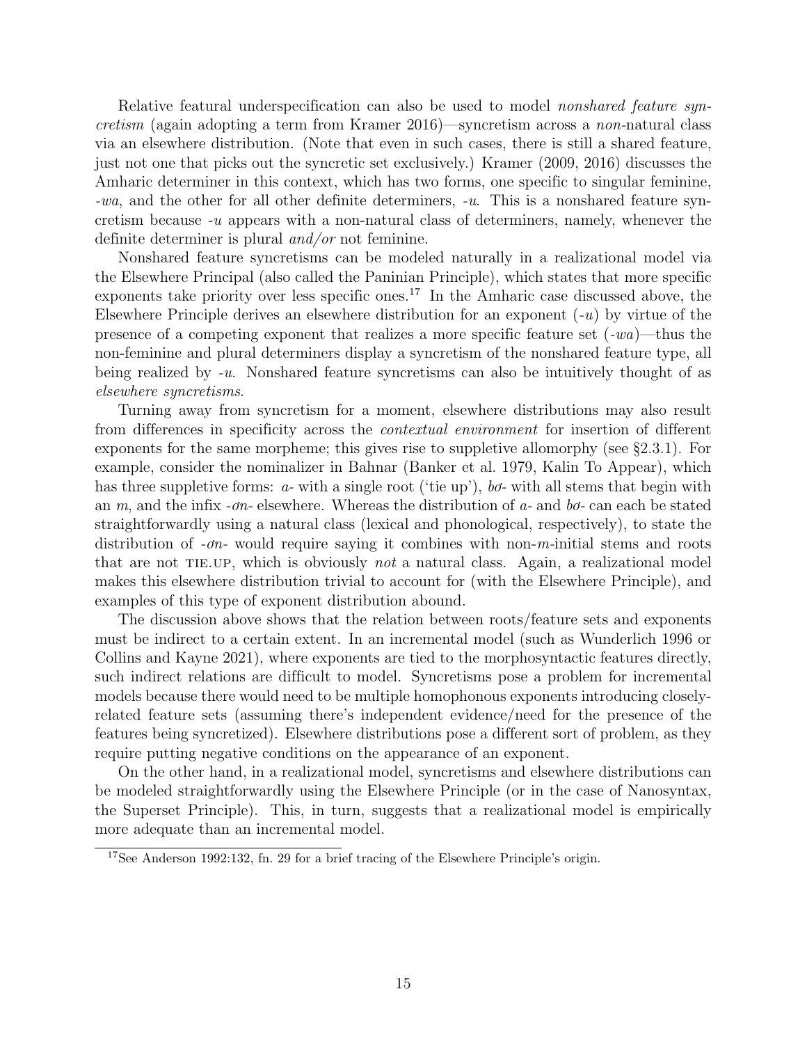Relative featural underspecification can also be used to model *nonshared feature syncretism* (again adopting a term from Kramer 2016)—syncretism across a *non*-natural class via an elsewhere distribution. (Note that even in such cases, there is still a shared feature, just not one that picks out the syncretic set exclusively.) Kramer (2009, 2016) discusses the Amharic determiner in this context, which has two forms, one specific to singular feminine, *-wa*, and the other for all other definite determiners, *-u*. This is a nonshared feature syncretism because *-u* appears with a non-natural class of determiners, namely, whenever the definite determiner is plural *and/or* not feminine.

Nonshared feature syncretisms can be modeled naturally in a realizational model via the Elsewhere Principal (also called the Paninian Principle), which states that more specific exponents take priority over less specific ones.[17] In the Amharic case discussed above, the Elsewhere Principle derives an elsewhere distribution for an exponent (*-u*) by virtue of the presence of a competing exponent that realizes a more specific feature set (*-wa*)—thus the non-feminine and plural determiners display a syncretism of the nonshared feature type, all being realized by *-u*. Nonshared feature syncretisms can also be intuitively thought of as *elsewhere syncretisms*.

Turning away from syncretism for a moment, elsewhere distributions may also result from differences in specificity across the *contextual environment* for insertion of different exponents for the same morpheme; this gives rise to suppletive allomorphy (see §2.3.1). For example, consider the nominalizer in Bahnar (Banker et al. 1979, Kalin To Appear), which has three suppletive forms: *a-* with a single root ('tie up'), *bơ-* with all stems that begin with an *m*, and the infix *-ơn-* elsewhere. Whereas the distribution of *a-* and *bơ-* can each be stated straightforwardly using a natural class (lexical and phonological, respectively), to state the distribution of *-ơn-* would require saying it combines with non-*m*-initial stems and roots that are not TIE.UP, which is obviously *not* a natural class. Again, a realizational model makes this elsewhere distribution trivial to account for (with the Elsewhere Principle), and examples of this type of exponent distribution abound.

The discussion above shows that the relation between roots/feature sets and exponents must be indirect to a certain extent. In an incremental model (such as Wunderlich 1996 or Collins and Kayne 2021), where exponents are tied to the morphosyntactic features directly, such indirect relations are difficult to model. Syncretisms pose a problem for incremental models because there would need to be multiple homophonous exponents introducing closely-related feature sets (assuming there's independent evidence/need for the presence of the features being syncretized). Elsewhere distributions pose a different sort of problem, as they require putting negative conditions on the appearance of an exponent.

On the other hand, in a realizational model, syncretisms and elsewhere distributions can be modeled straightforwardly using the Elsewhere Principle (or in the case of Nanosyntax, the Superset Principle). This, in turn, suggests that a realizational model is empirically more adequate than an incremental model.

[17] See Anderson 1992:132, fn. 29 for a brief tracing of the Elsewhere Principle's origin.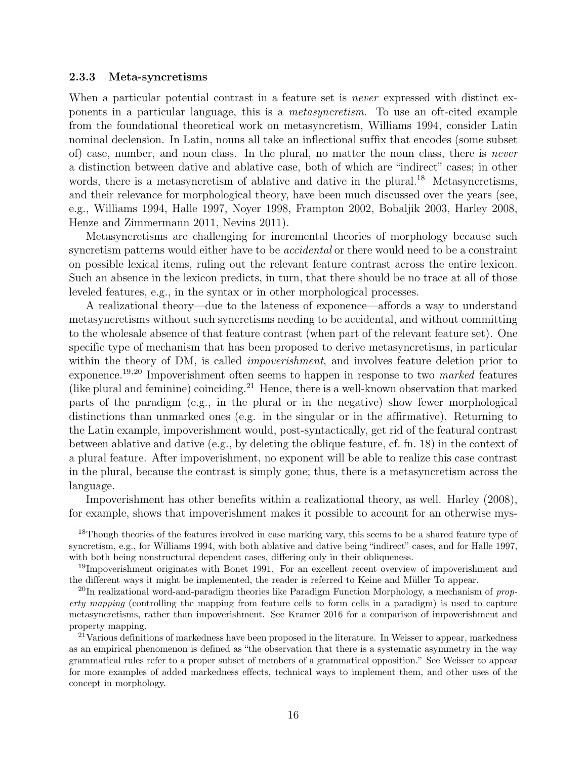### 2.3.3 Meta-syncretisms

When a particular potential contrast in a feature set is *never* expressed with distinct exponents in a particular language, this is a *metasyncretism*. To use an oft-cited example from the foundational theoretical work on metasyncretism, Williams 1994, consider Latin nominal declension. In Latin, nouns all take an inflectional suffix that encodes (some subset of) case, number, and noun class. In the plural, no matter the noun class, there is *never* a distinction between dative and ablative case, both of which are "indirect" cases; in other words, there is a metasyncretism of ablative and dative in the plural.[18] Metasyncretisms, and their relevance for morphological theory, have been much discussed over the years (see, e.g., Williams 1994, Halle 1997, Noyer 1998, Frampton 2002, Bobaljik 2003, Harley 2008, Henze and Zimmermann 2011, Nevins 2011).

Metasyncretisms are challenging for incremental theories of morphology because such syncretism patterns would either have to be *accidental* or there would need to be a constraint on possible lexical items, ruling out the relevant feature contrast across the entire lexicon. Such an absence in the lexicon predicts, in turn, that there should be no trace at all of those leveled features, e.g., in the syntax or in other morphological processes.

A realizational theory—due to the lateness of exponence—affords a way to understand metasyncretisms without such syncretisms needing to be accidental, and without committing to the wholesale absence of that feature contrast (when part of the relevant feature set). One specific type of mechanism that has been proposed to derive metasyncretisms, in particular within the theory of DM, is called *impoverishment*, and involves feature deletion prior to exponence.[19,20] Impoverishment often seems to happen in response to two *marked* features (like plural and feminine) coinciding.[21] Hence, there is a well-known observation that marked parts of the paradigm (e.g., in the plural or in the negative) show fewer morphological distinctions than unmarked ones (e.g. in the singular or in the affirmative). Returning to the Latin example, impoverishment would, post-syntactically, get rid of the featural contrast between ablative and dative (e.g., by deleting the oblique feature, cf. fn. 18) in the context of a plural feature. After impoverishment, no exponent will be able to realize this case contrast in the plural, because the contrast is simply gone; thus, there is a metasyncretism across the language.

Impoverishment has other benefits within a realizational theory, as well. Harley (2008), for example, shows that impoverishment makes it possible to account for an otherwise mys-

---

[18] Though theories of the features involved in case marking vary, this seems to be a shared feature type of syncretism, e.g., for Williams 1994, with both ablative and dative being "indirect" cases, and for Halle 1997, with both being nonstructural dependent cases, differing only in their obliqueness.

[19] Impoverishment originates with Bonet 1991. For an excellent recent overview of impoverishment and the different ways it might be implemented, the reader is referred to Keine and Müller To appear.

[20] In realizational word-and-paradigm theories like Paradigm Function Morphology, a mechanism of *property mapping* (controlling the mapping from feature cells to form cells in a paradigm) is used to capture metasyncretisms, rather than impoverishment. See Kramer 2016 for a comparison of impoverishment and property mapping.

[21] Various definitions of markedness have been proposed in the literature. In Weisser to appear, markedness as an empirical phenomenon is defined as "the observation that there is a systematic asymmetry in the way grammatical rules refer to a proper subset of members of a grammatical opposition." See Weisser to appear for more examples of added markedness effects, technical ways to implement them, and other uses of the concept in morphology.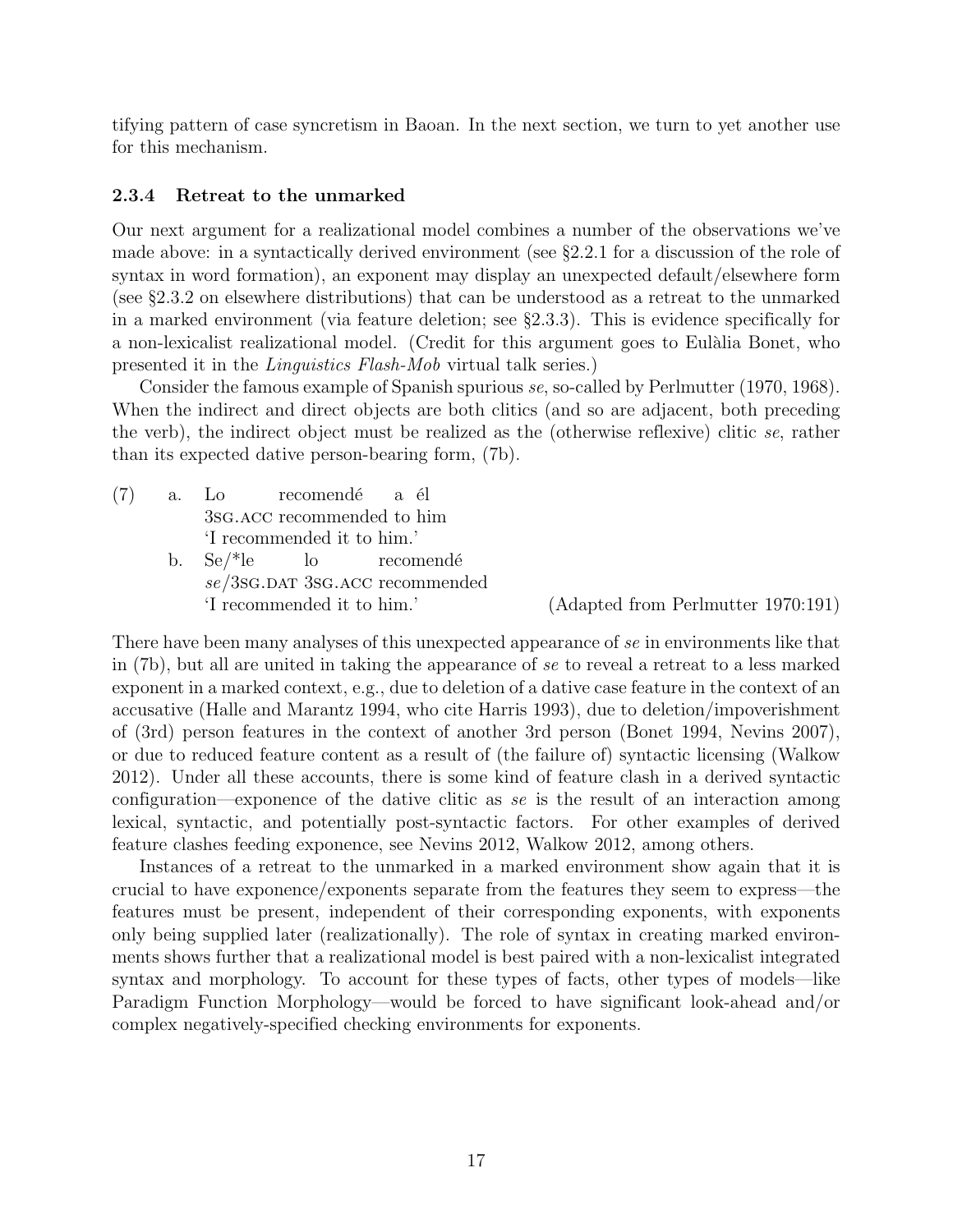tifying pattern of case syncretism in Baoan. In the next section, we turn to yet another use for this mechanism.

### 2.3.4 Retreat to the unmarked

Our next argument for a realizational model combines a number of the observations we've made above: in a syntactically derived environment (see §2.2.1 for a discussion of the role of syntax in word formation), an exponent may display an unexpected default/elsewhere form (see §2.3.2 on elsewhere distributions) that can be understood as a retreat to the unmarked in a marked environment (via feature deletion; see §2.3.3). This is evidence specifically for a non-lexicalist realizational model. (Credit for this argument goes to Eulàlia Bonet, who presented it in the *Linguistics Flash-Mob* virtual talk series.)

Consider the famous example of Spanish spurious *se*, so-called by Perlmutter (1970, 1968). When the indirect and direct objects are both clitics (and so are adjacent, both preceding the verb), the indirect object must be realized as the (otherwise reflexive) clitic *se*, rather than its expected dative person-bearing form, (7b).

(7) a. Lo recomendé a él
   3SG.ACC recommended to him
   'I recommended it to him.'

   b. Se/*le lo recomendé
   *se*/3SG.DAT 3SG.ACC recommended
   'I recommended it to him.' (Adapted from Perlmutter 1970:191)

There have been many analyses of this unexpected appearance of *se* in environments like that in (7b), but all are united in taking the appearance of *se* to reveal a retreat to a less marked exponent in a marked context, e.g., due to deletion of a dative case feature in the context of an accusative (Halle and Marantz 1994, who cite Harris 1993), due to deletion/impoverishment of (3rd) person features in the context of another 3rd person (Bonet 1994, Nevins 2007), or due to reduced feature content as a result of (the failure of) syntactic licensing (Walkow 2012). Under all these accounts, there is some kind of feature clash in a derived syntactic configuration—exponence of the dative clitic as *se* is the result of an interaction among lexical, syntactic, and potentially post-syntactic factors. For other examples of derived feature clashes feeding exponence, see Nevins 2012, Walkow 2012, among others.

Instances of a retreat to the unmarked in a marked environment show again that it is crucial to have exponence/exponents separate from the features they seem to express—the features must be present, independent of their corresponding exponents, with exponents only being supplied later (realizationally). The role of syntax in creating marked environments shows further that a realizational model is best paired with a non-lexicalist integrated syntax and morphology. To account for these types of facts, other types of models—like Paradigm Function Morphology—would be forced to have significant look-ahead and/or complex negatively-specified checking environments for exponents.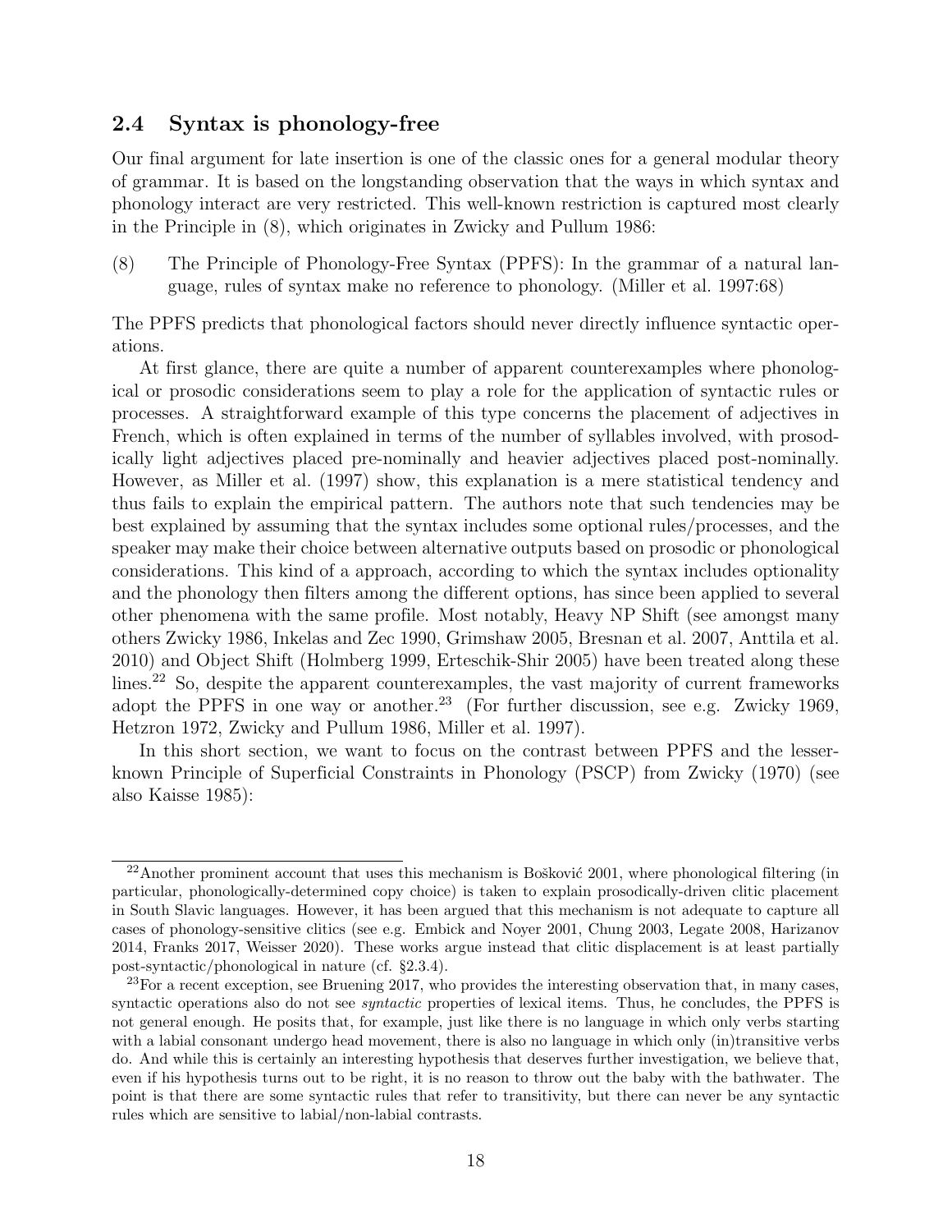### 2.4 Syntax is phonology-free

Our final argument for late insertion is one of the classic ones for a general modular theory of grammar. It is based on the longstanding observation that the ways in which syntax and phonology interact are very restricted. This well-known restriction is captured most clearly in the Principle in (8), which originates in Zwicky and Pullum 1986:

(8) The Principle of Phonology-Free Syntax (PPFS): In the grammar of a natural language, rules of syntax make no reference to phonology. (Miller et al. 1997:68)

The PPFS predicts that phonological factors should never directly influence syntactic operations.

At first glance, there are quite a number of apparent counterexamples where phonological or prosodic considerations seem to play a role for the application of syntactic rules or processes. A straightforward example of this type concerns the placement of adjectives in French, which is often explained in terms of the number of syllables involved, with prosodically light adjectives placed pre-nominally and heavier adjectives placed post-nominally. However, as Miller et al. (1997) show, this explanation is a mere statistical tendency and thus fails to explain the empirical pattern. The authors note that such tendencies may be best explained by assuming that the syntax includes some optional rules/processes, and the speaker may make their choice between alternative outputs based on prosodic or phonological considerations. This kind of a approach, according to which the syntax includes optionality and the phonology then filters among the different options, has since been applied to several other phenomena with the same profile. Most notably, Heavy NP Shift (see amongst many others Zwicky 1986, Inkelas and Zec 1990, Grimshaw 2005, Bresnan et al. 2007, Anttila et al. 2010) and Object Shift (Holmberg 1999, Erteschik-Shir 2005) have been treated along these lines.[22] So, despite the apparent counterexamples, the vast majority of current frameworks adopt the PPFS in one way or another.[23] (For further discussion, see e.g. Zwicky 1969, Hetzron 1972, Zwicky and Pullum 1986, Miller et al. 1997).

In this short section, we want to focus on the contrast between PPFS and the lesser-known Principle of Superficial Constraints in Phonology (PSCP) from Zwicky (1970) (see also Kaisse 1985):

---

[22] Another prominent account that uses this mechanism is Bošković 2001, where phonological filtering (in particular, phonologically-determined copy choice) is taken to explain prosodically-driven clitic placement in South Slavic languages. However, it has been argued that this mechanism is not adequate to capture all cases of phonology-sensitive clitics (see e.g. Embick and Noyer 2001, Chung 2003, Legate 2008, Harizanov 2014, Franks 2017, Weisser 2020). These works argue instead that clitic displacement is at least partially post-syntactic/phonological in nature (cf. §2.3.4).

[23] For a recent exception, see Bruening 2017, who provides the interesting observation that, in many cases, syntactic operations also do not see *syntactic* properties of lexical items. Thus, he concludes, the PPFS is not general enough. He posits that, for example, just like there is no language in which only verbs starting with a labial consonant undergo head movement, there is also no language in which only (in)transitive verbs do. And while this is certainly an interesting hypothesis that deserves further investigation, we believe that, even if his hypothesis turns out to be right, it is no reason to throw out the baby with the bathwater. The point is that there are some syntactic rules that refer to transitivity, but there can never be any syntactic rules which are sensitive to labial/non-labial contrasts.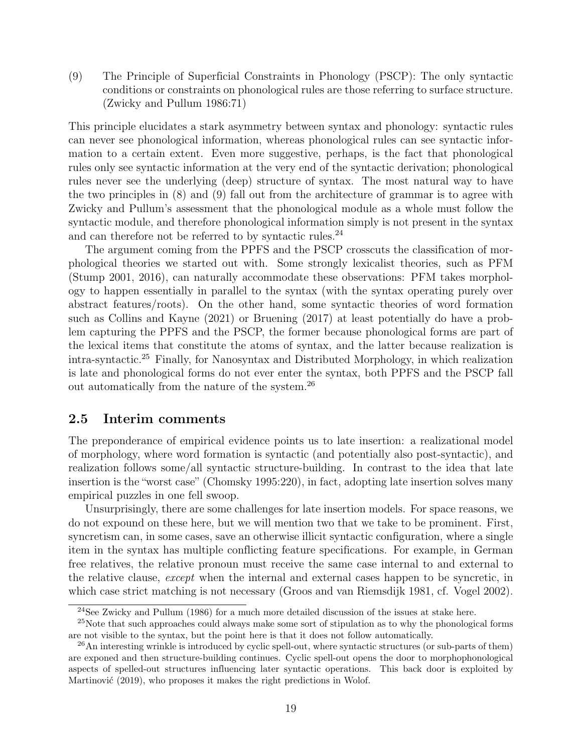(9) The Principle of Superficial Constraints in Phonology (PSCP): The only syntactic conditions or constraints on phonological rules are those referring to surface structure. (Zwicky and Pullum 1986:71)

This principle elucidates a stark asymmetry between syntax and phonology: syntactic rules can never see phonological information, whereas phonological rules can see syntactic information to a certain extent. Even more suggestive, perhaps, is the fact that phonological rules only see syntactic information at the very end of the syntactic derivation; phonological rules never see the underlying (deep) structure of syntax. The most natural way to have the two principles in (8) and (9) fall out from the architecture of grammar is to agree with Zwicky and Pullum's assessment that the phonological module as a whole must follow the syntactic module, and therefore phonological information simply is not present in the syntax and can therefore not be referred to by syntactic rules.[24]

The argument coming from the PPFS and the PSCP crosscuts the classification of morphological theories we started out with. Some strongly lexicalist theories, such as PFM (Stump 2001, 2016), can naturally accommodate these observations: PFM takes morphology to happen essentially in parallel to the syntax (with the syntax operating purely over abstract features/roots). On the other hand, some syntactic theories of word formation such as Collins and Kayne (2021) or Bruening (2017) at least potentially do have a problem capturing the PPFS and the PSCP, the former because phonological forms are part of the lexical items that constitute the atoms of syntax, and the latter because realization is intra-syntactic.[25] Finally, for Nanosyntax and Distributed Morphology, in which realization is late and phonological forms do not ever enter the syntax, both PPFS and the PSCP fall out automatically from the nature of the system.[26]

## 2.5 Interim comments

The preponderance of empirical evidence points us to late insertion: a realizational model of morphology, where word formation is syntactic (and potentially also post-syntactic), and realization follows some/all syntactic structure-building. In contrast to the idea that late insertion is the "worst case" (Chomsky 1995:220), in fact, adopting late insertion solves many empirical puzzles in one fell swoop.

Unsurprisingly, there are some challenges for late insertion models. For space reasons, we do not expound on these here, but we will mention two that we take to be prominent. First, syncretism can, in some cases, save an otherwise illicit syntactic configuration, where a single item in the syntax has multiple conflicting feature specifications. For example, in German free relatives, the relative pronoun must receive the same case internal to and external to the relative clause, *except* when the internal and external cases happen to be syncretic, in which case strict matching is not necessary (Groos and van Riemsdijk 1981, cf. Vogel 2002).

[24] See Zwicky and Pullum (1986) for a much more detailed discussion of the issues at stake here.

[25] Note that such approaches could always make some sort of stipulation as to why the phonological forms are not visible to the syntax, but the point here is that it does not follow automatically.

[26] An interesting wrinkle is introduced by cyclic spell-out, where syntactic structures (or sub-parts of them) are exponed and then structure-building continues. Cyclic spell-out opens the door to morphophonological aspects of spelled-out structures influencing later syntactic operations. This back door is exploited by Martinović (2019), who proposes it makes the right predictions in Wolof.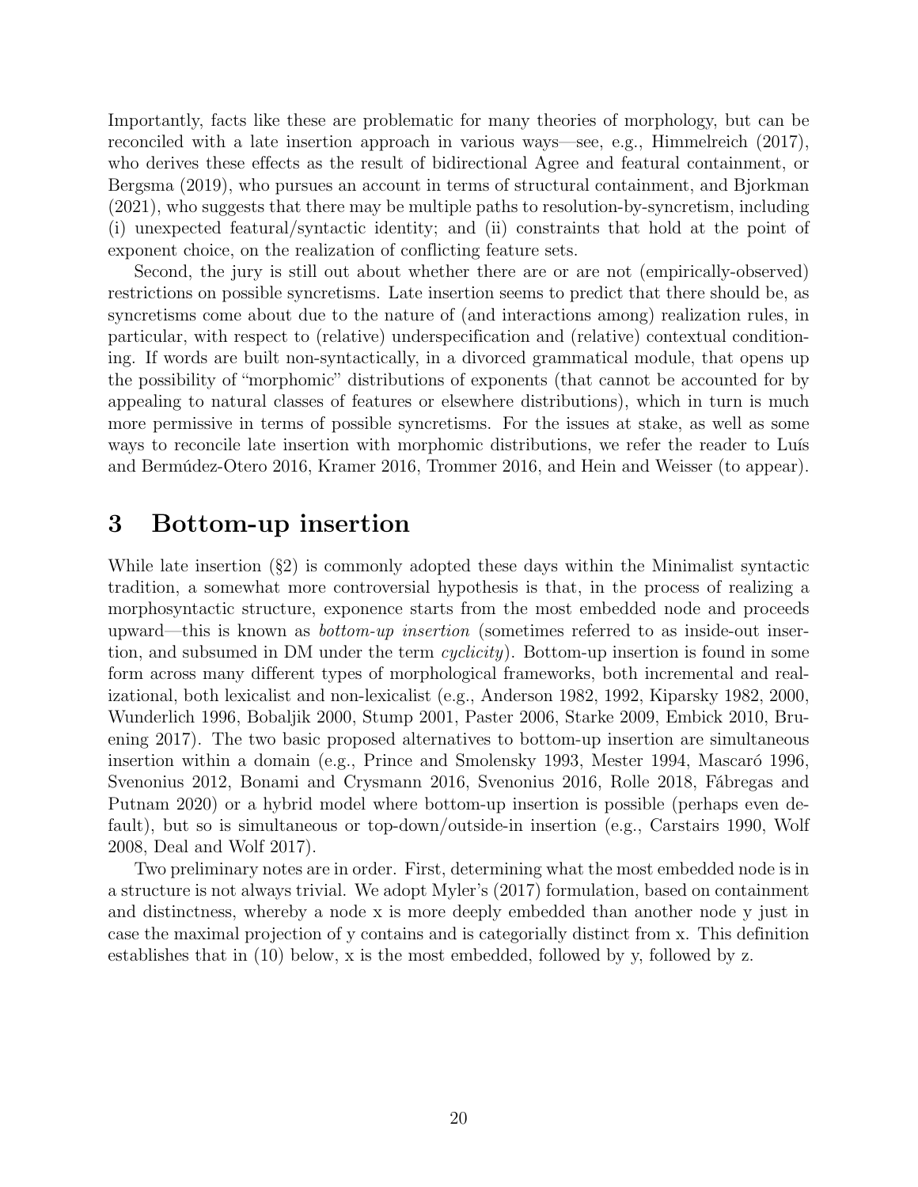Importantly, facts like these are problematic for many theories of morphology, but can be reconciled with a late insertion approach in various ways—see, e.g., Himmelreich (2017), who derives these effects as the result of bidirectional Agree and featural containment, or Bergsma (2019), who pursues an account in terms of structural containment, and Bjorkman (2021), who suggests that there may be multiple paths to resolution-by-syncretism, including (i) unexpected featural/syntactic identity; and (ii) constraints that hold at the point of exponent choice, on the realization of conflicting feature sets.

Second, the jury is still out about whether there are or are not (empirically-observed) restrictions on possible syncretisms. Late insertion seems to predict that there should be, as syncretisms come about due to the nature of (and interactions among) realization rules, in particular, with respect to (relative) underspecification and (relative) contextual conditioning. If words are built non-syntactically, in a divorced grammatical module, that opens up the possibility of "morphomic" distributions of exponents (that cannot be accounted for by appealing to natural classes of features or elsewhere distributions), which in turn is much more permissive in terms of possible syncretisms. For the issues at stake, as well as some ways to reconcile late insertion with morphomic distributions, we refer the reader to Luís and Bermúdez-Otero 2016, Kramer 2016, Trommer 2016, and Hein and Weisser (to appear).

# 3 Bottom-up insertion

While late insertion (§2) is commonly adopted these days within the Minimalist syntactic tradition, a somewhat more controversial hypothesis is that, in the process of realizing a morphosyntactic structure, exponence starts from the most embedded node and proceeds upward—this is known as *bottom-up insertion* (sometimes referred to as inside-out insertion, and subsumed in DM under the term *cyclicity*). Bottom-up insertion is found in some form across many different types of morphological frameworks, both incremental and realizational, both lexicalist and non-lexicalist (e.g., Anderson 1982, 1992, Kiparsky 1982, 2000, Wunderlich 1996, Bobaljik 2000, Stump 2001, Paster 2006, Starke 2009, Embick 2010, Bruening 2017). The two basic proposed alternatives to bottom-up insertion are simultaneous insertion within a domain (e.g., Prince and Smolensky 1993, Mester 1994, Mascaró 1996, Svenonius 2012, Bonami and Crysmann 2016, Svenonius 2016, Rolle 2018, Fábregas and Putnam 2020) or a hybrid model where bottom-up insertion is possible (perhaps even default), but so is simultaneous or top-down/outside-in insertion (e.g., Carstairs 1990, Wolf 2008, Deal and Wolf 2017).

Two preliminary notes are in order. First, determining what the most embedded node is in a structure is not always trivial. We adopt Myler's (2017) formulation, based on containment and distinctness, whereby a node x is more deeply embedded than another node y just in case the maximal projection of y contains and is categorially distinct from x. This definition establishes that in (10) below, x is the most embedded, followed by y, followed by z.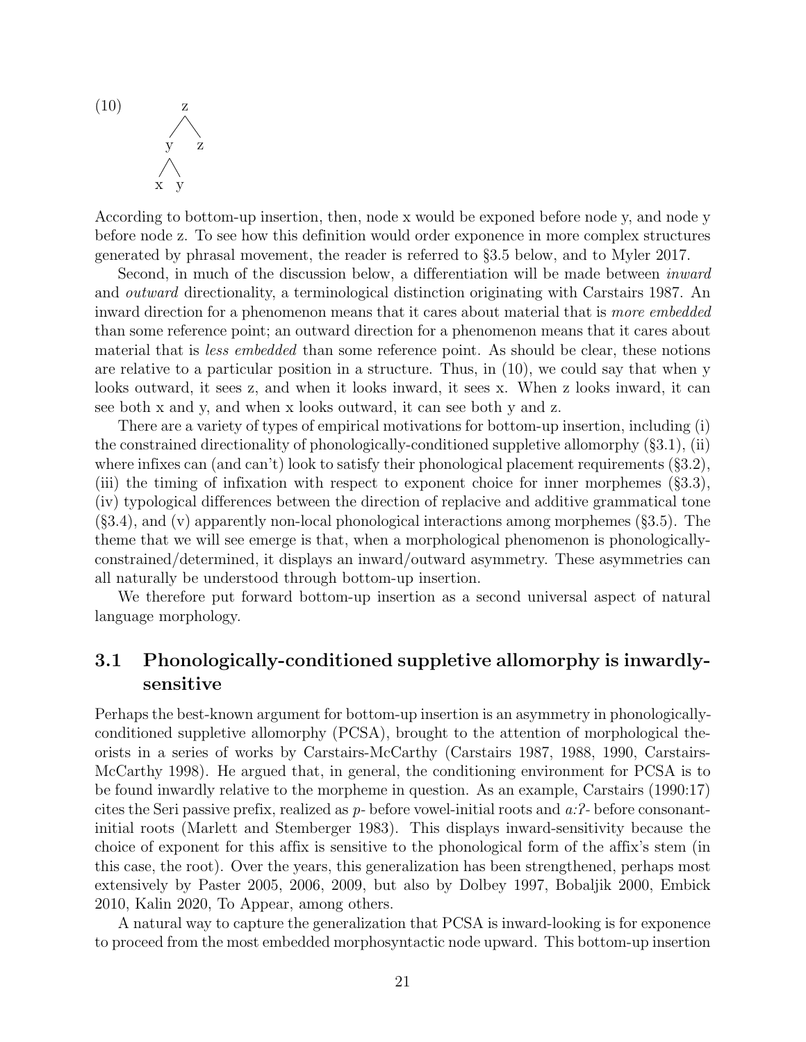(10)

```
      z
     / \
    y   z
   / \
  x   y
```

According to bottom-up insertion, then, node x would be exponed before node y, and node y before node z. To see how this definition would order exponence in more complex structures generated by phrasal movement, the reader is referred to §3.5 below, and to Myler 2017.

Second, in much of the discussion below, a differentiation will be made between *inward* and *outward* directionality, a terminological distinction originating with Carstairs 1987. An inward direction for a phenomenon means that it cares about material that is *more embedded* than some reference point; an outward direction for a phenomenon means that it cares about material that is *less embedded* than some reference point. As should be clear, these notions are relative to a particular position in a structure. Thus, in (10), we could say that when y looks outward, it sees z, and when it looks inward, it sees x. When z looks inward, it can see both x and y, and when x looks outward, it can see both y and z.

There are a variety of types of empirical motivations for bottom-up insertion, including (i) the constrained directionality of phonologically-conditioned suppletive allomorphy (§3.1), (ii) where infixes can (and can't) look to satisfy their phonological placement requirements (§3.2), (iii) the timing of infixation with respect to exponent choice for inner morphemes (§3.3), (iv) typological differences between the direction of replacive and additive grammatical tone (§3.4), and (v) apparently non-local phonological interactions among morphemes (§3.5). The theme that we will see emerge is that, when a morphological phenomenon is phonologically-constrained/determined, it displays an inward/outward asymmetry. These asymmetries can all naturally be understood through bottom-up insertion.

We therefore put forward bottom-up insertion as a second universal aspect of natural language morphology.

## 3.1 Phonologically-conditioned suppletive allomorphy is inwardly-sensitive

Perhaps the best-known argument for bottom-up insertion is an asymmetry in phonologically-conditioned suppletive allomorphy (PCSA), brought to the attention of morphological theorists in a series of works by Carstairs-McCarthy (Carstairs 1987, 1988, 1990, Carstairs-McCarthy 1998). He argued that, in general, the conditioning environment for PCSA is to be found inwardly relative to the morpheme in question. As an example, Carstairs (1990:17) cites the Seri passive prefix, realized as *p-* before vowel-initial roots and *a:ʔ-* before consonant-initial roots (Marlett and Stemberger 1983). This displays inward-sensitivity because the choice of exponent for this affix is sensitive to the phonological form of the affix's stem (in this case, the root). Over the years, this generalization has been strengthened, perhaps most extensively by Paster 2005, 2006, 2009, but also by Dolbey 1997, Bobaljik 2000, Embick 2010, Kalin 2020, To Appear, among others.

A natural way to capture the generalization that PCSA is inward-looking is for exponence to proceed from the most embedded morphosyntactic node upward. This bottom-up insertion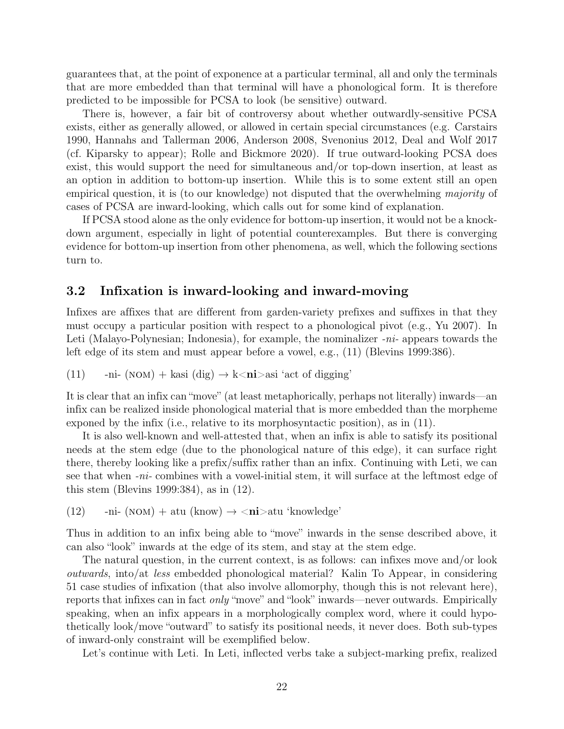guarantees that, at the point of exponence at a particular terminal, all and only the terminals that are more embedded than that terminal will have a phonological form. It is therefore predicted to be impossible for PCSA to look (be sensitive) outward.

There is, however, a fair bit of controversy about whether outwardly-sensitive PCSA exists, either as generally allowed, or allowed in certain special circumstances (e.g. Carstairs 1990, Hannahs and Tallerman 2006, Anderson 2008, Svenonius 2012, Deal and Wolf 2017 (cf. Kiparsky to appear); Rolle and Bickmore 2020). If true outward-looking PCSA does exist, this would support the need for simultaneous and/or top-down insertion, at least as an option in addition to bottom-up insertion. While this is to some extent still an open empirical question, it is (to our knowledge) not disputed that the overwhelming *majority* of cases of PCSA are inward-looking, which calls out for some kind of explanation.

If PCSA stood alone as the only evidence for bottom-up insertion, it would not be a knock-down argument, especially in light of potential counterexamples. But there is converging evidence for bottom-up insertion from other phenomena, as well, which the following sections turn to.

### 3.2 Infixation is inward-looking and inward-moving

Infixes are affixes that are different from garden-variety prefixes and suffixes in that they must occupy a particular position with respect to a phonological pivot (e.g., Yu 2007). In Leti (Malayo-Polynesian; Indonesia), for example, the nominalizer *-ni-* appears towards the left edge of its stem and must appear before a vowel, e.g., (11) (Blevins 1999:386).

(11) -ni- (NOM) + kasi (dig) → k<**ni**>asi 'act of digging'

It is clear that an infix can "move" (at least metaphorically, perhaps not literally) inwards—an infix can be realized inside phonological material that is more embedded than the morpheme exponed by the infix (i.e., relative to its morphosyntactic position), as in (11).

It is also well-known and well-attested that, when an infix is able to satisfy its positional needs at the stem edge (due to the phonological nature of this edge), it can surface right there, thereby looking like a prefix/suffix rather than an infix. Continuing with Leti, we can see that when *-ni-* combines with a vowel-initial stem, it will surface at the leftmost edge of this stem (Blevins 1999:384), as in (12).

(12) -ni- (NOM) + atu (know) → <**ni**>atu 'knowledge'

Thus in addition to an infix being able to "move" inwards in the sense described above, it can also "look" inwards at the edge of its stem, and stay at the stem edge.

The natural question, in the current context, is as follows: can infixes move and/or look *outwards*, into/at *less* embedded phonological material? Kalin To Appear, in considering 51 case studies of infixation (that also involve allomorphy, though this is not relevant here), reports that infixes can in fact *only* "move" and "look" inwards—never outwards. Empirically speaking, when an infix appears in a morphologically complex word, where it could hypothetically look/move "outward" to satisfy its positional needs, it never does. Both sub-types of inward-only constraint will be exemplified below.

Let's continue with Leti. In Leti, inflected verbs take a subject-marking prefix, realized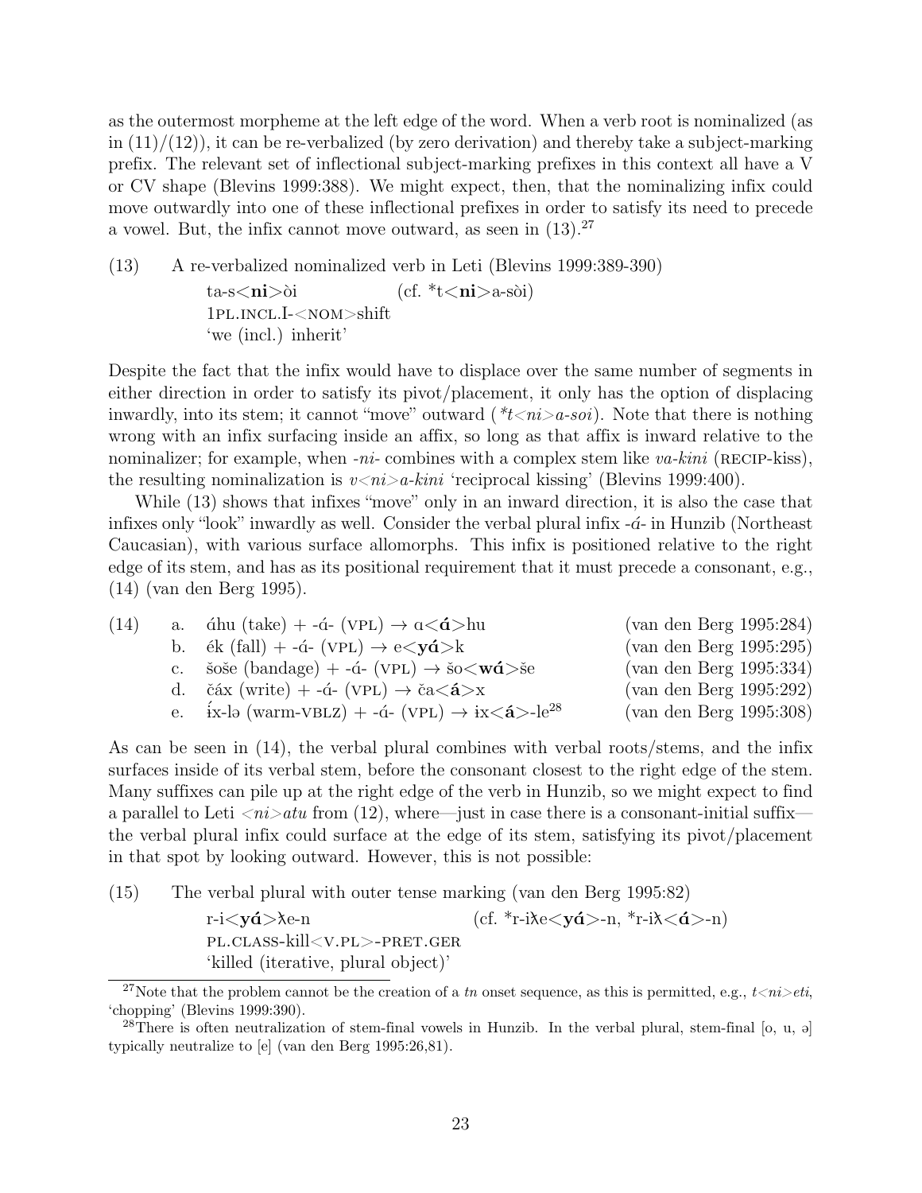as the outermost morpheme at the left edge of the word. When a verb root is nominalized (as in (11)/(12)), it can be re-verbalized (by zero derivation) and thereby take a subject-marking prefix. The relevant set of inflectional subject-marking prefixes in this context all have a V or CV shape (Blevins 1999:388). We might expect, then, that the nominalizing infix could move outwardly into one of these inflectional prefixes in order to satisfy its need to precede a vowel. But, the infix cannot move outward, as seen in (13).[27]

(13) A re-verbalized nominalized verb in Leti (Blevins 1999:389-390)

ta-s<**ni**>òi (cf. *t<**ni**>a-sòi)
1PL.INCL.I-<NOM>shift
'we (incl.) inherit'

Despite the fact that the infix would have to displace over the same number of segments in either direction in order to satisfy its pivot/placement, it only has the option of displacing inwardly, into its stem; it cannot "move" outward (*\*t<ni>a-soi*). Note that there is nothing wrong with an infix surfacing inside an affix, so long as that affix is inward relative to the nominalizer; for example, when *-ni-* combines with a complex stem like *va-kini* (RECIP-kiss), the resulting nominalization is *v<ni>a-kini* 'reciprocal kissing' (Blevins 1999:400).

While (13) shows that infixes "move" only in an inward direction, it is also the case that infixes only "look" inwardly as well. Consider the verbal plural infix *-á-* in Hunzib (Northeast Caucasian), with various surface allomorphs. This infix is positioned relative to the right edge of its stem, and has as its positional requirement that it must precede a consonant, e.g., (14) (van den Berg 1995).

(14)
a. áhu (take) + -á- (VPL) → ɑ<**á**>hu (van den Berg 1995:284)
b. ék (fall) + -á- (VPL) → e<**yá**>k (van den Berg 1995:295)
c. šoše (bandage) + -á- (VPL) → šo<**wá**>še (van den Berg 1995:334)
d. čáx (write) + -á- (VPL) → ča<**á**>x (van den Berg 1995:292)
e. ɨ́x-lə (warm-VBLZ) + -á- (VPL) → ɨx<**á**>-le[28] (van den Berg 1995:308)

As can be seen in (14), the verbal plural combines with verbal roots/stems, and the infix surfaces inside of its verbal stem, before the consonant closest to the right edge of the stem. Many suffixes can pile up at the right edge of the verb in Hunzib, so we might expect to find a parallel to Leti *<ni>atu* from (12), where—just in case there is a consonant-initial suffix—the verbal plural infix could surface at the edge of its stem, satisfying its pivot/placement in that spot by looking outward. However, this is not possible:

(15) The verbal plural with outer tense marking (van den Berg 1995:82)

r-i<**yá**>ƛe-n (cf. *r-iƛe<**yá**>-n, *r-iƛ<**á**>-n)
PL.CLASS-kill<V.PL>-PRET.GER
'killed (iterative, plural object)'

[27]Note that the problem cannot be the creation of a *tn* onset sequence, as this is permitted, e.g., *t<ni>eti*, 'chopping' (Blevins 1999:390).

[28]There is often neutralization of stem-final vowels in Hunzib. In the verbal plural, stem-final [o, u, ə] typically neutralize to [e] (van den Berg 1995:26,81).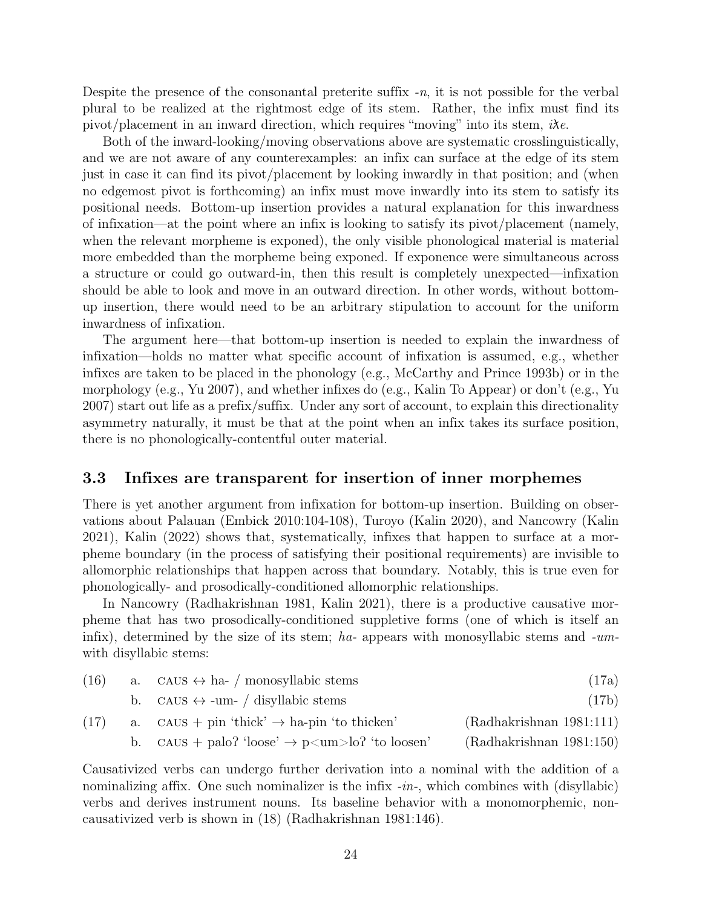Despite the presence of the consonantal preterite suffix *-n*, it is not possible for the verbal plural to be realized at the rightmost edge of its stem. Rather, the infix must find its pivot/placement in an inward direction, which requires "moving" into its stem, *iƛe*.

Both of the inward-looking/moving observations above are systematic crosslinguistically, and we are not aware of any counterexamples: an infix can surface at the edge of its stem just in case it can find its pivot/placement by looking inwardly in that position; and (when no edgemost pivot is forthcoming) an infix must move inwardly into its stem to satisfy its positional needs. Bottom-up insertion provides a natural explanation for this inwardness of infixation—at the point where an infix is looking to satisfy its pivot/placement (namely, when the relevant morpheme is exponed), the only visible phonological material is material more embedded than the morpheme being exponed. If exponence were simultaneous across a structure or could go outward-in, then this result is completely unexpected—infixation should be able to look and move in an outward direction. In other words, without bottom-up insertion, there would need to be an arbitrary stipulation to account for the uniform inwardness of infixation.

The argument here—that bottom-up insertion is needed to explain the inwardness of infixation—holds no matter what specific account of infixation is assumed, e.g., whether infixes are taken to be placed in the phonology (e.g., McCarthy and Prince 1993b) or in the morphology (e.g., Yu 2007), and whether infixes do (e.g., Kalin To Appear) or don't (e.g., Yu 2007) start out life as a prefix/suffix. Under any sort of account, to explain this directionality asymmetry naturally, it must be that at the point when an infix takes its surface position, there is no phonologically-contentful outer material.

### 3.3 Infixes are transparent for insertion of inner morphemes

There is yet another argument from infixation for bottom-up insertion. Building on observations about Palauan (Embick 2010:104-108), Turoyo (Kalin 2020), and Nancowry (Kalin 2021), Kalin (2022) shows that, systematically, infixes that happen to surface at a morpheme boundary (in the process of satisfying their positional requirements) are invisible to allomorphic relationships that happen across that boundary. Notably, this is true even for phonologically- and prosodically-conditioned allomorphic relationships.

In Nancowry (Radhakrishnan 1981, Kalin 2021), there is a productive causative morpheme that has two prosodically-conditioned suppletive forms (one of which is itself an infix), determined by the size of its stem; *ha-* appears with monosyllabic stems and *-um-* with disyllabic stems:

(16) a. CAUS ↔ ha- / monosyllabic stems (17a)
  b. CAUS ↔ -um- / disyllabic stems (17b)

(17) a. CAUS + pin 'thick' → ha-pin 'to thicken' (Radhakrishnan 1981:111)
  b. CAUS + paloʔ 'loose' → p<um>loʔ 'to loosen' (Radhakrishnan 1981:150)

Causativized verbs can undergo further derivation into a nominal with the addition of a nominalizing affix. One such nominalizer is the infix *-in-*, which combines with (disyllabic) verbs and derives instrument nouns. Its baseline behavior with a monomorphemic, non-causativized verb is shown in (18) (Radhakrishnan 1981:146).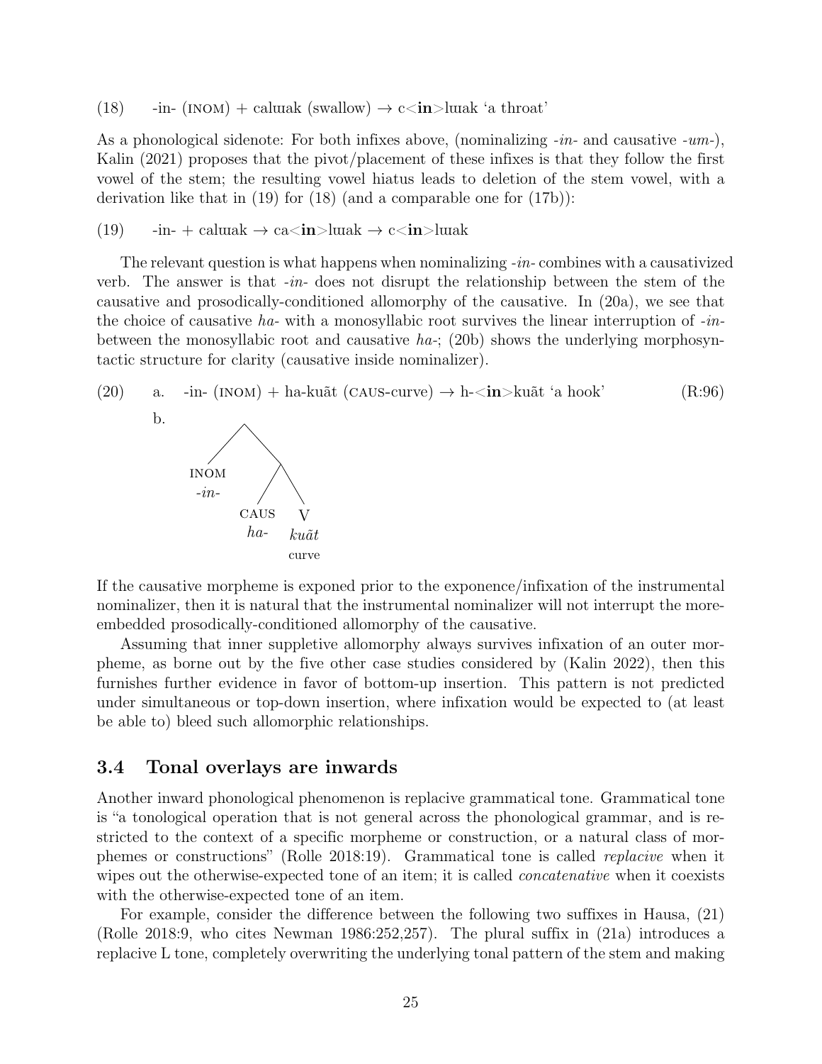(18) -in- (INOM) + calɯak (swallow) → c<**in**>lɯak 'a throat'

As a phonological sidenote: For both infixes above, (nominalizing *-in-* and causative *-um-*), Kalin (2021) proposes that the pivot/placement of these infixes is that they follow the first vowel of the stem; the resulting vowel hiatus leads to deletion of the stem vowel, with a derivation like that in (19) for (18) (and a comparable one for (17b)):

(19) -in- + calɯak → ca<**in**>lɯak → c<**in**>lɯak

The relevant question is what happens when nominalizing *-in-* combines with a causativized verb. The answer is that *-in-* does not disrupt the relationship between the stem of the causative and prosodically-conditioned allomorphy of the causative. In (20a), we see that the choice of causative *ha-* with a monosyllabic root survives the linear interruption of *-in-* between the monosyllabic root and causative *ha-*; (20b) shows the underlying morphosyntactic structure for clarity (causative inside nominalizer).

(20) a. -in- (INOM) + ha-kuăt (CAUS-curve) → h-<**in**>kuăt 'a hook' (R:96)

b.

```
        /\
       /  \
    INOM   /\
    -in-  /  \
       CAUS   V
       ha-   kuăt
             curve
```

If the causative morpheme is exponed prior to the exponence/infixation of the instrumental nominalizer, then it is natural that the instrumental nominalizer will not interrupt the more-embedded prosodically-conditioned allomorphy of the causative.

Assuming that inner suppletive allomorphy always survives infixation of an outer morpheme, as borne out by the five other case studies considered by (Kalin 2022), then this furnishes further evidence in favor of bottom-up insertion. This pattern is not predicted under simultaneous or top-down insertion, where infixation would be expected to (at least be able to) bleed such allomorphic relationships.

### 3.4 Tonal overlays are inwards

Another inward phonological phenomenon is replacive grammatical tone. Grammatical tone is "a tonological operation that is not general across the phonological grammar, and is restricted to the context of a specific morpheme or construction, or a natural class of morphemes or constructions" (Rolle 2018:19). Grammatical tone is called *replacive* when it wipes out the otherwise-expected tone of an item; it is called *concatenative* when it coexists with the otherwise-expected tone of an item.

For example, consider the difference between the following two suffixes in Hausa, (21) (Rolle 2018:9, who cites Newman 1986:252,257). The plural suffix in (21a) introduces a replacive L tone, completely overwriting the underlying tonal pattern of the stem and making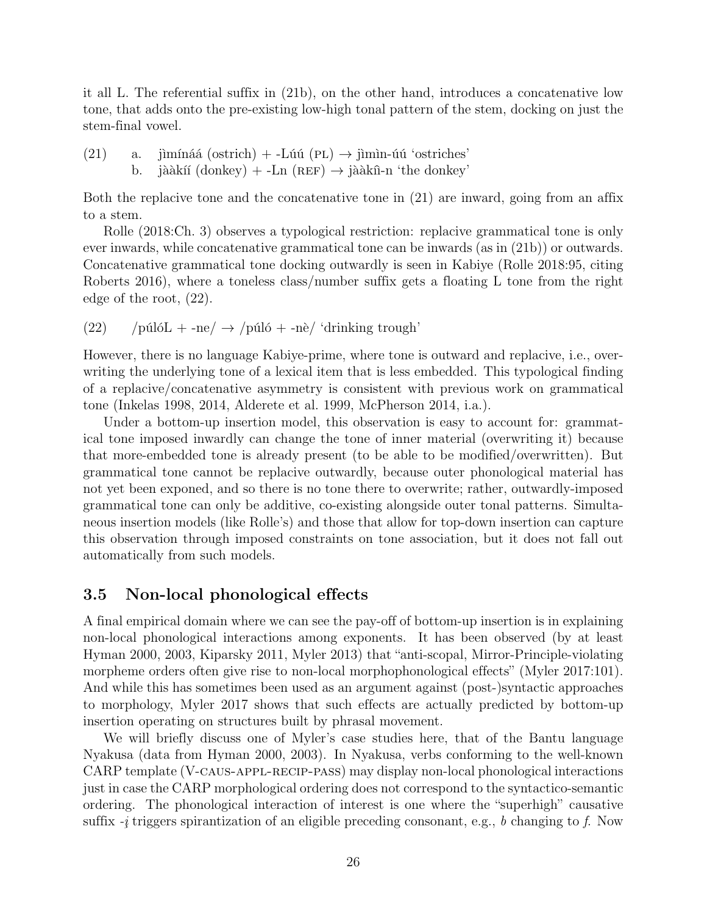it all L. The referential suffix in (21b), on the other hand, introduces a concatenative low tone, that adds onto the pre-existing low-high tonal pattern of the stem, docking on just the stem-final vowel.

(21) a. jìmínáá (ostrich) + -Lúú (PL) → jìmìn-úú 'ostriches'
  b. jààkíí (donkey) + -Ln (REF) → jààkíì-n 'the donkey'

Both the replacive tone and the concatenative tone in (21) are inward, going from an affix to a stem.

Rolle (2018:Ch. 3) observes a typological restriction: replacive grammatical tone is only ever inwards, while concatenative grammatical tone can be inwards (as in (21b)) or outwards. Concatenative grammatical tone docking outwardly is seen in Kabiye (Rolle 2018:95, citing Roberts 2016), where a toneless class/number suffix gets a floating L tone from the right edge of the root, (22).

(22) /púlóL + -ne/ → /púló + -nè/ 'drinking trough'

However, there is no language Kabiye-prime, where tone is outward and replacive, i.e., overwriting the underlying tone of a lexical item that is less embedded. This typological finding of a replacive/concatenative asymmetry is consistent with previous work on grammatical tone (Inkelas 1998, 2014, Alderete et al. 1999, McPherson 2014, i.a.).

Under a bottom-up insertion model, this observation is easy to account for: grammatical tone imposed inwardly can change the tone of inner material (overwriting it) because that more-embedded tone is already present (to be able to be modified/overwritten). But grammatical tone cannot be replacive outwardly, because outer phonological material has not yet been exponed, and so there is no tone there to overwrite; rather, outwardly-imposed grammatical tone can only be additive, co-existing alongside outer tonal patterns. Simultaneous insertion models (like Rolle's) and those that allow for top-down insertion can capture this observation through imposed constraints on tone association, but it does not fall out automatically from such models.

## 3.5 Non-local phonological effects

A final empirical domain where we can see the pay-off of bottom-up insertion is in explaining non-local phonological interactions among exponents. It has been observed (by at least Hyman 2000, 2003, Kiparsky 2011, Myler 2013) that "anti-scopal, Mirror-Principle-violating morpheme orders often give rise to non-local morphophonological effects" (Myler 2017:101). And while this has sometimes been used as an argument against (post-)syntactic approaches to morphology, Myler 2017 shows that such effects are actually predicted by bottom-up insertion operating on structures built by phrasal movement.

We will briefly discuss one of Myler's case studies here, that of the Bantu language Nyakusa (data from Hyman 2000, 2003). In Nyakusa, verbs conforming to the well-known CARP template (V-CAUS-APPL-RECIP-PASS) may display non-local phonological interactions just in case the CARP morphological ordering does not correspond to the syntactico-semantic ordering. The phonological interaction of interest is one where the "superhigh" causative suffix *-į* triggers spirantization of an eligible preceding consonant, e.g., *b* changing to *f*. Now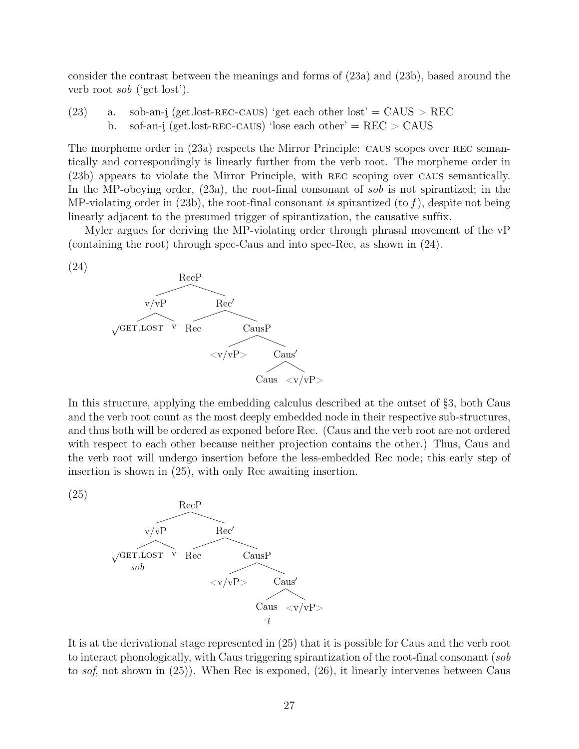consider the contrast between the meanings and forms of (23a) and (23b), based around the verb root *sob* ('get lost').

(23) a. sob-an-į (get.lost-REC-CAUS) 'get each other lost' = CAUS > REC
 b. sof-an-į (get.lost-REC-CAUS) 'lose each other' = REC > CAUS

The morpheme order in (23a) respects the Mirror Principle: CAUS scopes over REC semantically and correspondingly is linearly further from the verb root. The morpheme order in (23b) appears to violate the Mirror Principle, with REC scoping over CAUS semantically. In the MP-obeying order, (23a), the root-final consonant of *sob* is not spirantized; in the MP-violating order in (23b), the root-final consonant *is* spirantized (to *f*), despite not being linearly adjacent to the presumed trigger of spirantization, the causative suffix.

Myler argues for deriving the MP-violating order through phrasal movement of the vP (containing the root) through spec-Caus and into spec-Rec, as shown in (24).

(24)

```
                RecP
              /      \
          v/vP        Rec′
         /    \      /    \
  √GET.LOST    v   Rec    CausP
                         /     \
                    <v/vP>     Caus′
                              /     \
                           Caus    <v/vP>
```

In this structure, applying the embedding calculus described at the outset of §3, both Caus and the verb root count as the most deeply embedded node in their respective sub-structures, and thus both will be ordered as exponed before Rec. (Caus and the verb root are not ordered with respect to each other because neither projection contains the other.) Thus, Caus and the verb root will undergo insertion before the less-embedded Rec node; this early step of insertion is shown in (25), with only Rec awaiting insertion.

(25)

```
                RecP
              /      \
          v/vP        Rec′
         /    \      /    \
  √GET.LOST    v   Rec    CausP
     sob                 /     \
                    <v/vP>     Caus′
                              /     \
                           Caus    <v/vP>
                            -į
```

It is at the derivational stage represented in (25) that it is possible for Caus and the verb root to interact phonologically, with Caus triggering spirantization of the root-final consonant (*sob* to *sof*, not shown in (25)). When Rec is exponed, (26), it linearly intervenes between Caus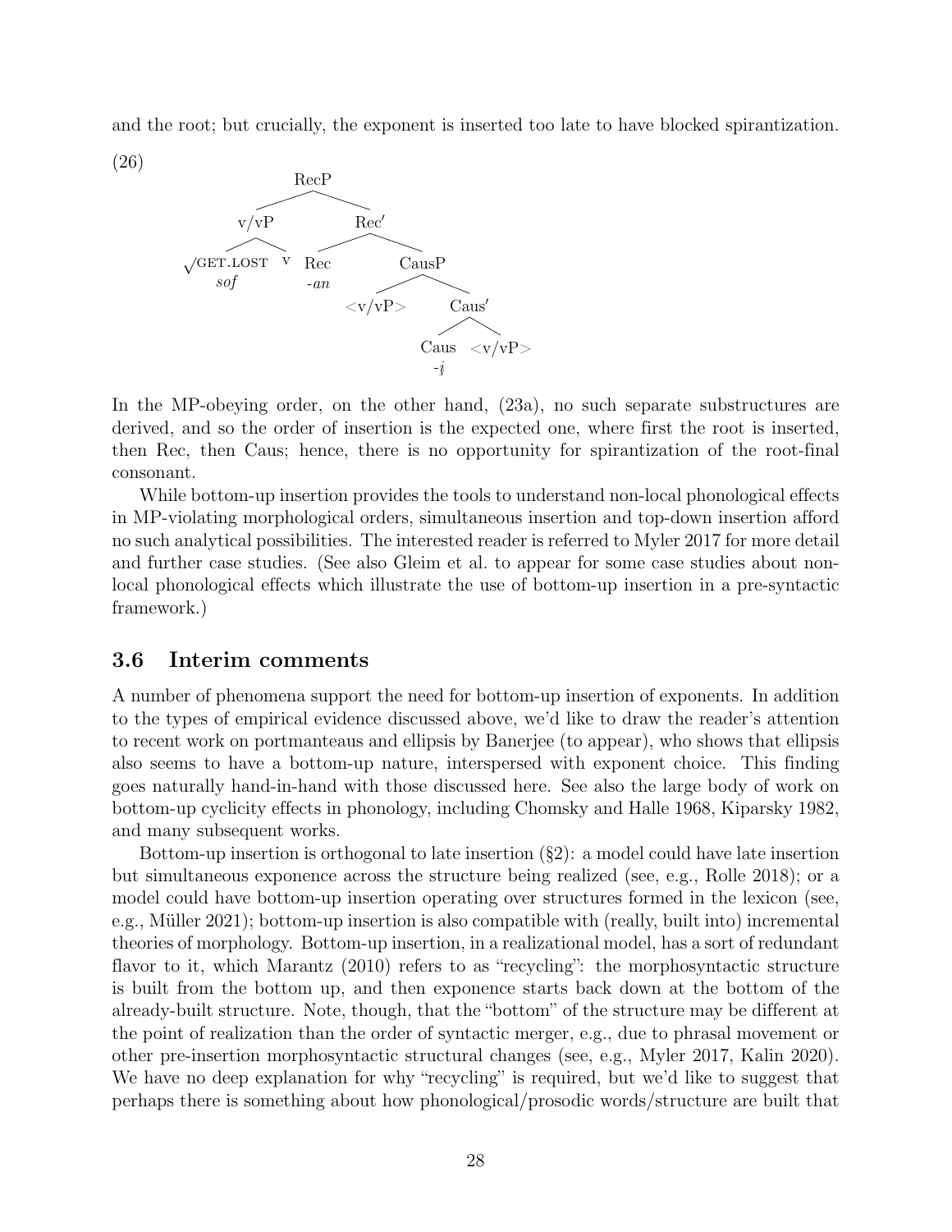and the root; but crucially, the exponent is inserted too late to have blocked spirantization.

(26)

```
RecP
├── v/vP
│   ├── √GET.LOST
│   │   sof
│   └── v
└── Rec′
    ├── Rec
    │   -an
    └── CausP
        ├── <v/vP>
        └── Caus′
            ├── Caus
            │   -į
            └── <v/vP>
```

In the MP-obeying order, on the other hand, (23a), no such separate substructures are derived, and so the order of insertion is the expected one, where first the root is inserted, then Rec, then Caus; hence, there is no opportunity for spirantization of the root-final consonant.

While bottom-up insertion provides the tools to understand non-local phonological effects in MP-violating morphological orders, simultaneous insertion and top-down insertion afford no such analytical possibilities. The interested reader is referred to Myler 2017 for more detail and further case studies. (See also Gleim et al. to appear for some case studies about non-local phonological effects which illustrate the use of bottom-up insertion in a pre-syntactic framework.)

### 3.6 Interim comments

A number of phenomena support the need for bottom-up insertion of exponents. In addition to the types of empirical evidence discussed above, we'd like to draw the reader's attention to recent work on portmanteaus and ellipsis by Banerjee (to appear), who shows that ellipsis also seems to have a bottom-up nature, interspersed with exponent choice. This finding goes naturally hand-in-hand with those discussed here. See also the large body of work on bottom-up cyclicity effects in phonology, including Chomsky and Halle 1968, Kiparsky 1982, and many subsequent works.

Bottom-up insertion is orthogonal to late insertion (§2): a model could have late insertion but simultaneous exponence across the structure being realized (see, e.g., Rolle 2018); or a model could have bottom-up insertion operating over structures formed in the lexicon (see, e.g., Müller 2021); bottom-up insertion is also compatible with (really, built into) incremental theories of morphology. Bottom-up insertion, in a realizational model, has a sort of redundant flavor to it, which Marantz (2010) refers to as "recycling": the morphosyntactic structure is built from the bottom up, and then exponence starts back down at the bottom of the already-built structure. Note, though, that the "bottom" of the structure may be different at the point of realization than the order of syntactic merger, e.g., due to phrasal movement or other pre-insertion morphosyntactic structural changes (see, e.g., Myler 2017, Kalin 2020). We have no deep explanation for why "recycling" is required, but we'd like to suggest that perhaps there is something about how phonological/prosodic words/structure are built that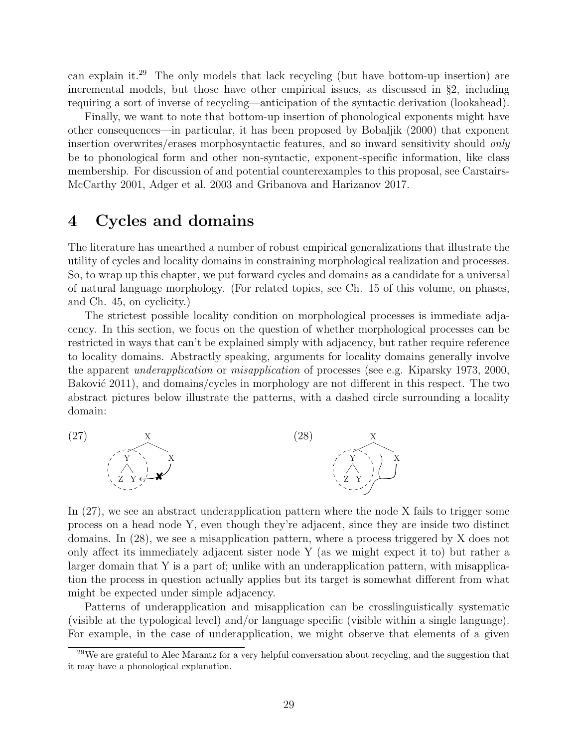can explain it.[29] The only models that lack recycling (but have bottom-up insertion) are incremental models, but those have other empirical issues, as discussed in §2, including requiring a sort of inverse of recycling—anticipation of the syntactic derivation (lookahead).

Finally, we want to note that bottom-up insertion of phonological exponents might have other consequences—in particular, it has been proposed by Bobaljik (2000) that exponent insertion overwrites/erases morphosyntactic features, and so inward sensitivity should *only* be to phonological form and other non-syntactic, exponent-specific information, like class membership. For discussion of and potential counterexamples to this proposal, see Carstairs-McCarthy 2001, Adger et al. 2003 and Gribanova and Harizanov 2017.

# 4 Cycles and domains

The literature has unearthed a number of robust empirical generalizations that illustrate the utility of cycles and locality domains in constraining morphological realization and processes. So, to wrap up this chapter, we put forward cycles and domains as a candidate for a universal of natural language morphology. (For related topics, see Ch. 15 of this volume, on phases, and Ch. 45, on cyclicity.)

The strictest possible locality condition on morphological processes is immediate adjacency. In this section, we focus on the question of whether morphological processes can be restricted in ways that can't be explained simply with adjacency, but rather require reference to locality domains. Abstractly speaking, arguments for locality domains generally involve the apparent *underapplication* or *misapplication* of processes (see e.g. Kiparsky 1973, 2000, Baković 2011), and domains/cycles in morphology are not different in this respect. The two abstract pictures below illustrate the patterns, with a dashed circle surrounding a locality domain:

(27) [X [Y Z Y] X] — X's process blocked (✗) from reaching Y inside the dashed domain

(28) [X [Y Z Y] X] — X's process applies to the whole dashed domain containing Y

In (27), we see an abstract underapplication pattern where the node X fails to trigger some process on a head node Y, even though they're adjacent, since they are inside two distinct domains. In (28), we see a misapplication pattern, where a process triggered by X does not only affect its immediately adjacent sister node Y (as we might expect it to) but rather a larger domain that Y is a part of; unlike with an underapplication pattern, with misapplication the process in question actually applies but its target is somewhat different from what might be expected under simple adjacency.

Patterns of underapplication and misapplication can be crosslinguistically systematic (visible at the typological level) and/or language specific (visible within a single language). For example, in the case of underapplication, we might observe that elements of a given

[29] We are grateful to Alec Marantz for a very helpful conversation about recycling, and the suggestion that it may have a phonological explanation.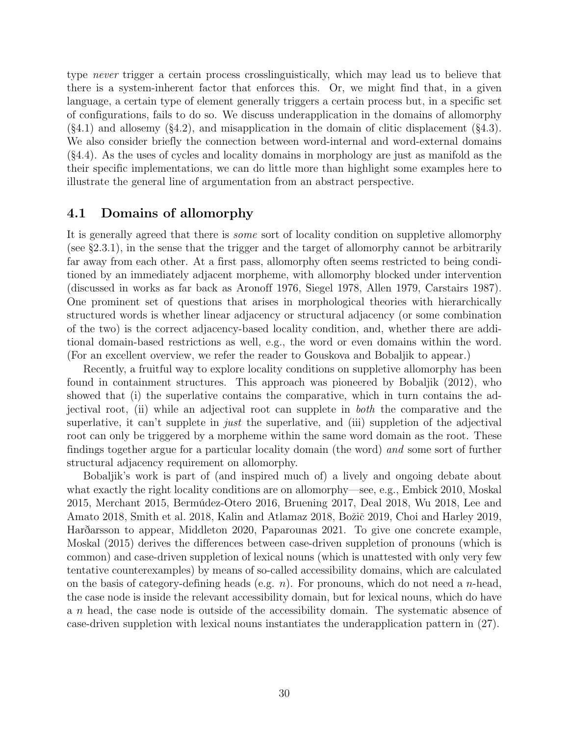type *never* trigger a certain process crosslinguistically, which may lead us to believe that there is a system-inherent factor that enforces this. Or, we might find that, in a given language, a certain type of element generally triggers a certain process but, in a specific set of configurations, fails to do so. We discuss underapplication in the domains of allomorphy (§4.1) and allosemy (§4.2), and misapplication in the domain of clitic displacement (§4.3). We also consider briefly the connection between word-internal and word-external domains (§4.4). As the uses of cycles and locality domains in morphology are just as manifold as the their specific implementations, we can do little more than highlight some examples here to illustrate the general line of argumentation from an abstract perspective.

## 4.1 Domains of allomorphy

It is generally agreed that there is *some* sort of locality condition on suppletive allomorphy (see §2.3.1), in the sense that the trigger and the target of allomorphy cannot be arbitrarily far away from each other. At a first pass, allomorphy often seems restricted to being conditioned by an immediately adjacent morpheme, with allomorphy blocked under intervention (discussed in works as far back as Aronoff 1976, Siegel 1978, Allen 1979, Carstairs 1987). One prominent set of questions that arises in morphological theories with hierarchically structured words is whether linear adjacency or structural adjacency (or some combination of the two) is the correct adjacency-based locality condition, and, whether there are additional domain-based restrictions as well, e.g., the word or even domains within the word. (For an excellent overview, we refer the reader to Gouskova and Bobaljik to appear.)

Recently, a fruitful way to explore locality conditions on suppletive allomorphy has been found in containment structures. This approach was pioneered by Bobaljik (2012), who showed that (i) the superlative contains the comparative, which in turn contains the adjectival root, (ii) while an adjectival root can supplete in *both* the comparative and the superlative, it can't supplete in *just* the superlative, and (iii) suppletion of the adjectival root can only be triggered by a morpheme within the same word domain as the root. These findings together argue for a particular locality domain (the word) *and* some sort of further structural adjacency requirement on allomorphy.

Bobaljik's work is part of (and inspired much of) a lively and ongoing debate about what exactly the right locality conditions are on allomorphy—see, e.g., Embick 2010, Moskal 2015, Merchant 2015, Bermúdez-Otero 2016, Bruening 2017, Deal 2018, Wu 2018, Lee and Amato 2018, Smith et al. 2018, Kalin and Atlamaz 2018, Božič 2019, Choi and Harley 2019, Harðarsson to appear, Middleton 2020, Paparounas 2021. To give one concrete example, Moskal (2015) derives the differences between case-driven suppletion of pronouns (which is common) and case-driven suppletion of lexical nouns (which is unattested with only very few tentative counterexamples) by means of so-called accessibility domains, which are calculated on the basis of category-defining heads (e.g. $n$). For pronouns, which do not need a $n$-head, the case node is inside the relevant accessibility domain, but for lexical nouns, which do have a $n$ head, the case node is outside of the accessibility domain. The systematic absence of case-driven suppletion with lexical nouns instantiates the underapplication pattern in (27).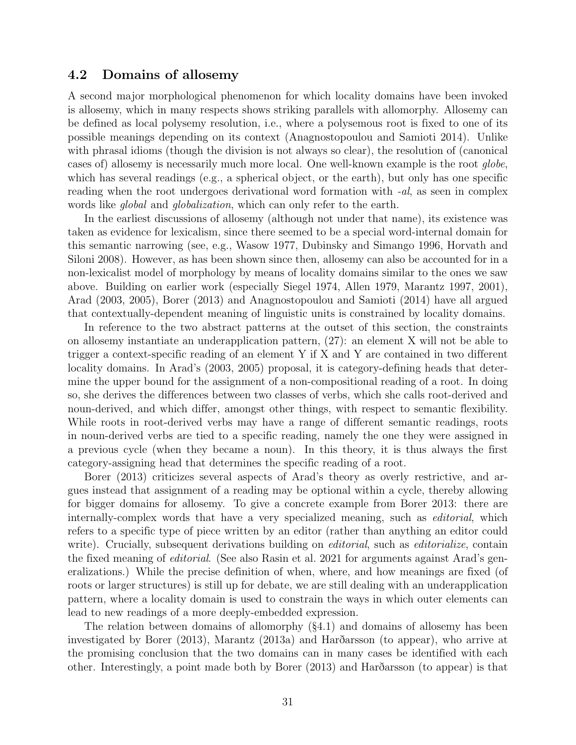### 4.2 Domains of allosemy

A second major morphological phenomenon for which locality domains have been invoked is allosemy, which in many respects shows striking parallels with allomorphy. Allosemy can be defined as local polysemy resolution, i.e., where a polysemous root is fixed to one of its possible meanings depending on its context (Anagnostopoulou and Samioti 2014). Unlike with phrasal idioms (though the division is not always so clear), the resolution of (canonical cases of) allosemy is necessarily much more local. One well-known example is the root *globe*, which has several readings (e.g., a spherical object, or the earth), but only has one specific reading when the root undergoes derivational word formation with *-al*, as seen in complex words like *global* and *globalization*, which can only refer to the earth.

In the earliest discussions of allosemy (although not under that name), its existence was taken as evidence for lexicalism, since there seemed to be a special word-internal domain for this semantic narrowing (see, e.g., Wasow 1977, Dubinsky and Simango 1996, Horvath and Siloni 2008). However, as has been shown since then, allosemy can also be accounted for in a non-lexicalist model of morphology by means of locality domains similar to the ones we saw above. Building on earlier work (especially Siegel 1974, Allen 1979, Marantz 1997, 2001), Arad (2003, 2005), Borer (2013) and Anagnostopoulou and Samioti (2014) have all argued that contextually-dependent meaning of linguistic units is constrained by locality domains.

In reference to the two abstract patterns at the outset of this section, the constraints on allosemy instantiate an underapplication pattern, (27): an element X will not be able to trigger a context-specific reading of an element Y if X and Y are contained in two different locality domains. In Arad's (2003, 2005) proposal, it is category-defining heads that determine the upper bound for the assignment of a non-compositional reading of a root. In doing so, she derives the differences between two classes of verbs, which she calls root-derived and noun-derived, and which differ, amongst other things, with respect to semantic flexibility. While roots in root-derived verbs may have a range of different semantic readings, roots in noun-derived verbs are tied to a specific reading, namely the one they were assigned in a previous cycle (when they became a noun). In this theory, it is thus always the first category-assigning head that determines the specific reading of a root.

Borer (2013) criticizes several aspects of Arad's theory as overly restrictive, and argues instead that assignment of a reading may be optional within a cycle, thereby allowing for bigger domains for allosemy. To give a concrete example from Borer 2013: there are internally-complex words that have a very specialized meaning, such as *editorial*, which refers to a specific type of piece written by an editor (rather than anything an editor could write). Crucially, subsequent derivations building on *editorial*, such as *editorialize*, contain the fixed meaning of *editorial*. (See also Rasin et al. 2021 for arguments against Arad's generalizations.) While the precise definition of when, where, and how meanings are fixed (of roots or larger structures) is still up for debate, we are still dealing with an underapplication pattern, where a locality domain is used to constrain the ways in which outer elements can lead to new readings of a more deeply-embedded expression.

The relation between domains of allomorphy (§4.1) and domains of allosemy has been investigated by Borer (2013), Marantz (2013a) and Harðarsson (to appear), who arrive at the promising conclusion that the two domains can in many cases be identified with each other. Interestingly, a point made both by Borer (2013) and Harðarsson (to appear) is that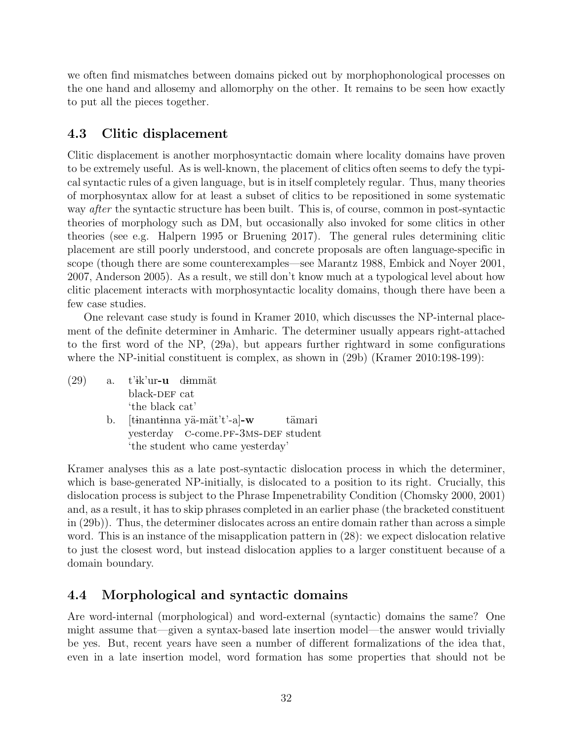we often find mismatches between domains picked out by morphophonological processes on the one hand and allosemy and allomorphy on the other. It remains to be seen how exactly to put all the pieces together.

### 4.3 Clitic displacement

Clitic displacement is another morphosyntactic domain where locality domains have proven to be extremely useful. As is well-known, the placement of clitics often seems to defy the typical syntactic rules of a given language, but is in itself completely regular. Thus, many theories of morphosyntax allow for at least a subset of clitics to be repositioned in some systematic way *after* the syntactic structure has been built. This is, of course, common in post-syntactic theories of morphology such as DM, but occasionally also invoked for some clitics in other theories (see e.g. Halpern 1995 or Bruening 2017). The general rules determining clitic placement are still poorly understood, and concrete proposals are often language-specific in scope (though there are some counterexamples—see Marantz 1988, Embick and Noyer 2001, 2007, Anderson 2005). As a result, we still don't know much at a typological level about how clitic placement interacts with morphosyntactic locality domains, though there have been a few case studies.

One relevant case study is found in Kramer 2010, which discusses the NP-internal placement of the definite determiner in Amharic. The determiner usually appears right-attached to the first word of the NP, (29a), but appears further rightward in some configurations where the NP-initial constituent is complex, as shown in (29b) (Kramer 2010:198-199):

(29) a. t'ɨk'ur-**u** dɨmmät
black-DEF cat
'the black cat'

b. [tɨnantɨnna yä-mät't'-a]-**w** tämari
yesterday C-come.PF-3MS-DEF student
'the student who came yesterday'

Kramer analyses this as a late post-syntactic dislocation process in which the determiner, which is base-generated NP-initially, is dislocated to a position to its right. Crucially, this dislocation process is subject to the Phrase Impenetrability Condition (Chomsky 2000, 2001) and, as a result, it has to skip phrases completed in an earlier phase (the bracketed constituent in (29b)). Thus, the determiner dislocates across an entire domain rather than across a simple word. This is an instance of the misapplication pattern in (28): we expect dislocation relative to just the closest word, but instead dislocation applies to a larger constituent because of a domain boundary.

### 4.4 Morphological and syntactic domains

Are word-internal (morphological) and word-external (syntactic) domains the same? One might assume that—given a syntax-based late insertion model—the answer would trivially be yes. But, recent years have seen a number of different formalizations of the idea that, even in a late insertion model, word formation has some properties that should not be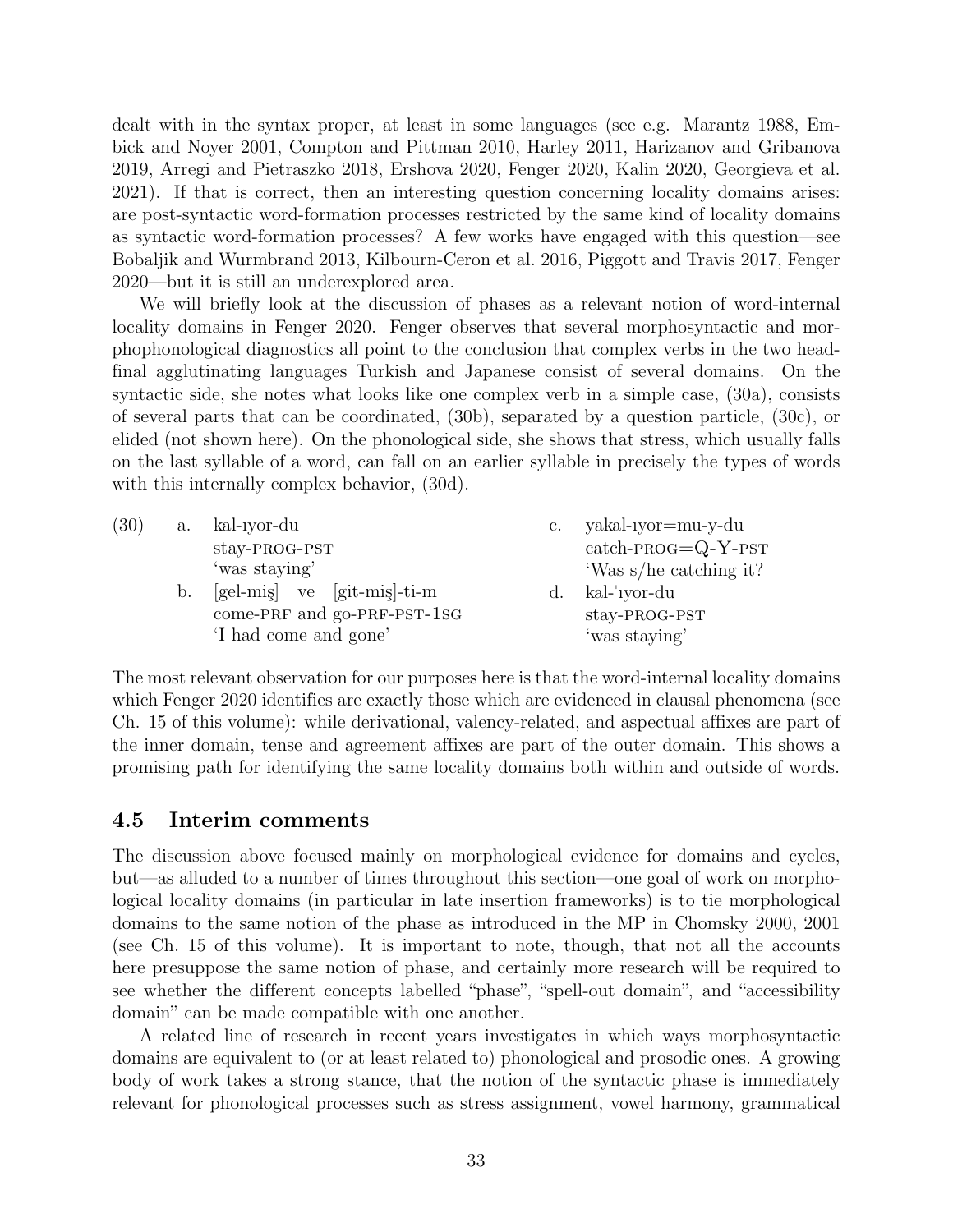dealt with in the syntax proper, at least in some languages (see e.g. Marantz 1988, Embick and Noyer 2001, Compton and Pittman 2010, Harley 2011, Harizanov and Gribanova 2019, Arregi and Pietraszko 2018, Ershova 2020, Fenger 2020, Kalin 2020, Georgieva et al. 2021). If that is correct, then an interesting question concerning locality domains arises: are post-syntactic word-formation processes restricted by the same kind of locality domains as syntactic word-formation processes? A few works have engaged with this question—see Bobaljik and Wurmbrand 2013, Kilbourn-Ceron et al. 2016, Piggott and Travis 2017, Fenger 2020—but it is still an underexplored area.

We will briefly look at the discussion of phases as a relevant notion of word-internal locality domains in Fenger 2020. Fenger observes that several morphosyntactic and morphophonological diagnostics all point to the conclusion that complex verbs in the two head-final agglutinating languages Turkish and Japanese consist of several domains. On the syntactic side, she notes what looks like one complex verb in a simple case, (30a), consists of several parts that can be coordinated, (30b), separated by a question particle, (30c), or elided (not shown here). On the phonological side, she shows that stress, which usually falls on the last syllable of a word, can fall on an earlier syllable in precisely the types of words with this internally complex behavior, (30d).

(30)
a. kal-ıyor-du
   stay-PROG-PST
   'was staying'

b. [gel-miş] ve [git-miş]-ti-m
   come-PRF and go-PRF-PST-1SG
   'I had come and gone'

c. yakal-ıyor=mu-y-du
   catch-PROG=Q-Y-PST
   'Was s/he catching it?

d. kal-ˈıyor-du
   stay-PROG-PST
   'was staying'

The most relevant observation for our purposes here is that the word-internal locality domains which Fenger 2020 identifies are exactly those which are evidenced in clausal phenomena (see Ch. 15 of this volume): while derivational, valency-related, and aspectual affixes are part of the inner domain, tense and agreement affixes are part of the outer domain. This shows a promising path for identifying the same locality domains both within and outside of words.

## 4.5 Interim comments

The discussion above focused mainly on morphological evidence for domains and cycles, but—as alluded to a number of times throughout this section—one goal of work on morphological locality domains (in particular in late insertion frameworks) is to tie morphological domains to the same notion of the phase as introduced in the MP in Chomsky 2000, 2001 (see Ch. 15 of this volume). It is important to note, though, that not all the accounts here presuppose the same notion of phase, and certainly more research will be required to see whether the different concepts labelled "phase", "spell-out domain", and "accessibility domain" can be made compatible with one another.

A related line of research in recent years investigates in which ways morphosyntactic domains are equivalent to (or at least related to) phonological and prosodic ones. A growing body of work takes a strong stance, that the notion of the syntactic phase is immediately relevant for phonological processes such as stress assignment, vowel harmony, grammatical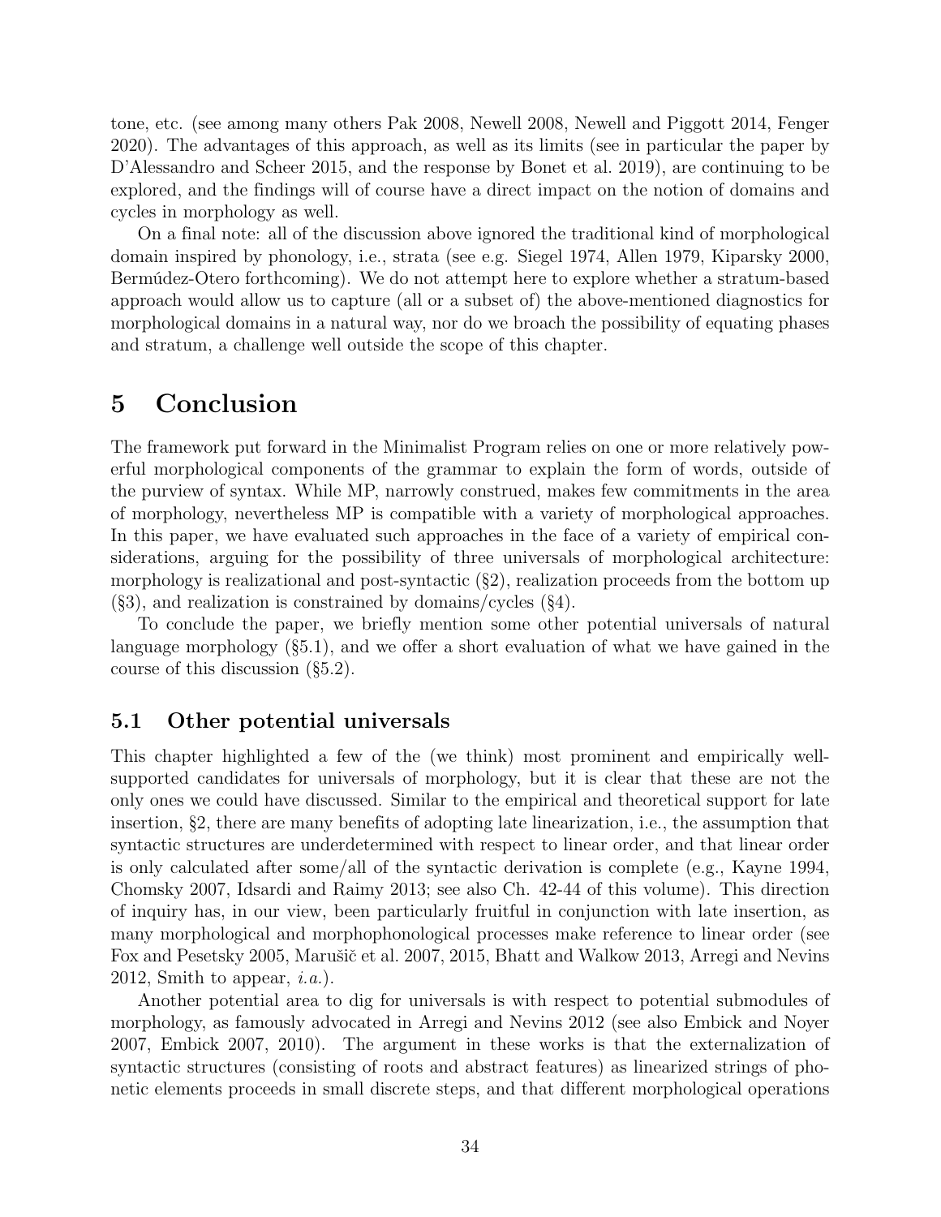tone, etc. (see among many others Pak 2008, Newell 2008, Newell and Piggott 2014, Fenger 2020). The advantages of this approach, as well as its limits (see in particular the paper by D'Alessandro and Scheer 2015, and the response by Bonet et al. 2019), are continuing to be explored, and the findings will of course have a direct impact on the notion of domains and cycles in morphology as well.

On a final note: all of the discussion above ignored the traditional kind of morphological domain inspired by phonology, i.e., strata (see e.g. Siegel 1974, Allen 1979, Kiparsky 2000, Bermúdez-Otero forthcoming). We do not attempt here to explore whether a stratum-based approach would allow us to capture (all or a subset of) the above-mentioned diagnostics for morphological domains in a natural way, nor do we broach the possibility of equating phases and stratum, a challenge well outside the scope of this chapter.

# 5 Conclusion

The framework put forward in the Minimalist Program relies on one or more relatively powerful morphological components of the grammar to explain the form of words, outside of the purview of syntax. While MP, narrowly construed, makes few commitments in the area of morphology, nevertheless MP is compatible with a variety of morphological approaches. In this paper, we have evaluated such approaches in the face of a variety of empirical considerations, arguing for the possibility of three universals of morphological architecture: morphology is realizational and post-syntactic (§2), realization proceeds from the bottom up (§3), and realization is constrained by domains/cycles (§4).

To conclude the paper, we briefly mention some other potential universals of natural language morphology (§5.1), and we offer a short evaluation of what we have gained in the course of this discussion (§5.2).

## 5.1 Other potential universals

This chapter highlighted a few of the (we think) most prominent and empirically well-supported candidates for universals of morphology, but it is clear that these are not the only ones we could have discussed. Similar to the empirical and theoretical support for late insertion, §2, there are many benefits of adopting late linearization, i.e., the assumption that syntactic structures are underdetermined with respect to linear order, and that linear order is only calculated after some/all of the syntactic derivation is complete (e.g., Kayne 1994, Chomsky 2007, Idsardi and Raimy 2013; see also Ch. 42-44 of this volume). This direction of inquiry has, in our view, been particularly fruitful in conjunction with late insertion, as many morphological and morphophonological processes make reference to linear order (see Fox and Pesetsky 2005, Marušič et al. 2007, 2015, Bhatt and Walkow 2013, Arregi and Nevins 2012, Smith to appear, *i.a.*).

Another potential area to dig for universals is with respect to potential submodules of morphology, as famously advocated in Arregi and Nevins 2012 (see also Embick and Noyer 2007, Embick 2007, 2010). The argument in these works is that the externalization of syntactic structures (consisting of roots and abstract features) as linearized strings of phonetic elements proceeds in small discrete steps, and that different morphological operations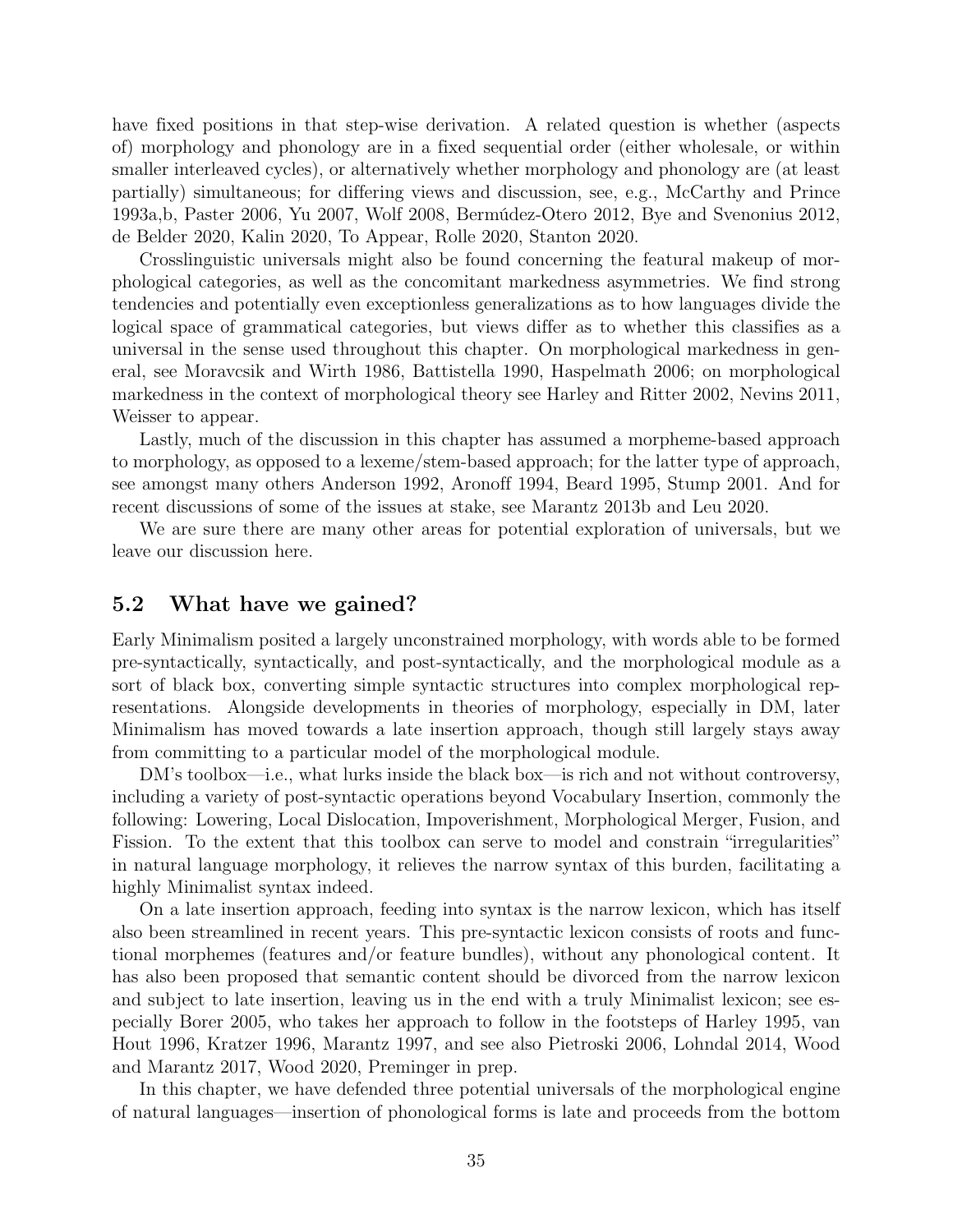have fixed positions in that step-wise derivation. A related question is whether (aspects of) morphology and phonology are in a fixed sequential order (either wholesale, or within smaller interleaved cycles), or alternatively whether morphology and phonology are (at least partially) simultaneous; for differing views and discussion, see, e.g., McCarthy and Prince 1993a,b, Paster 2006, Yu 2007, Wolf 2008, Bermúdez-Otero 2012, Bye and Svenonius 2012, de Belder 2020, Kalin 2020, To Appear, Rolle 2020, Stanton 2020.

Crosslinguistic universals might also be found concerning the featural makeup of morphological categories, as well as the concomitant markedness asymmetries. We find strong tendencies and potentially even exceptionless generalizations as to how languages divide the logical space of grammatical categories, but views differ as to whether this classifies as a universal in the sense used throughout this chapter. On morphological markedness in general, see Moravcsik and Wirth 1986, Battistella 1990, Haspelmath 2006; on morphological markedness in the context of morphological theory see Harley and Ritter 2002, Nevins 2011, Weisser to appear.

Lastly, much of the discussion in this chapter has assumed a morpheme-based approach to morphology, as opposed to a lexeme/stem-based approach; for the latter type of approach, see amongst many others Anderson 1992, Aronoff 1994, Beard 1995, Stump 2001. And for recent discussions of some of the issues at stake, see Marantz 2013b and Leu 2020.

We are sure there are many other areas for potential exploration of universals, but we leave our discussion here.

## 5.2 What have we gained?

Early Minimalism posited a largely unconstrained morphology, with words able to be formed pre-syntactically, syntactically, and post-syntactically, and the morphological module as a sort of black box, converting simple syntactic structures into complex morphological representations. Alongside developments in theories of morphology, especially in DM, later Minimalism has moved towards a late insertion approach, though still largely stays away from committing to a particular model of the morphological module.

DM's toolbox—i.e., what lurks inside the black box—is rich and not without controversy, including a variety of post-syntactic operations beyond Vocabulary Insertion, commonly the following: Lowering, Local Dislocation, Impoverishment, Morphological Merger, Fusion, and Fission. To the extent that this toolbox can serve to model and constrain "irregularities" in natural language morphology, it relieves the narrow syntax of this burden, facilitating a highly Minimalist syntax indeed.

On a late insertion approach, feeding into syntax is the narrow lexicon, which has itself also been streamlined in recent years. This pre-syntactic lexicon consists of roots and functional morphemes (features and/or feature bundles), without any phonological content. It has also been proposed that semantic content should be divorced from the narrow lexicon and subject to late insertion, leaving us in the end with a truly Minimalist lexicon; see especially Borer 2005, who takes her approach to follow in the footsteps of Harley 1995, van Hout 1996, Kratzer 1996, Marantz 1997, and see also Pietroski 2006, Lohndal 2014, Wood and Marantz 2017, Wood 2020, Preminger in prep.

In this chapter, we have defended three potential universals of the morphological engine of natural languages—insertion of phonological forms is late and proceeds from the bottom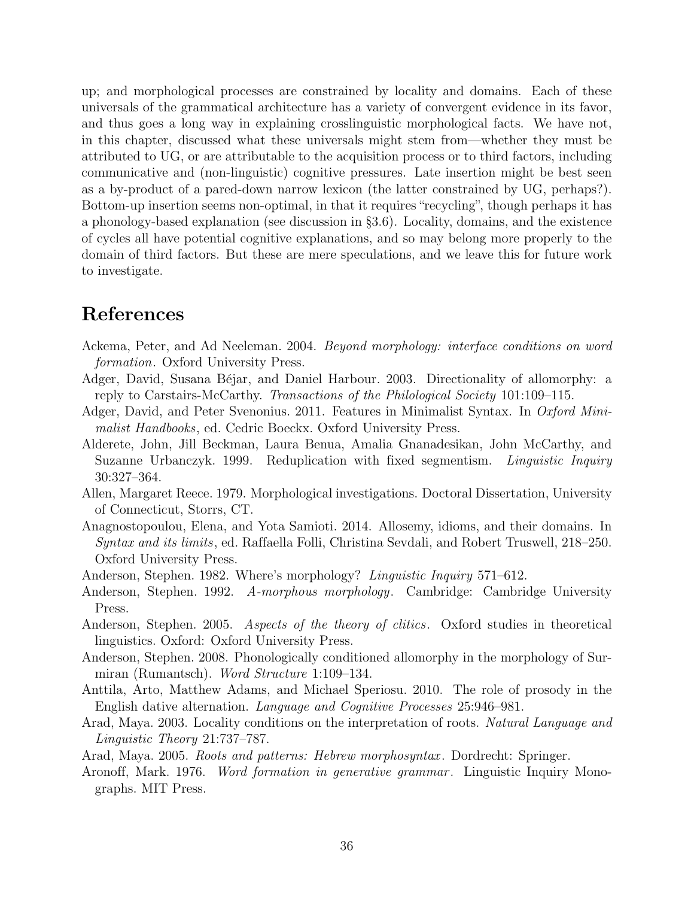up; and morphological processes are constrained by locality and domains. Each of these universals of the grammatical architecture has a variety of convergent evidence in its favor, and thus goes a long way in explaining crosslinguistic morphological facts. We have not, in this chapter, discussed what these universals might stem from—whether they must be attributed to UG, or are attributable to the acquisition process or to third factors, including communicative and (non-linguistic) cognitive pressures. Late insertion might be best seen as a by-product of a pared-down narrow lexicon (the latter constrained by UG, perhaps?). Bottom-up insertion seems non-optimal, in that it requires "recycling", though perhaps it has a phonology-based explanation (see discussion in §3.6). Locality, domains, and the existence of cycles all have potential cognitive explanations, and so may belong more properly to the domain of third factors. But these are mere speculations, and we leave this for future work to investigate.

# References

Ackema, Peter, and Ad Neeleman. 2004. *Beyond morphology: interface conditions on word formation*. Oxford University Press.

Adger, David, Susana Béjar, and Daniel Harbour. 2003. Directionality of allomorphy: a reply to Carstairs-McCarthy. *Transactions of the Philological Society* 101:109–115.

Adger, David, and Peter Svenonius. 2011. Features in Minimalist Syntax. In *Oxford Minimalist Handbooks*, ed. Cedric Boeckx. Oxford University Press.

Alderete, John, Jill Beckman, Laura Benua, Amalia Gnanadesikan, John McCarthy, and Suzanne Urbanczyk. 1999. Reduplication with fixed segmentism. *Linguistic Inquiry* 30:327–364.

Allen, Margaret Reece. 1979. Morphological investigations. Doctoral Dissertation, University of Connecticut, Storrs, CT.

Anagnostopoulou, Elena, and Yota Samioti. 2014. Allosemy, idioms, and their domains. In *Syntax and its limits*, ed. Raffaella Folli, Christina Sevdali, and Robert Truswell, 218–250. Oxford University Press.

Anderson, Stephen. 1982. Where's morphology? *Linguistic Inquiry* 571–612.

Anderson, Stephen. 1992. *A-morphous morphology*. Cambridge: Cambridge University Press.

Anderson, Stephen. 2005. *Aspects of the theory of clitics*. Oxford studies in theoretical linguistics. Oxford: Oxford University Press.

Anderson, Stephen. 2008. Phonologically conditioned allomorphy in the morphology of Surmiran (Rumantsch). *Word Structure* 1:109–134.

Anttila, Arto, Matthew Adams, and Michael Speriosu. 2010. The role of prosody in the English dative alternation. *Language and Cognitive Processes* 25:946–981.

Arad, Maya. 2003. Locality conditions on the interpretation of roots. *Natural Language and Linguistic Theory* 21:737–787.

Arad, Maya. 2005. *Roots and patterns: Hebrew morphosyntax*. Dordrecht: Springer.

Aronoff, Mark. 1976. *Word formation in generative grammar*. Linguistic Inquiry Monographs. MIT Press.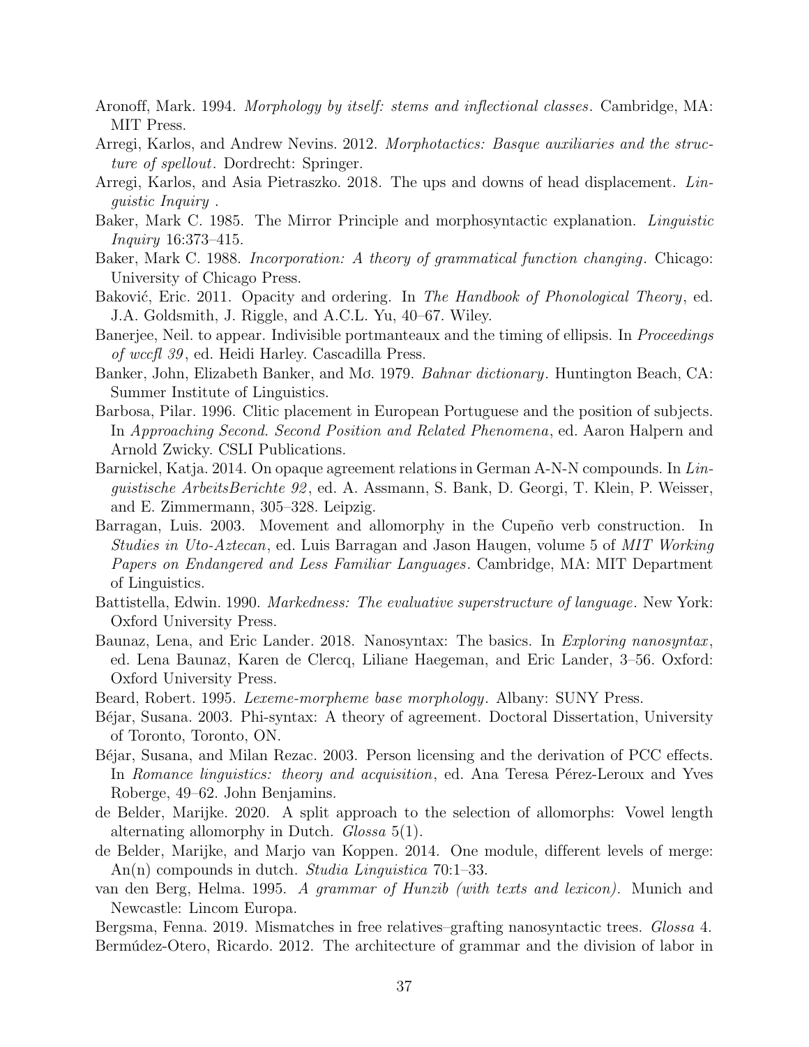Aronoff, Mark. 1994. *Morphology by itself: stems and inflectional classes*. Cambridge, MA: MIT Press.

Arregi, Karlos, and Andrew Nevins. 2012. *Morphotactics: Basque auxiliaries and the structure of spellout*. Dordrecht: Springer.

Arregi, Karlos, and Asia Pietraszko. 2018. The ups and downs of head displacement. *Linguistic Inquiry* .

Baker, Mark C. 1985. The Mirror Principle and morphosyntactic explanation. *Linguistic Inquiry* 16:373–415.

Baker, Mark C. 1988. *Incorporation: A theory of grammatical function changing*. Chicago: University of Chicago Press.

Baković, Eric. 2011. Opacity and ordering. In *The Handbook of Phonological Theory*, ed. J.A. Goldsmith, J. Riggle, and A.C.L. Yu, 40–67. Wiley.

Banerjee, Neil. to appear. Indivisible portmanteaux and the timing of ellipsis. In *Proceedings of wccfl 39*, ed. Heidi Harley. Cascadilla Press.

Banker, John, Elizabeth Banker, and Mơ. 1979. *Bahnar dictionary*. Huntington Beach, CA: Summer Institute of Linguistics.

Barbosa, Pilar. 1996. Clitic placement in European Portuguese and the position of subjects. In *Approaching Second. Second Position and Related Phenomena*, ed. Aaron Halpern and Arnold Zwicky. CSLI Publications.

Barnickel, Katja. 2014. On opaque agreement relations in German A-N-N compounds. In *Linguistische ArbeitsBerichte 92*, ed. A. Assmann, S. Bank, D. Georgi, T. Klein, P. Weisser, and E. Zimmermann, 305–328. Leipzig.

Barragan, Luis. 2003. Movement and allomorphy in the Cupeño verb construction. In *Studies in Uto-Aztecan*, ed. Luis Barragan and Jason Haugen, volume 5 of *MIT Working Papers on Endangered and Less Familiar Languages*. Cambridge, MA: MIT Department of Linguistics.

Battistella, Edwin. 1990. *Markedness: The evaluative superstructure of language*. New York: Oxford University Press.

Baunaz, Lena, and Eric Lander. 2018. Nanosyntax: The basics. In *Exploring nanosyntax*, ed. Lena Baunaz, Karen de Clercq, Liliane Haegeman, and Eric Lander, 3–56. Oxford: Oxford University Press.

Beard, Robert. 1995. *Lexeme-morpheme base morphology*. Albany: SUNY Press.

Béjar, Susana. 2003. Phi-syntax: A theory of agreement. Doctoral Dissertation, University of Toronto, Toronto, ON.

Béjar, Susana, and Milan Rezac. 2003. Person licensing and the derivation of PCC effects. In *Romance linguistics: theory and acquisition*, ed. Ana Teresa Pérez-Leroux and Yves Roberge, 49–62. John Benjamins.

de Belder, Marijke. 2020. A split approach to the selection of allomorphs: Vowel length alternating allomorphy in Dutch. *Glossa* 5(1).

de Belder, Marijke, and Marjo van Koppen. 2014. One module, different levels of merge: An(n) compounds in dutch. *Studia Linguistica* 70:1–33.

van den Berg, Helma. 1995. *A grammar of Hunzib (with texts and lexicon)*. Munich and Newcastle: Lincom Europa.

Bergsma, Fenna. 2019. Mismatches in free relatives–grafting nanosyntactic trees. *Glossa* 4.

Bermúdez-Otero, Ricardo. 2012. The architecture of grammar and the division of labor in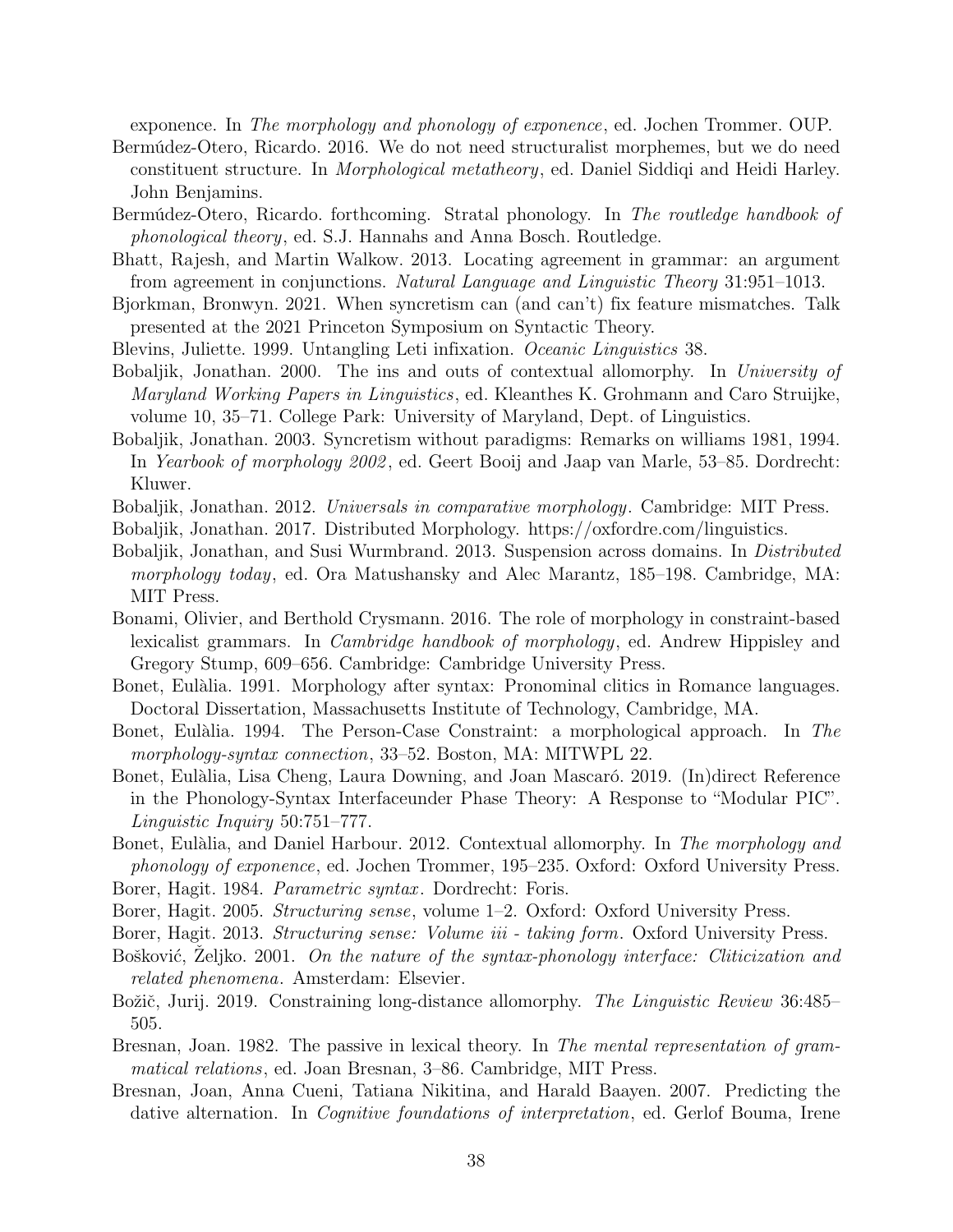exponence. In *The morphology and phonology of exponence*, ed. Jochen Trommer. OUP.

Bermúdez-Otero, Ricardo. 2016. We do not need structuralist morphemes, but we do need constituent structure. In *Morphological metatheory*, ed. Daniel Siddiqi and Heidi Harley. John Benjamins.

Bermúdez-Otero, Ricardo. forthcoming. Stratal phonology. In *The routledge handbook of phonological theory*, ed. S.J. Hannahs and Anna Bosch. Routledge.

Bhatt, Rajesh, and Martin Walkow. 2013. Locating agreement in grammar: an argument from agreement in conjunctions. *Natural Language and Linguistic Theory* 31:951–1013.

Bjorkman, Bronwyn. 2021. When syncretism can (and can't) fix feature mismatches. Talk presented at the 2021 Princeton Symposium on Syntactic Theory.

Blevins, Juliette. 1999. Untangling Leti infixation. *Oceanic Linguistics* 38.

Bobaljik, Jonathan. 2000. The ins and outs of contextual allomorphy. In *University of Maryland Working Papers in Linguistics*, ed. Kleanthes K. Grohmann and Caro Struijke, volume 10, 35–71. College Park: University of Maryland, Dept. of Linguistics.

Bobaljik, Jonathan. 2003. Syncretism without paradigms: Remarks on williams 1981, 1994. In *Yearbook of morphology 2002*, ed. Geert Booij and Jaap van Marle, 53–85. Dordrecht: Kluwer.

Bobaljik, Jonathan. 2012. *Universals in comparative morphology*. Cambridge: MIT Press.

Bobaljik, Jonathan. 2017. Distributed Morphology. https://oxfordre.com/linguistics.

Bobaljik, Jonathan, and Susi Wurmbrand. 2013. Suspension across domains. In *Distributed morphology today*, ed. Ora Matushansky and Alec Marantz, 185–198. Cambridge, MA: MIT Press.

Bonami, Olivier, and Berthold Crysmann. 2016. The role of morphology in constraint-based lexicalist grammars. In *Cambridge handbook of morphology*, ed. Andrew Hippisley and Gregory Stump, 609–656. Cambridge: Cambridge University Press.

Bonet, Eulàlia. 1991. Morphology after syntax: Pronominal clitics in Romance languages. Doctoral Dissertation, Massachusetts Institute of Technology, Cambridge, MA.

Bonet, Eulàlia. 1994. The Person-Case Constraint: a morphological approach. In *The morphology-syntax connection*, 33–52. Boston, MA: MITWPL 22.

Bonet, Eulàlia, Lisa Cheng, Laura Downing, and Joan Mascaró. 2019. (In)direct Reference in the Phonology-Syntax Interfaceunder Phase Theory: A Response to "Modular PIC". *Linguistic Inquiry* 50:751–777.

Bonet, Eulàlia, and Daniel Harbour. 2012. Contextual allomorphy. In *The morphology and phonology of exponence*, ed. Jochen Trommer, 195–235. Oxford: Oxford University Press.

Borer, Hagit. 1984. *Parametric syntax*. Dordrecht: Foris.

Borer, Hagit. 2005. *Structuring sense*, volume 1–2. Oxford: Oxford University Press.

Borer, Hagit. 2013. *Structuring sense: Volume iii - taking form*. Oxford University Press.

Bošković, Željko. 2001. *On the nature of the syntax-phonology interface: Cliticization and related phenomena*. Amsterdam: Elsevier.

Božič, Jurij. 2019. Constraining long-distance allomorphy. *The Linguistic Review* 36:485–505.

Bresnan, Joan. 1982. The passive in lexical theory. In *The mental representation of grammatical relations*, ed. Joan Bresnan, 3–86. Cambridge, MIT Press.

Bresnan, Joan, Anna Cueni, Tatiana Nikitina, and Harald Baayen. 2007. Predicting the dative alternation. In *Cognitive foundations of interpretation*, ed. Gerlof Bouma, Irene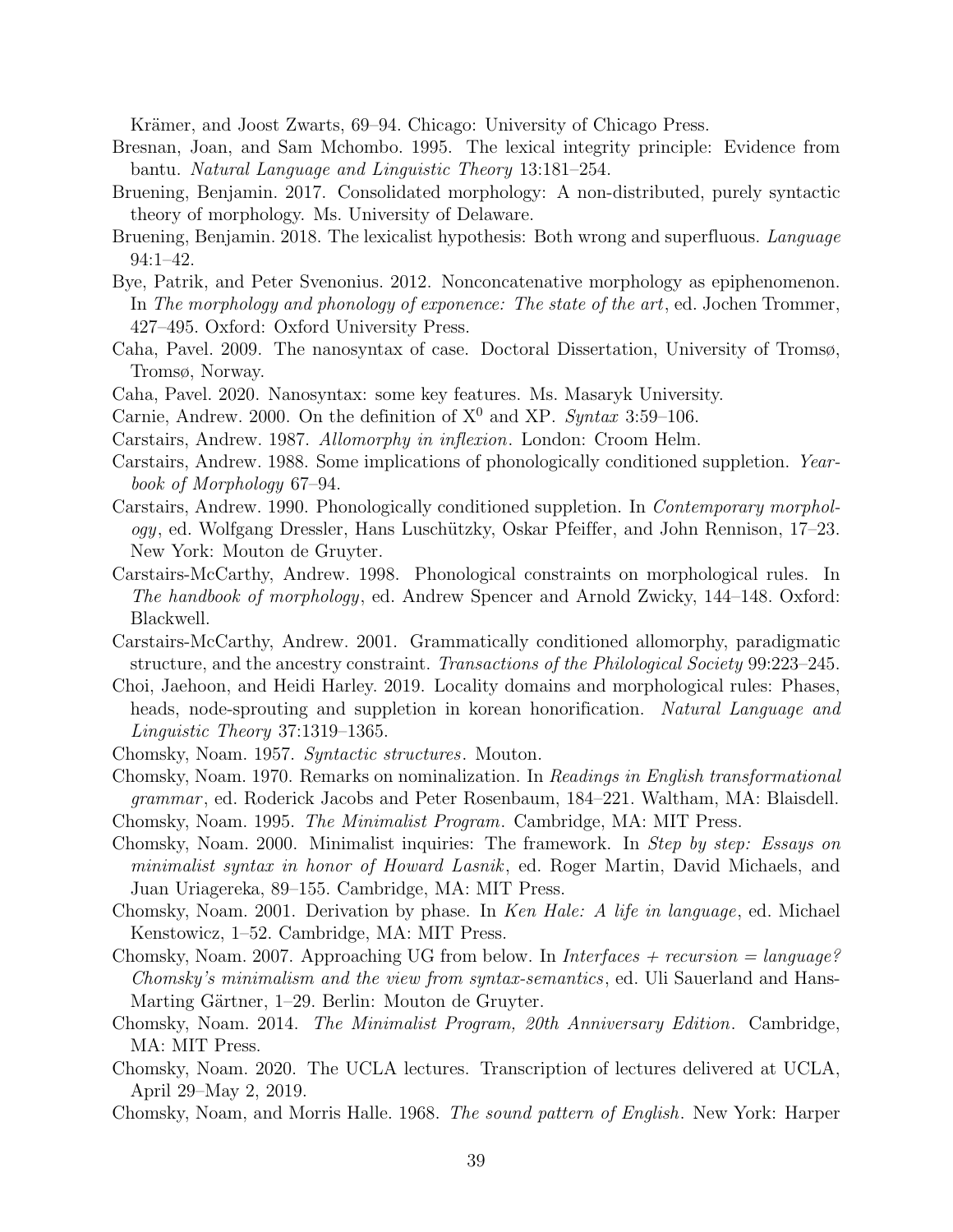Krämer, and Joost Zwarts, 69–94. Chicago: University of Chicago Press.

Bresnan, Joan, and Sam Mchombo. 1995. The lexical integrity principle: Evidence from bantu. *Natural Language and Linguistic Theory* 13:181–254.

Bruening, Benjamin. 2017. Consolidated morphology: A non-distributed, purely syntactic theory of morphology. Ms. University of Delaware.

Bruening, Benjamin. 2018. The lexicalist hypothesis: Both wrong and superfluous. *Language* 94:1–42.

Bye, Patrik, and Peter Svenonius. 2012. Nonconcatenative morphology as epiphenomenon. In *The morphology and phonology of exponence: The state of the art*, ed. Jochen Trommer, 427–495. Oxford: Oxford University Press.

Caha, Pavel. 2009. The nanosyntax of case. Doctoral Dissertation, University of Tromsø, Tromsø, Norway.

Caha, Pavel. 2020. Nanosyntax: some key features. Ms. Masaryk University.

Carnie, Andrew. 2000. On the definition of $X^0$ and XP. *Syntax* 3:59–106.

Carstairs, Andrew. 1987. *Allomorphy in inflexion*. London: Croom Helm.

Carstairs, Andrew. 1988. Some implications of phonologically conditioned suppletion. *Yearbook of Morphology* 67–94.

Carstairs, Andrew. 1990. Phonologically conditioned suppletion. In *Contemporary morphology*, ed. Wolfgang Dressler, Hans Luschützky, Oskar Pfeiffer, and John Rennison, 17–23. New York: Mouton de Gruyter.

Carstairs-McCarthy, Andrew. 1998. Phonological constraints on morphological rules. In *The handbook of morphology*, ed. Andrew Spencer and Arnold Zwicky, 144–148. Oxford: Blackwell.

Carstairs-McCarthy, Andrew. 2001. Grammatically conditioned allomorphy, paradigmatic structure, and the ancestry constraint. *Transactions of the Philological Society* 99:223–245.

Choi, Jaehoon, and Heidi Harley. 2019. Locality domains and morphological rules: Phases, heads, node-sprouting and suppletion in korean honorification. *Natural Language and Linguistic Theory* 37:1319–1365.

Chomsky, Noam. 1957. *Syntactic structures*. Mouton.

Chomsky, Noam. 1970. Remarks on nominalization. In *Readings in English transformational grammar*, ed. Roderick Jacobs and Peter Rosenbaum, 184–221. Waltham, MA: Blaisdell.

Chomsky, Noam. 1995. *The Minimalist Program*. Cambridge, MA: MIT Press.

Chomsky, Noam. 2000. Minimalist inquiries: The framework. In *Step by step: Essays on minimalist syntax in honor of Howard Lasnik*, ed. Roger Martin, David Michaels, and Juan Uriagereka, 89–155. Cambridge, MA: MIT Press.

Chomsky, Noam. 2001. Derivation by phase. In *Ken Hale: A life in language*, ed. Michael Kenstowicz, 1–52. Cambridge, MA: MIT Press.

Chomsky, Noam. 2007. Approaching UG from below. In *Interfaces + recursion = language? Chomsky's minimalism and the view from syntax-semantics*, ed. Uli Sauerland and Hans-Marting Gärtner, 1–29. Berlin: Mouton de Gruyter.

Chomsky, Noam. 2014. *The Minimalist Program, 20th Anniversary Edition*. Cambridge, MA: MIT Press.

Chomsky, Noam. 2020. The UCLA lectures. Transcription of lectures delivered at UCLA, April 29–May 2, 2019.

Chomsky, Noam, and Morris Halle. 1968. *The sound pattern of English*. New York: Harper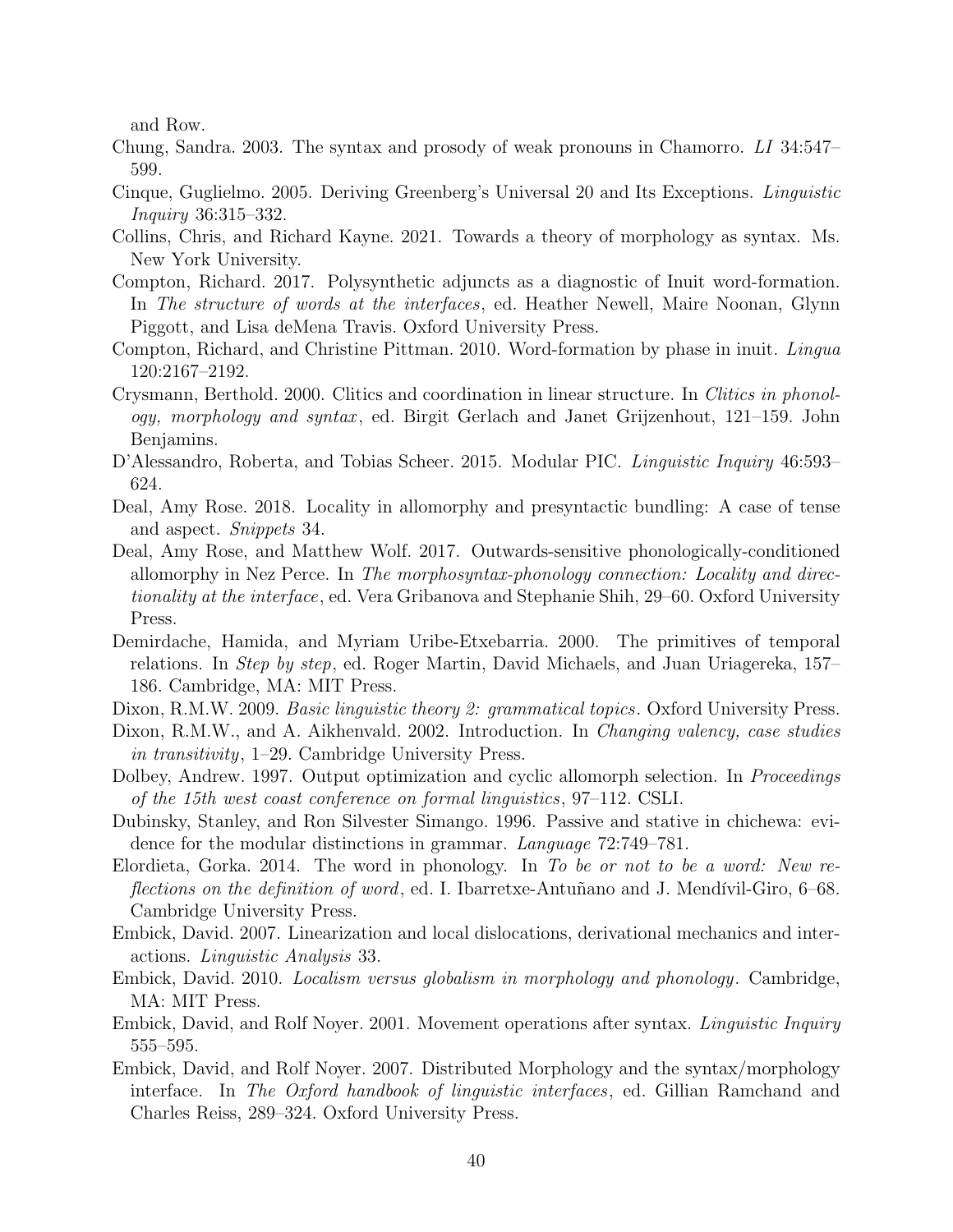and Row.

Chung, Sandra. 2003. The syntax and prosody of weak pronouns in Chamorro. *LI* 34:547–599.

Cinque, Guglielmo. 2005. Deriving Greenberg's Universal 20 and Its Exceptions. *Linguistic Inquiry* 36:315–332.

Collins, Chris, and Richard Kayne. 2021. Towards a theory of morphology as syntax. Ms. New York University.

Compton, Richard. 2017. Polysynthetic adjuncts as a diagnostic of Inuit word-formation. In *The structure of words at the interfaces*, ed. Heather Newell, Maire Noonan, Glynn Piggott, and Lisa deMena Travis. Oxford University Press.

Compton, Richard, and Christine Pittman. 2010. Word-formation by phase in inuit. *Lingua* 120:2167–2192.

Crysmann, Berthold. 2000. Clitics and coordination in linear structure. In *Clitics in phonology, morphology and syntax*, ed. Birgit Gerlach and Janet Grijzenhout, 121–159. John Benjamins.

D'Alessandro, Roberta, and Tobias Scheer. 2015. Modular PIC. *Linguistic Inquiry* 46:593–624.

Deal, Amy Rose. 2018. Locality in allomorphy and presyntactic bundling: A case of tense and aspect. *Snippets* 34.

Deal, Amy Rose, and Matthew Wolf. 2017. Outwards-sensitive phonologically-conditioned allomorphy in Nez Perce. In *The morphosyntax-phonology connection: Locality and directionality at the interface*, ed. Vera Gribanova and Stephanie Shih, 29–60. Oxford University Press.

Demirdache, Hamida, and Myriam Uribe-Etxebarria. 2000. The primitives of temporal relations. In *Step by step*, ed. Roger Martin, David Michaels, and Juan Uriagereka, 157–186. Cambridge, MA: MIT Press.

Dixon, R.M.W. 2009. *Basic linguistic theory 2: grammatical topics*. Oxford University Press.

Dixon, R.M.W., and A. Aikhenvald. 2002. Introduction. In *Changing valency, case studies in transitivity*, 1–29. Cambridge University Press.

Dolbey, Andrew. 1997. Output optimization and cyclic allomorph selection. In *Proceedings of the 15th west coast conference on formal linguistics*, 97–112. CSLI.

Dubinsky, Stanley, and Ron Silvester Simango. 1996. Passive and stative in chichewa: evidence for the modular distinctions in grammar. *Language* 72:749–781.

Elordieta, Gorka. 2014. The word in phonology. In *To be or not to be a word: New reflections on the definition of word*, ed. I. Ibarretxe-Antuñano and J. Mendívil-Giro, 6–68. Cambridge University Press.

Embick, David. 2007. Linearization and local dislocations, derivational mechanics and interactions. *Linguistic Analysis* 33.

Embick, David. 2010. *Localism versus globalism in morphology and phonology*. Cambridge, MA: MIT Press.

Embick, David, and Rolf Noyer. 2001. Movement operations after syntax. *Linguistic Inquiry* 555–595.

Embick, David, and Rolf Noyer. 2007. Distributed Morphology and the syntax/morphology interface. In *The Oxford handbook of linguistic interfaces*, ed. Gillian Ramchand and Charles Reiss, 289–324. Oxford University Press.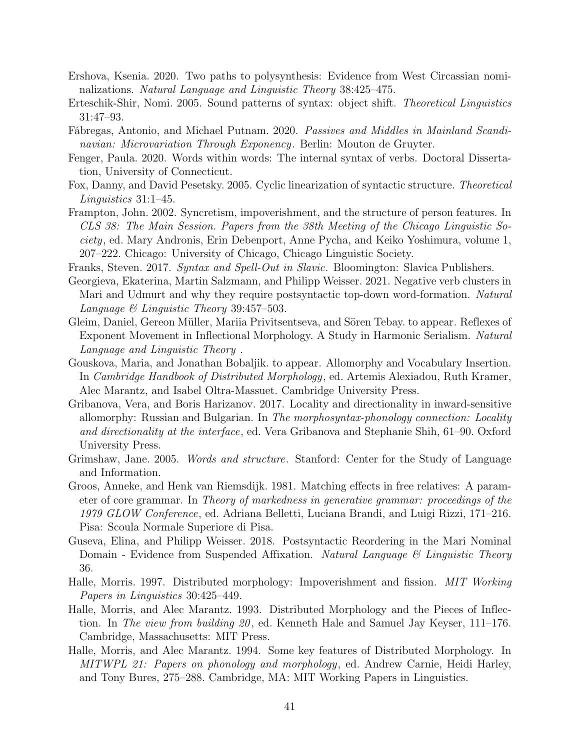Ershova, Ksenia. 2020. Two paths to polysynthesis: Evidence from West Circassian nominalizations. *Natural Language and Linguistic Theory* 38:425–475.

Erteschik-Shir, Nomi. 2005. Sound patterns of syntax: object shift. *Theoretical Linguistics* 31:47–93.

Fábregas, Antonio, and Michael Putnam. 2020. *Passives and Middles in Mainland Scandinavian: Microvariation Through Exponency*. Berlin: Mouton de Gruyter.

Fenger, Paula. 2020. Words within words: The internal syntax of verbs. Doctoral Dissertation, University of Connecticut.

Fox, Danny, and David Pesetsky. 2005. Cyclic linearization of syntactic structure. *Theoretical Linguistics* 31:1–45.

Frampton, John. 2002. Syncretism, impoverishment, and the structure of person features. In *CLS 38: The Main Session. Papers from the 38th Meeting of the Chicago Linguistic Society*, ed. Mary Andronis, Erin Debenport, Anne Pycha, and Keiko Yoshimura, volume 1, 207–222. Chicago: University of Chicago, Chicago Linguistic Society.

Franks, Steven. 2017. *Syntax and Spell-Out in Slavic*. Bloomington: Slavica Publishers.

Georgieva, Ekaterina, Martin Salzmann, and Philipp Weisser. 2021. Negative verb clusters in Mari and Udmurt and why they require postsyntactic top-down word-formation. *Natural Language & Linguistic Theory* 39:457–503.

Gleim, Daniel, Gereon Müller, Mariia Privitsentseva, and Sören Tebay. to appear. Reflexes of Exponent Movement in Inflectional Morphology. A Study in Harmonic Serialism. *Natural Language and Linguistic Theory* .

Gouskova, Maria, and Jonathan Bobaljik. to appear. Allomorphy and Vocabulary Insertion. In *Cambridge Handbook of Distributed Morphology*, ed. Artemis Alexiadou, Ruth Kramer, Alec Marantz, and Isabel Oltra-Massuet. Cambridge University Press.

Gribanova, Vera, and Boris Harizanov. 2017. Locality and directionality in inward-sensitive allomorphy: Russian and Bulgarian. In *The morphosyntax-phonology connection: Locality and directionality at the interface*, ed. Vera Gribanova and Stephanie Shih, 61–90. Oxford University Press.

Grimshaw, Jane. 2005. *Words and structure*. Stanford: Center for the Study of Language and Information.

Groos, Anneke, and Henk van Riemsdijk. 1981. Matching effects in free relatives: A parameter of core grammar. In *Theory of markedness in generative grammar: proceedings of the 1979 GLOW Conference*, ed. Adriana Belletti, Luciana Brandi, and Luigi Rizzi, 171–216. Pisa: Scoula Normale Superiore di Pisa.

Guseva, Elina, and Philipp Weisser. 2018. Postsyntactic Reordering in the Mari Nominal Domain - Evidence from Suspended Affixation. *Natural Language & Linguistic Theory* 36.

Halle, Morris. 1997. Distributed morphology: Impoverishment and fission. *MIT Working Papers in Linguistics* 30:425–449.

Halle, Morris, and Alec Marantz. 1993. Distributed Morphology and the Pieces of Inflection. In *The view from building 20*, ed. Kenneth Hale and Samuel Jay Keyser, 111–176. Cambridge, Massachusetts: MIT Press.

Halle, Morris, and Alec Marantz. 1994. Some key features of Distributed Morphology. In *MITWPL 21: Papers on phonology and morphology*, ed. Andrew Carnie, Heidi Harley, and Tony Bures, 275–288. Cambridge, MA: MIT Working Papers in Linguistics.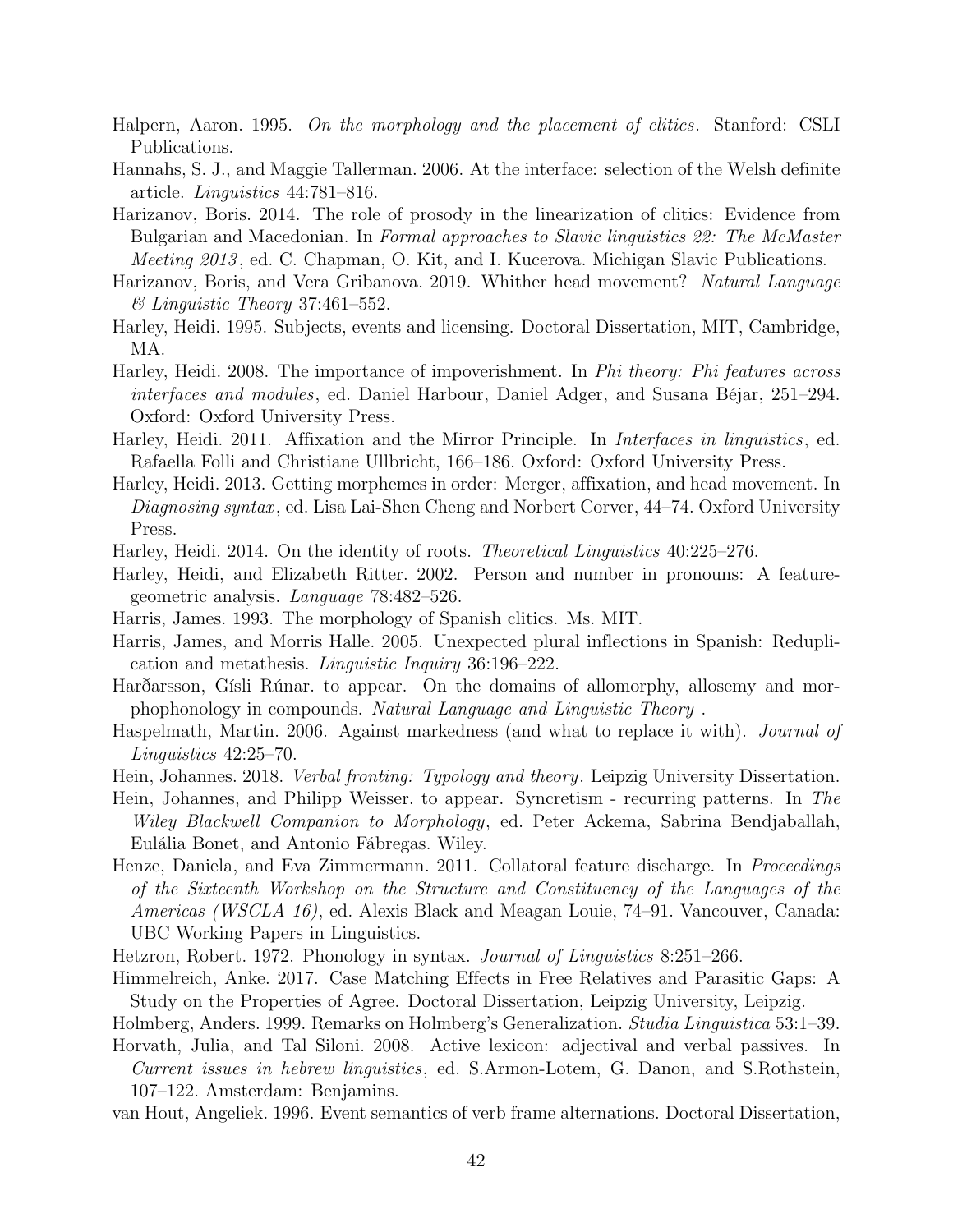Halpern, Aaron. 1995. *On the morphology and the placement of clitics*. Stanford: CSLI Publications.

Hannahs, S. J., and Maggie Tallerman. 2006. At the interface: selection of the Welsh definite article. *Linguistics* 44:781–816.

Harizanov, Boris. 2014. The role of prosody in the linearization of clitics: Evidence from Bulgarian and Macedonian. In *Formal approaches to Slavic linguistics 22: The McMaster Meeting 2013*, ed. C. Chapman, O. Kit, and I. Kucerova. Michigan Slavic Publications.

Harizanov, Boris, and Vera Gribanova. 2019. Whither head movement? *Natural Language & Linguistic Theory* 37:461–552.

Harley, Heidi. 1995. Subjects, events and licensing. Doctoral Dissertation, MIT, Cambridge, MA.

Harley, Heidi. 2008. The importance of impoverishment. In *Phi theory: Phi features across interfaces and modules*, ed. Daniel Harbour, Daniel Adger, and Susana Béjar, 251–294. Oxford: Oxford University Press.

Harley, Heidi. 2011. Affixation and the Mirror Principle. In *Interfaces in linguistics*, ed. Rafaella Folli and Christiane Ullbricht, 166–186. Oxford: Oxford University Press.

Harley, Heidi. 2013. Getting morphemes in order: Merger, affixation, and head movement. In *Diagnosing syntax*, ed. Lisa Lai-Shen Cheng and Norbert Corver, 44–74. Oxford University Press.

Harley, Heidi. 2014. On the identity of roots. *Theoretical Linguistics* 40:225–276.

Harley, Heidi, and Elizabeth Ritter. 2002. Person and number in pronouns: A feature-geometric analysis. *Language* 78:482–526.

Harris, James. 1993. The morphology of Spanish clitics. Ms. MIT.

Harris, James, and Morris Halle. 2005. Unexpected plural inflections in Spanish: Reduplication and metathesis. *Linguistic Inquiry* 36:196–222.

Harðarsson, Gísli Rúnar. to appear. On the domains of allomorphy, allosemy and morphophonology in compounds. *Natural Language and Linguistic Theory* .

Haspelmath, Martin. 2006. Against markedness (and what to replace it with). *Journal of Linguistics* 42:25–70.

Hein, Johannes. 2018. *Verbal fronting: Typology and theory*. Leipzig University Dissertation.

Hein, Johannes, and Philipp Weisser. to appear. Syncretism - recurring patterns. In *The Wiley Blackwell Companion to Morphology*, ed. Peter Ackema, Sabrina Bendjaballah, Eulália Bonet, and Antonio Fábregas. Wiley.

Henze, Daniela, and Eva Zimmermann. 2011. Collatoral feature discharge. In *Proceedings of the Sixteenth Workshop on the Structure and Constituency of the Languages of the Americas (WSCLA 16)*, ed. Alexis Black and Meagan Louie, 74–91. Vancouver, Canada: UBC Working Papers in Linguistics.

Hetzron, Robert. 1972. Phonology in syntax. *Journal of Linguistics* 8:251–266.

Himmelreich, Anke. 2017. Case Matching Effects in Free Relatives and Parasitic Gaps: A Study on the Properties of Agree. Doctoral Dissertation, Leipzig University, Leipzig.

Holmberg, Anders. 1999. Remarks on Holmberg's Generalization. *Studia Linguistica* 53:1–39.

Horvath, Julia, and Tal Siloni. 2008. Active lexicon: adjectival and verbal passives. In *Current issues in hebrew linguistics*, ed. S.Armon-Lotem, G. Danon, and S.Rothstein, 107–122. Amsterdam: Benjamins.

van Hout, Angeliek. 1996. Event semantics of verb frame alternations. Doctoral Dissertation,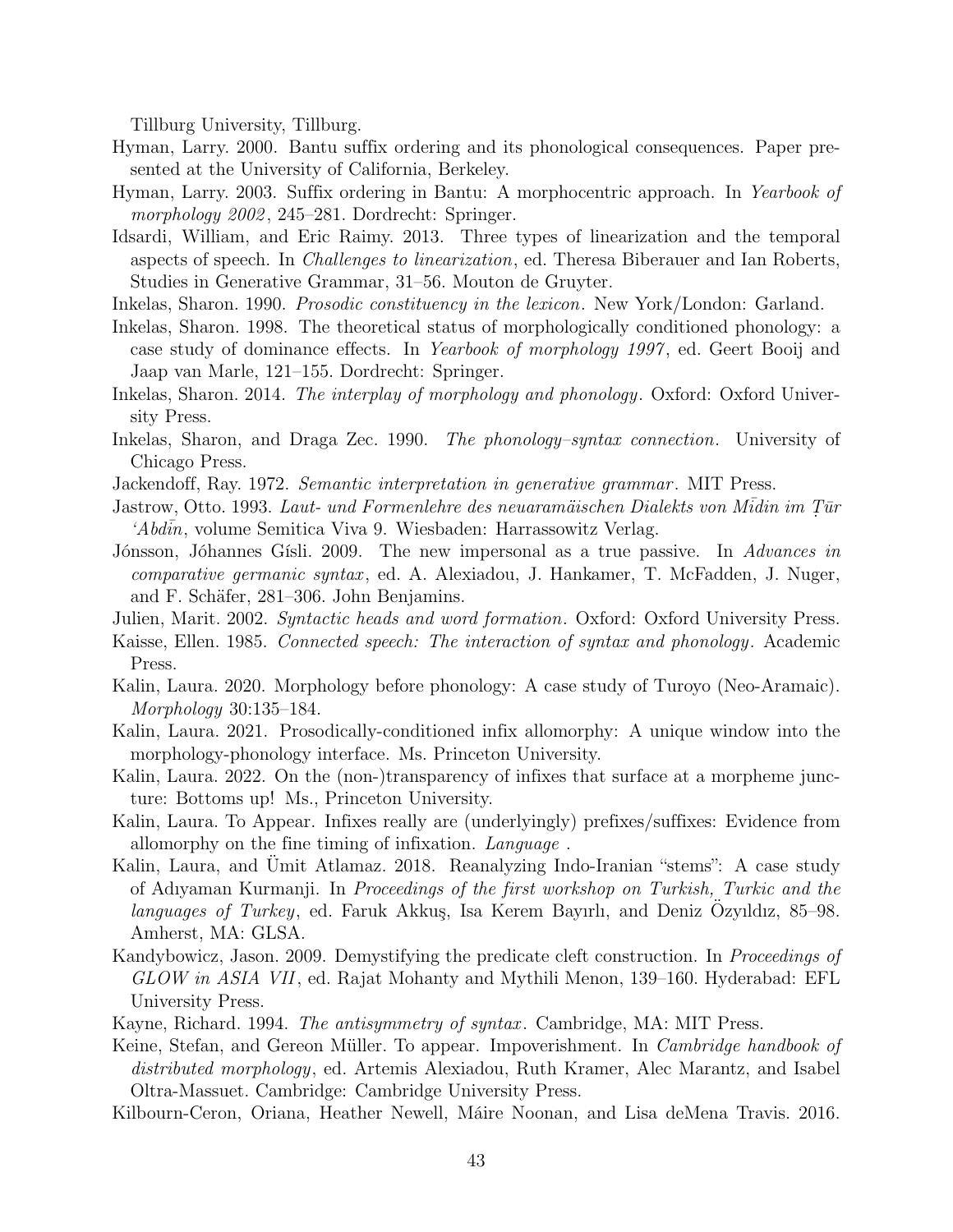Tillburg University, Tillburg.

Hyman, Larry. 2000. Bantu suffix ordering and its phonological consequences. Paper presented at the University of California, Berkeley.

Hyman, Larry. 2003. Suffix ordering in Bantu: A morphocentric approach. In *Yearbook of morphology 2002*, 245–281. Dordrecht: Springer.

Idsardi, William, and Eric Raimy. 2013. Three types of linearization and the temporal aspects of speech. In *Challenges to linearization*, ed. Theresa Biberauer and Ian Roberts, Studies in Generative Grammar, 31–56. Mouton de Gruyter.

Inkelas, Sharon. 1990. *Prosodic constituency in the lexicon*. New York/London: Garland.

Inkelas, Sharon. 1998. The theoretical status of morphologically conditioned phonology: a case study of dominance effects. In *Yearbook of morphology 1997*, ed. Geert Booij and Jaap van Marle, 121–155. Dordrecht: Springer.

Inkelas, Sharon. 2014. *The interplay of morphology and phonology*. Oxford: Oxford University Press.

Inkelas, Sharon, and Draga Zec. 1990. *The phonology–syntax connection*. University of Chicago Press.

Jackendoff, Ray. 1972. *Semantic interpretation in generative grammar*. MIT Press.

Jastrow, Otto. 1993. *Laut- und Formenlehre des neuaramäischen Dialekts von Mīdin im Ṭūr 'Abdīn*, volume Semitica Viva 9. Wiesbaden: Harrassowitz Verlag.

Jónsson, Jóhannes Gísli. 2009. The new impersonal as a true passive. In *Advances in comparative germanic syntax*, ed. A. Alexiadou, J. Hankamer, T. McFadden, J. Nuger, and F. Schäfer, 281–306. John Benjamins.

Julien, Marit. 2002. *Syntactic heads and word formation*. Oxford: Oxford University Press.

Kaisse, Ellen. 1985. *Connected speech: The interaction of syntax and phonology*. Academic Press.

Kalin, Laura. 2020. Morphology before phonology: A case study of Turoyo (Neo-Aramaic). *Morphology* 30:135–184.

Kalin, Laura. 2021. Prosodically-conditioned infix allomorphy: A unique window into the morphology-phonology interface. Ms. Princeton University.

Kalin, Laura. 2022. On the (non-)transparency of infixes that surface at a morpheme juncture: Bottoms up! Ms., Princeton University.

Kalin, Laura. To Appear. Infixes really are (underlyingly) prefixes/suffixes: Evidence from allomorphy on the fine timing of infixation. *Language* .

Kalin, Laura, and Ümit Atlamaz. 2018. Reanalyzing Indo-Iranian "stems": A case study of Adıyaman Kurmanji. In *Proceedings of the first workshop on Turkish, Turkic and the languages of Turkey*, ed. Faruk Akkuş, Isa Kerem Bayırlı, and Deniz Özyıldız, 85–98. Amherst, MA: GLSA.

Kandybowicz, Jason. 2009. Demystifying the predicate cleft construction. In *Proceedings of GLOW in ASIA VII*, ed. Rajat Mohanty and Mythili Menon, 139–160. Hyderabad: EFL University Press.

Kayne, Richard. 1994. *The antisymmetry of syntax*. Cambridge, MA: MIT Press.

Keine, Stefan, and Gereon Müller. To appear. Impoverishment. In *Cambridge handbook of distributed morphology*, ed. Artemis Alexiadou, Ruth Kramer, Alec Marantz, and Isabel Oltra-Massuet. Cambridge: Cambridge University Press.

Kilbourn-Ceron, Oriana, Heather Newell, Máire Noonan, and Lisa deMena Travis. 2016.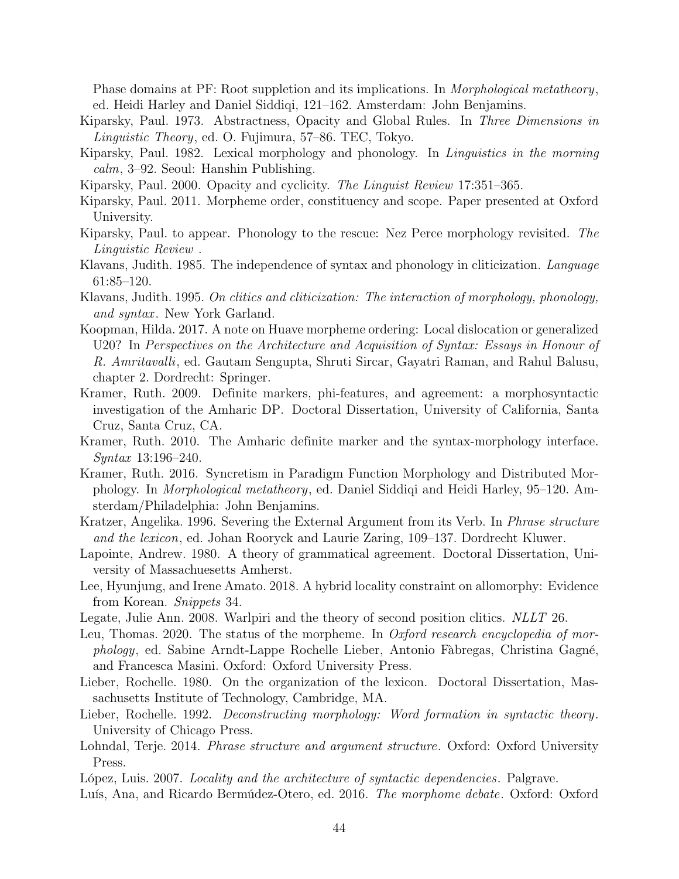Phase domains at PF: Root suppletion and its implications. In *Morphological metatheory*, ed. Heidi Harley and Daniel Siddiqi, 121–162. Amsterdam: John Benjamins.

Kiparsky, Paul. 1973. Abstractness, Opacity and Global Rules. In *Three Dimensions in Linguistic Theory*, ed. O. Fujimura, 57–86. TEC, Tokyo.

Kiparsky, Paul. 1982. Lexical morphology and phonology. In *Linguistics in the morning calm*, 3–92. Seoul: Hanshin Publishing.

Kiparsky, Paul. 2000. Opacity and cyclicity. *The Linguist Review* 17:351–365.

Kiparsky, Paul. 2011. Morpheme order, constituency and scope. Paper presented at Oxford University.

Kiparsky, Paul. to appear. Phonology to the rescue: Nez Perce morphology revisited. *The Linguistic Review* .

Klavans, Judith. 1985. The independence of syntax and phonology in cliticization. *Language* 61:85–120.

Klavans, Judith. 1995. *On clitics and cliticization: The interaction of morphology, phonology, and syntax*. New York Garland.

Koopman, Hilda. 2017. A note on Huave morpheme ordering: Local dislocation or generalized U20? In *Perspectives on the Architecture and Acquisition of Syntax: Essays in Honour of R. Amritavalli*, ed. Gautam Sengupta, Shruti Sircar, Gayatri Raman, and Rahul Balusu, chapter 2. Dordrecht: Springer.

Kramer, Ruth. 2009. Definite markers, phi-features, and agreement: a morphosyntactic investigation of the Amharic DP. Doctoral Dissertation, University of California, Santa Cruz, Santa Cruz, CA.

Kramer, Ruth. 2010. The Amharic definite marker and the syntax-morphology interface. *Syntax* 13:196–240.

Kramer, Ruth. 2016. Syncretism in Paradigm Function Morphology and Distributed Morphology. In *Morphological metatheory*, ed. Daniel Siddiqi and Heidi Harley, 95–120. Amsterdam/Philadelphia: John Benjamins.

Kratzer, Angelika. 1996. Severing the External Argument from its Verb. In *Phrase structure and the lexicon*, ed. Johan Rooryck and Laurie Zaring, 109–137. Dordrecht Kluwer.

Lapointe, Andrew. 1980. A theory of grammatical agreement. Doctoral Dissertation, University of Massachuesetts Amherst.

Lee, Hyunjung, and Irene Amato. 2018. A hybrid locality constraint on allomorphy: Evidence from Korean. *Snippets* 34.

Legate, Julie Ann. 2008. Warlpiri and the theory of second position clitics. *NLLT* 26.

Leu, Thomas. 2020. The status of the morpheme. In *Oxford research encyclopedia of morphology*, ed. Sabine Arndt-Lappe Rochelle Lieber, Antonio Fàbregas, Christina Gagné, and Francesca Masini. Oxford: Oxford University Press.

Lieber, Rochelle. 1980. On the organization of the lexicon. Doctoral Dissertation, Massachusetts Institute of Technology, Cambridge, MA.

Lieber, Rochelle. 1992. *Deconstructing morphology: Word formation in syntactic theory*. University of Chicago Press.

Lohndal, Terje. 2014. *Phrase structure and argument structure*. Oxford: Oxford University Press.

López, Luis. 2007. *Locality and the architecture of syntactic dependencies*. Palgrave.

Luís, Ana, and Ricardo Bermúdez-Otero, ed. 2016. *The morphome debate*. Oxford: Oxford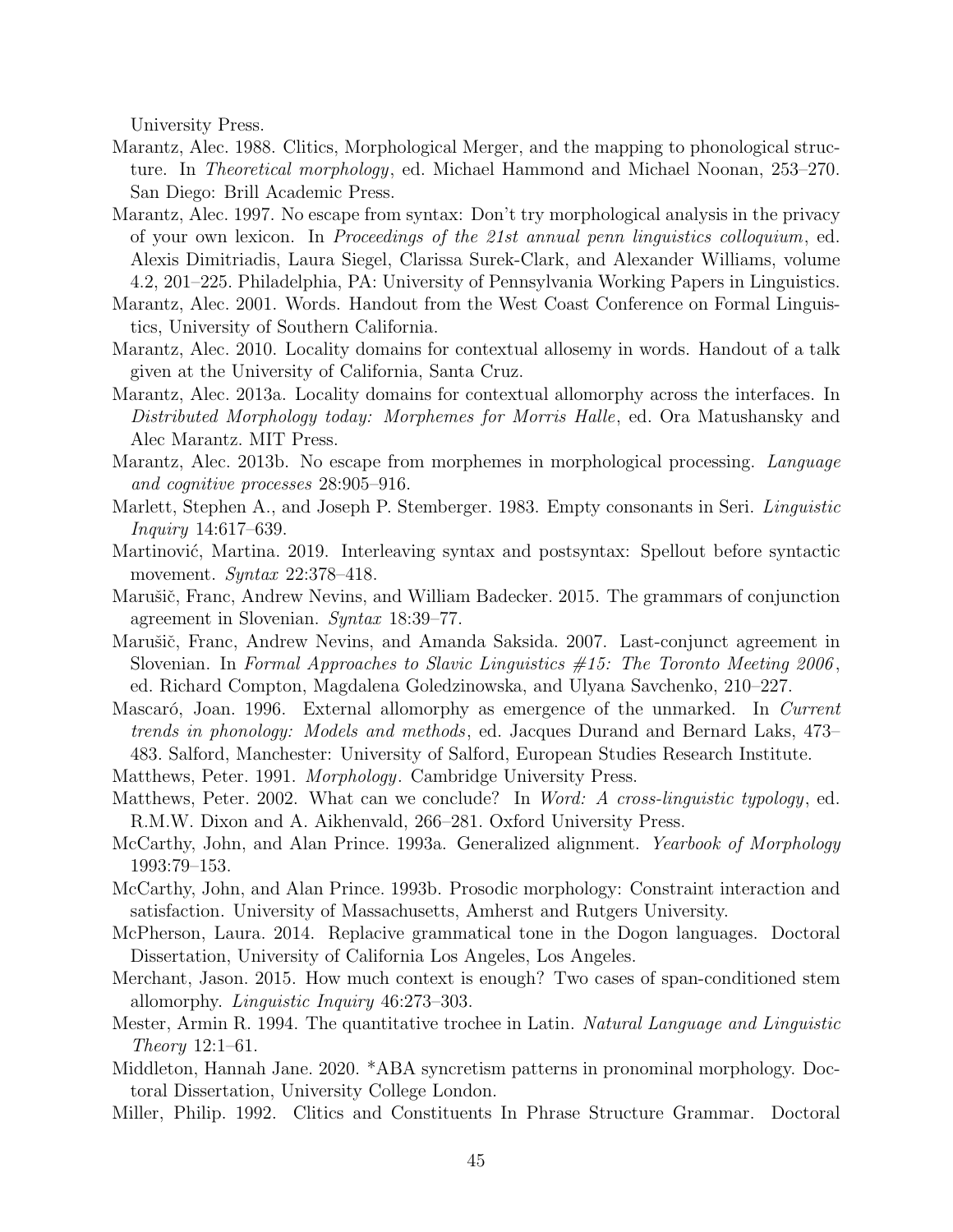University Press.

Marantz, Alec. 1988. Clitics, Morphological Merger, and the mapping to phonological structure. In *Theoretical morphology*, ed. Michael Hammond and Michael Noonan, 253–270. San Diego: Brill Academic Press.

Marantz, Alec. 1997. No escape from syntax: Don't try morphological analysis in the privacy of your own lexicon. In *Proceedings of the 21st annual penn linguistics colloquium*, ed. Alexis Dimitriadis, Laura Siegel, Clarissa Surek-Clark, and Alexander Williams, volume 4.2, 201–225. Philadelphia, PA: University of Pennsylvania Working Papers in Linguistics.

Marantz, Alec. 2001. Words. Handout from the West Coast Conference on Formal Linguistics, University of Southern California.

Marantz, Alec. 2010. Locality domains for contextual allosemy in words. Handout of a talk given at the University of California, Santa Cruz.

Marantz, Alec. 2013a. Locality domains for contextual allomorphy across the interfaces. In *Distributed Morphology today: Morphemes for Morris Halle*, ed. Ora Matushansky and Alec Marantz. MIT Press.

Marantz, Alec. 2013b. No escape from morphemes in morphological processing. *Language and cognitive processes* 28:905–916.

Marlett, Stephen A., and Joseph P. Stemberger. 1983. Empty consonants in Seri. *Linguistic Inquiry* 14:617–639.

Martinović, Martina. 2019. Interleaving syntax and postsyntax: Spellout before syntactic movement. *Syntax* 22:378–418.

Marušič, Franc, Andrew Nevins, and William Badecker. 2015. The grammars of conjunction agreement in Slovenian. *Syntax* 18:39–77.

Marušič, Franc, Andrew Nevins, and Amanda Saksida. 2007. Last-conjunct agreement in Slovenian. In *Formal Approaches to Slavic Linguistics #15: The Toronto Meeting 2006*, ed. Richard Compton, Magdalena Goledzinowska, and Ulyana Savchenko, 210–227.

Mascaró, Joan. 1996. External allomorphy as emergence of the unmarked. In *Current trends in phonology: Models and methods*, ed. Jacques Durand and Bernard Laks, 473–483. Salford, Manchester: University of Salford, European Studies Research Institute.

Matthews, Peter. 1991. *Morphology*. Cambridge University Press.

Matthews, Peter. 2002. What can we conclude? In *Word: A cross-linguistic typology*, ed. R.M.W. Dixon and A. Aikhenvald, 266–281. Oxford University Press.

McCarthy, John, and Alan Prince. 1993a. Generalized alignment. *Yearbook of Morphology* 1993:79–153.

McCarthy, John, and Alan Prince. 1993b. Prosodic morphology: Constraint interaction and satisfaction. University of Massachusetts, Amherst and Rutgers University.

McPherson, Laura. 2014. Replacive grammatical tone in the Dogon languages. Doctoral Dissertation, University of California Los Angeles, Los Angeles.

Merchant, Jason. 2015. How much context is enough? Two cases of span-conditioned stem allomorphy. *Linguistic Inquiry* 46:273–303.

Mester, Armin R. 1994. The quantitative trochee in Latin. *Natural Language and Linguistic Theory* 12:1–61.

Middleton, Hannah Jane. 2020. *ABA syncretism patterns in pronominal morphology. Doctoral Dissertation, University College London.

Miller, Philip. 1992. Clitics and Constituents In Phrase Structure Grammar. Doctoral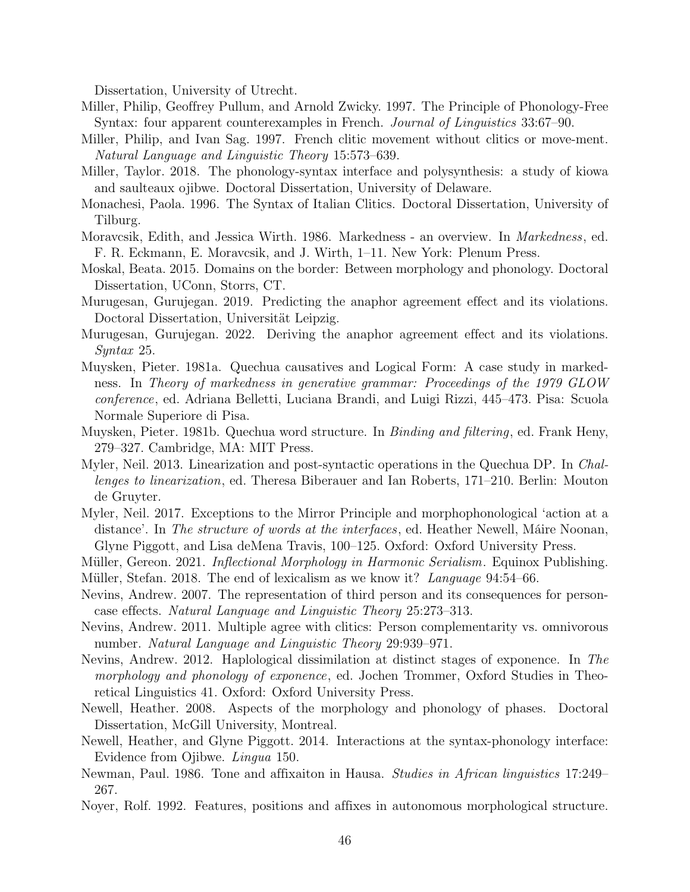Dissertation, University of Utrecht.

Miller, Philip, Geoffrey Pullum, and Arnold Zwicky. 1997. The Principle of Phonology-Free Syntax: four apparent counterexamples in French. *Journal of Linguistics* 33:67–90.

Miller, Philip, and Ivan Sag. 1997. French clitic movement without clitics or move-ment. *Natural Language and Linguistic Theory* 15:573–639.

Miller, Taylor. 2018. The phonology-syntax interface and polysynthesis: a study of kiowa and saulteaux ojibwe. Doctoral Dissertation, University of Delaware.

Monachesi, Paola. 1996. The Syntax of Italian Clitics. Doctoral Dissertation, University of Tilburg.

Moravcsik, Edith, and Jessica Wirth. 1986. Markedness - an overview. In *Markedness*, ed. F. R. Eckmann, E. Moravcsik, and J. Wirth, 1–11. New York: Plenum Press.

Moskal, Beata. 2015. Domains on the border: Between morphology and phonology. Doctoral Dissertation, UConn, Storrs, CT.

Murugesan, Gurujegan. 2019. Predicting the anaphor agreement effect and its violations. Doctoral Dissertation, Universität Leipzig.

Murugesan, Gurujegan. 2022. Deriving the anaphor agreement effect and its violations. *Syntax* 25.

Muysken, Pieter. 1981a. Quechua causatives and Logical Form: A case study in markedness. In *Theory of markedness in generative grammar: Proceedings of the 1979 GLOW conference*, ed. Adriana Belletti, Luciana Brandi, and Luigi Rizzi, 445–473. Pisa: Scuola Normale Superiore di Pisa.

Muysken, Pieter. 1981b. Quechua word structure. In *Binding and filtering*, ed. Frank Heny, 279–327. Cambridge, MA: MIT Press.

Myler, Neil. 2013. Linearization and post-syntactic operations in the Quechua DP. In *Challenges to linearization*, ed. Theresa Biberauer and Ian Roberts, 171–210. Berlin: Mouton de Gruyter.

Myler, Neil. 2017. Exceptions to the Mirror Principle and morphophonological 'action at a distance'. In *The structure of words at the interfaces*, ed. Heather Newell, Máire Noonan, Glyne Piggott, and Lisa deMena Travis, 100–125. Oxford: Oxford University Press.

Müller, Gereon. 2021. *Inflectional Morphology in Harmonic Serialism*. Equinox Publishing.

Müller, Stefan. 2018. The end of lexicalism as we know it? *Language* 94:54–66.

Nevins, Andrew. 2007. The representation of third person and its consequences for person-case effects. *Natural Language and Linguistic Theory* 25:273–313.

Nevins, Andrew. 2011. Multiple agree with clitics: Person complementarity vs. omnivorous number. *Natural Language and Linguistic Theory* 29:939–971.

Nevins, Andrew. 2012. Haplological dissimilation at distinct stages of exponence. In *The morphology and phonology of exponence*, ed. Jochen Trommer, Oxford Studies in Theoretical Linguistics 41. Oxford: Oxford University Press.

Newell, Heather. 2008. Aspects of the morphology and phonology of phases. Doctoral Dissertation, McGill University, Montreal.

Newell, Heather, and Glyne Piggott. 2014. Interactions at the syntax-phonology interface: Evidence from Ojibwe. *Lingua* 150.

Newman, Paul. 1986. Tone and affixaiton in Hausa. *Studies in African linguistics* 17:249–267.

Noyer, Rolf. 1992. Features, positions and affixes in autonomous morphological structure.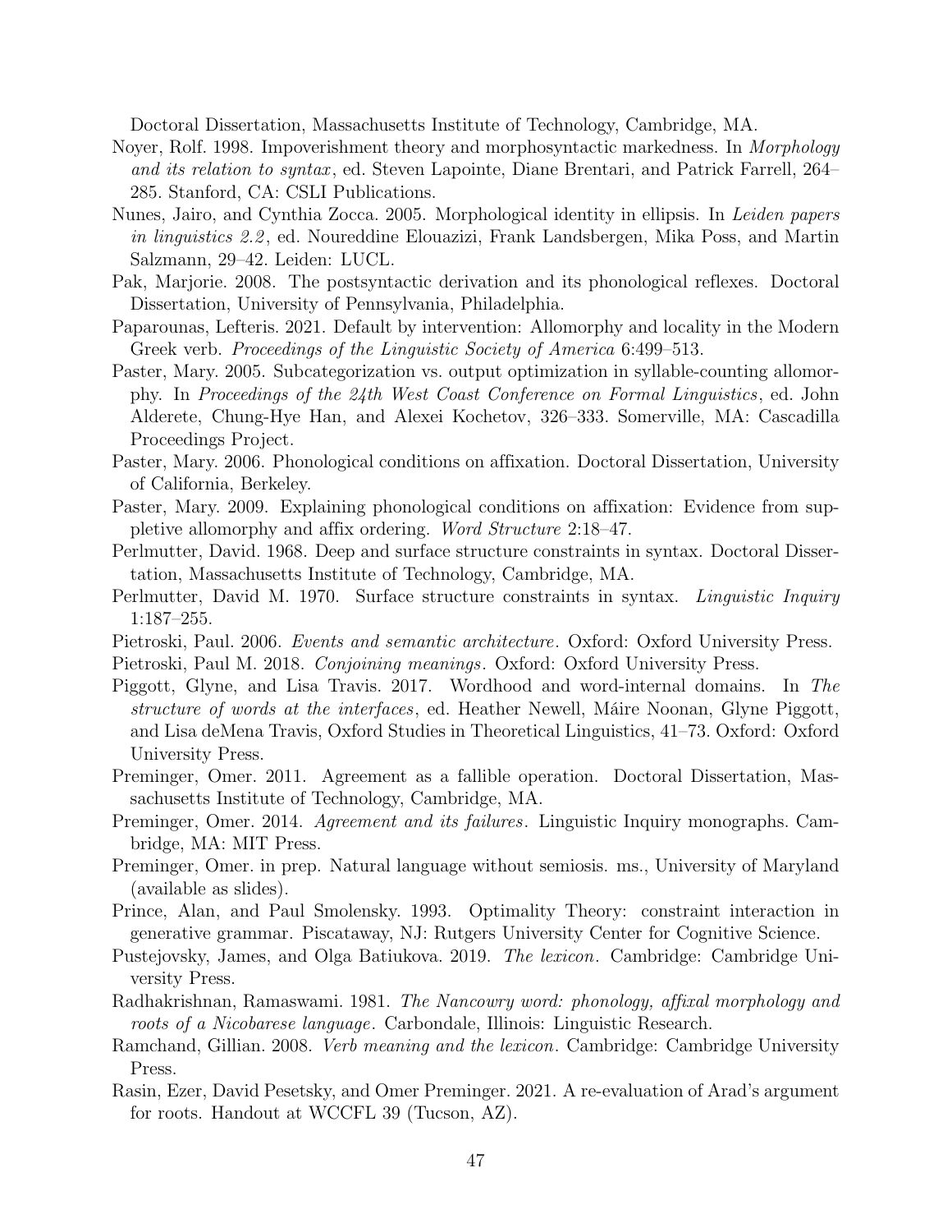Doctoral Dissertation, Massachusetts Institute of Technology, Cambridge, MA.

Noyer, Rolf. 1998. Impoverishment theory and morphosyntactic markedness. In *Morphology and its relation to syntax*, ed. Steven Lapointe, Diane Brentari, and Patrick Farrell, 264–285. Stanford, CA: CSLI Publications.

Nunes, Jairo, and Cynthia Zocca. 2005. Morphological identity in ellipsis. In *Leiden papers in linguistics 2.2*, ed. Noureddine Elouazizi, Frank Landsbergen, Mika Poss, and Martin Salzmann, 29–42. Leiden: LUCL.

Pak, Marjorie. 2008. The postsyntactic derivation and its phonological reflexes. Doctoral Dissertation, University of Pennsylvania, Philadelphia.

Paparounas, Lefteris. 2021. Default by intervention: Allomorphy and locality in the Modern Greek verb. *Proceedings of the Linguistic Society of America* 6:499–513.

Paster, Mary. 2005. Subcategorization vs. output optimization in syllable-counting allomorphy. In *Proceedings of the 24th West Coast Conference on Formal Linguistics*, ed. John Alderete, Chung-Hye Han, and Alexei Kochetov, 326–333. Somerville, MA: Cascadilla Proceedings Project.

Paster, Mary. 2006. Phonological conditions on affixation. Doctoral Dissertation, University of California, Berkeley.

Paster, Mary. 2009. Explaining phonological conditions on affixation: Evidence from suppletive allomorphy and affix ordering. *Word Structure* 2:18–47.

Perlmutter, David. 1968. Deep and surface structure constraints in syntax. Doctoral Dissertation, Massachusetts Institute of Technology, Cambridge, MA.

Perlmutter, David M. 1970. Surface structure constraints in syntax. *Linguistic Inquiry* 1:187–255.

Pietroski, Paul. 2006. *Events and semantic architecture*. Oxford: Oxford University Press.

Pietroski, Paul M. 2018. *Conjoining meanings*. Oxford: Oxford University Press.

Piggott, Glyne, and Lisa Travis. 2017. Wordhood and word-internal domains. In *The structure of words at the interfaces*, ed. Heather Newell, Máire Noonan, Glyne Piggott, and Lisa deMena Travis, Oxford Studies in Theoretical Linguistics, 41–73. Oxford: Oxford University Press.

Preminger, Omer. 2011. Agreement as a fallible operation. Doctoral Dissertation, Massachusetts Institute of Technology, Cambridge, MA.

Preminger, Omer. 2014. *Agreement and its failures*. Linguistic Inquiry monographs. Cambridge, MA: MIT Press.

Preminger, Omer. in prep. Natural language without semiosis. ms., University of Maryland (available as slides).

Prince, Alan, and Paul Smolensky. 1993. Optimality Theory: constraint interaction in generative grammar. Piscataway, NJ: Rutgers University Center for Cognitive Science.

Pustejovsky, James, and Olga Batiukova. 2019. *The lexicon*. Cambridge: Cambridge University Press.

Radhakrishnan, Ramaswami. 1981. *The Nancowry word: phonology, affixal morphology and roots of a Nicobarese language*. Carbondale, Illinois: Linguistic Research.

Ramchand, Gillian. 2008. *Verb meaning and the lexicon*. Cambridge: Cambridge University Press.

Rasin, Ezer, David Pesetsky, and Omer Preminger. 2021. A re-evaluation of Arad's argument for roots. Handout at WCCFL 39 (Tucson, AZ).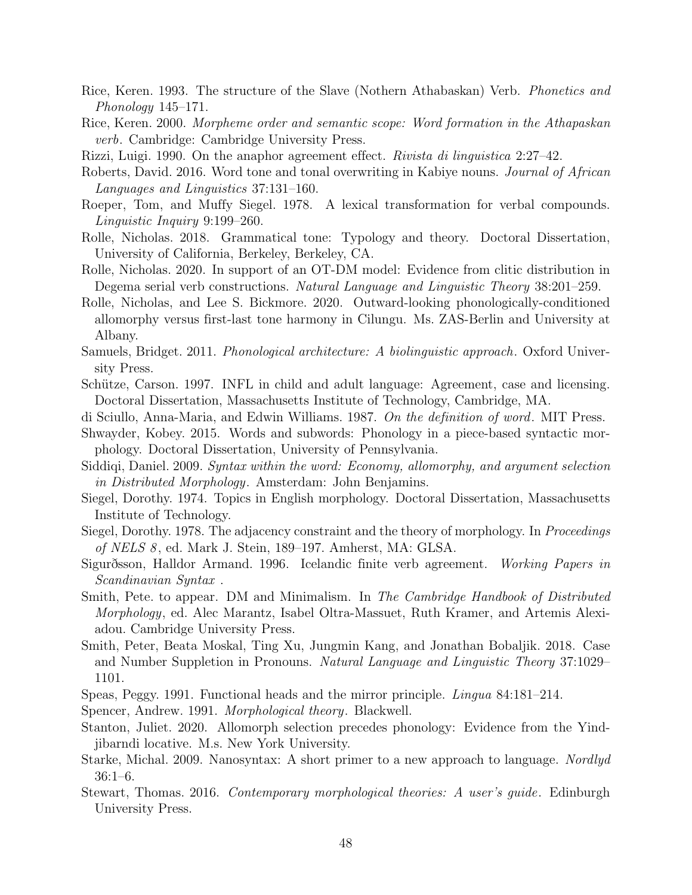Rice, Keren. 1993. The structure of the Slave (Nothern Athabaskan) Verb. *Phonetics and Phonology* 145–171.

Rice, Keren. 2000. *Morpheme order and semantic scope: Word formation in the Athapaskan verb*. Cambridge: Cambridge University Press.

Rizzi, Luigi. 1990. On the anaphor agreement effect. *Rivista di linguistica* 2:27–42.

Roberts, David. 2016. Word tone and tonal overwriting in Kabiye nouns. *Journal of African Languages and Linguistics* 37:131–160.

Roeper, Tom, and Muffy Siegel. 1978. A lexical transformation for verbal compounds. *Linguistic Inquiry* 9:199–260.

Rolle, Nicholas. 2018. Grammatical tone: Typology and theory. Doctoral Dissertation, University of California, Berkeley, Berkeley, CA.

Rolle, Nicholas. 2020. In support of an OT-DM model: Evidence from clitic distribution in Degema serial verb constructions. *Natural Language and Linguistic Theory* 38:201–259.

Rolle, Nicholas, and Lee S. Bickmore. 2020. Outward-looking phonologically-conditioned allomorphy versus first-last tone harmony in Cilungu. Ms. ZAS-Berlin and University at Albany.

Samuels, Bridget. 2011. *Phonological architecture: A biolinguistic approach*. Oxford University Press.

Schütze, Carson. 1997. INFL in child and adult language: Agreement, case and licensing. Doctoral Dissertation, Massachusetts Institute of Technology, Cambridge, MA.

di Sciullo, Anna-Maria, and Edwin Williams. 1987. *On the definition of word*. MIT Press.

Shwayder, Kobey. 2015. Words and subwords: Phonology in a piece-based syntactic morphology. Doctoral Dissertation, University of Pennsylvania.

Siddiqi, Daniel. 2009. *Syntax within the word: Economy, allomorphy, and argument selection in Distributed Morphology*. Amsterdam: John Benjamins.

Siegel, Dorothy. 1974. Topics in English morphology. Doctoral Dissertation, Massachusetts Institute of Technology.

Siegel, Dorothy. 1978. The adjacency constraint and the theory of morphology. In *Proceedings of NELS 8*, ed. Mark J. Stein, 189–197. Amherst, MA: GLSA.

Sigurðsson, Halldor Armand. 1996. Icelandic finite verb agreement. *Working Papers in Scandinavian Syntax* .

Smith, Pete. to appear. DM and Minimalism. In *The Cambridge Handbook of Distributed Morphology*, ed. Alec Marantz, Isabel Oltra-Massuet, Ruth Kramer, and Artemis Alexiadou. Cambridge University Press.

Smith, Peter, Beata Moskal, Ting Xu, Jungmin Kang, and Jonathan Bobaljik. 2018. Case and Number Suppletion in Pronouns. *Natural Language and Linguistic Theory* 37:1029–1101.

Speas, Peggy. 1991. Functional heads and the mirror principle. *Lingua* 84:181–214.

Spencer, Andrew. 1991. *Morphological theory*. Blackwell.

Stanton, Juliet. 2020. Allomorph selection precedes phonology: Evidence from the Yindjibarndi locative. M.s. New York University.

Starke, Michal. 2009. Nanosyntax: A short primer to a new approach to language. *Nordlyd* 36:1–6.

Stewart, Thomas. 2016. *Contemporary morphological theories: A user's guide*. Edinburgh University Press.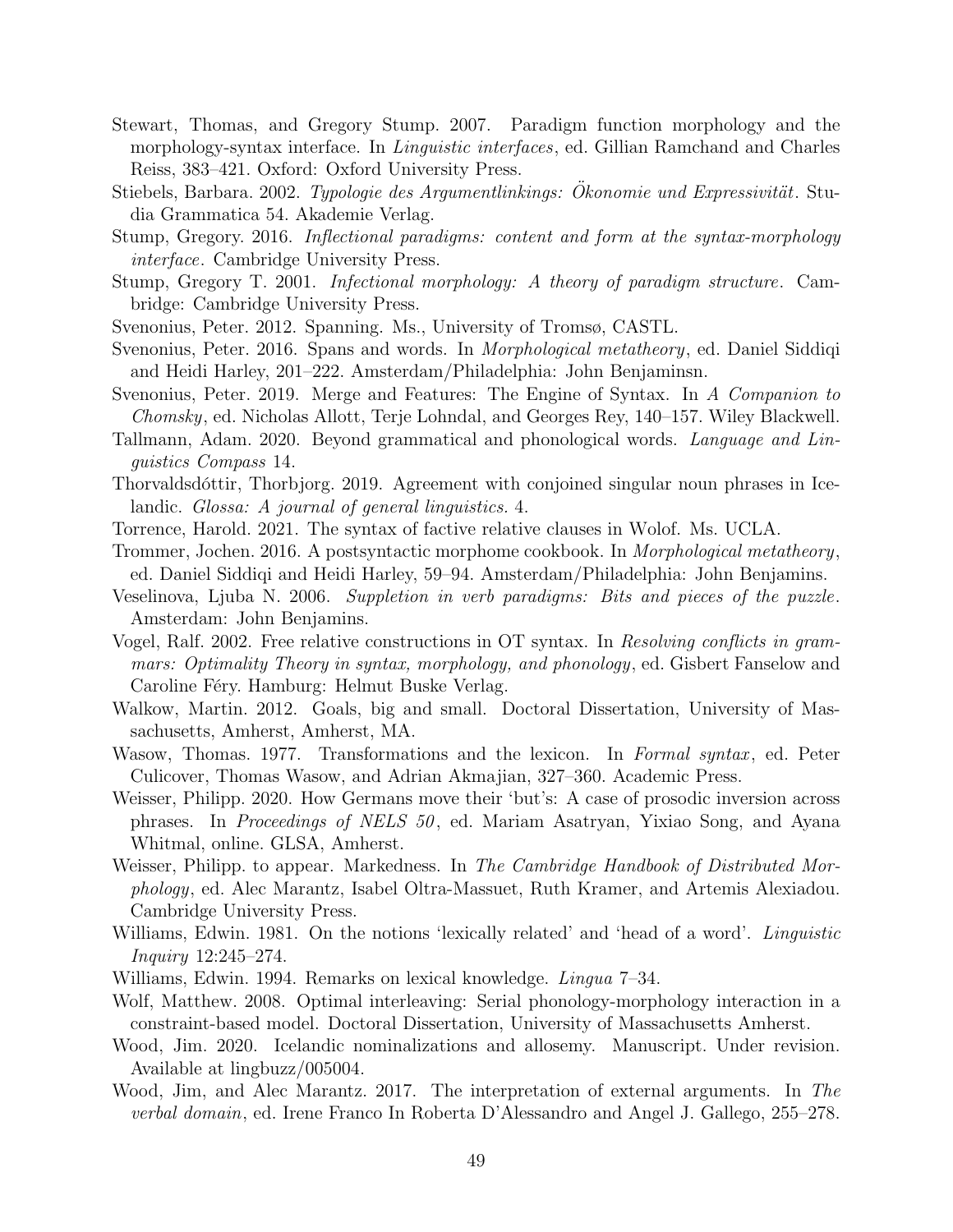Stewart, Thomas, and Gregory Stump. 2007. Paradigm function morphology and the morphology-syntax interface. In *Linguistic interfaces*, ed. Gillian Ramchand and Charles Reiss, 383–421. Oxford: Oxford University Press.

Stiebels, Barbara. 2002. *Typologie des Argumentlinkings: Ökonomie und Expressivität*. Studia Grammatica 54. Akademie Verlag.

Stump, Gregory. 2016. *Inflectional paradigms: content and form at the syntax-morphology interface*. Cambridge University Press.

Stump, Gregory T. 2001. *Infectional morphology: A theory of paradigm structure*. Cambridge: Cambridge University Press.

Svenonius, Peter. 2012. Spanning. Ms., University of Tromsø, CASTL.

Svenonius, Peter. 2016. Spans and words. In *Morphological metatheory*, ed. Daniel Siddiqi and Heidi Harley, 201–222. Amsterdam/Philadelphia: John Benjaminsn.

Svenonius, Peter. 2019. Merge and Features: The Engine of Syntax. In *A Companion to Chomsky*, ed. Nicholas Allott, Terje Lohndal, and Georges Rey, 140–157. Wiley Blackwell.

Tallmann, Adam. 2020. Beyond grammatical and phonological words. *Language and Linguistics Compass* 14.

Thorvaldsdóttir, Thorbjorg. 2019. Agreement with conjoined singular noun phrases in Icelandic. *Glossa: A journal of general linguistics.* 4.

Torrence, Harold. 2021. The syntax of factive relative clauses in Wolof. Ms. UCLA.

Trommer, Jochen. 2016. A postsyntactic morphome cookbook. In *Morphological metatheory*, ed. Daniel Siddiqi and Heidi Harley, 59–94. Amsterdam/Philadelphia: John Benjamins.

Veselinova, Ljuba N. 2006. *Suppletion in verb paradigms: Bits and pieces of the puzzle*. Amsterdam: John Benjamins.

Vogel, Ralf. 2002. Free relative constructions in OT syntax. In *Resolving conflicts in grammars: Optimality Theory in syntax, morphology, and phonology*, ed. Gisbert Fanselow and Caroline Féry. Hamburg: Helmut Buske Verlag.

Walkow, Martin. 2012. Goals, big and small. Doctoral Dissertation, University of Massachusetts, Amherst, Amherst, MA.

Wasow, Thomas. 1977. Transformations and the lexicon. In *Formal syntax*, ed. Peter Culicover, Thomas Wasow, and Adrian Akmajian, 327–360. Academic Press.

Weisser, Philipp. 2020. How Germans move their 'but's: A case of prosodic inversion across phrases. In *Proceedings of NELS 50*, ed. Mariam Asatryan, Yixiao Song, and Ayana Whitmal, online. GLSA, Amherst.

Weisser, Philipp. to appear. Markedness. In *The Cambridge Handbook of Distributed Morphology*, ed. Alec Marantz, Isabel Oltra-Massuet, Ruth Kramer, and Artemis Alexiadou. Cambridge University Press.

Williams, Edwin. 1981. On the notions 'lexically related' and 'head of a word'. *Linguistic Inquiry* 12:245–274.

Williams, Edwin. 1994. Remarks on lexical knowledge. *Lingua* 7–34.

Wolf, Matthew. 2008. Optimal interleaving: Serial phonology-morphology interaction in a constraint-based model. Doctoral Dissertation, University of Massachusetts Amherst.

Wood, Jim. 2020. Icelandic nominalizations and allosemy. Manuscript. Under revision. Available at lingbuzz/005004.

Wood, Jim, and Alec Marantz. 2017. The interpretation of external arguments. In *The verbal domain*, ed. Irene Franco In Roberta D'Alessandro and Angel J. Gallego, 255–278.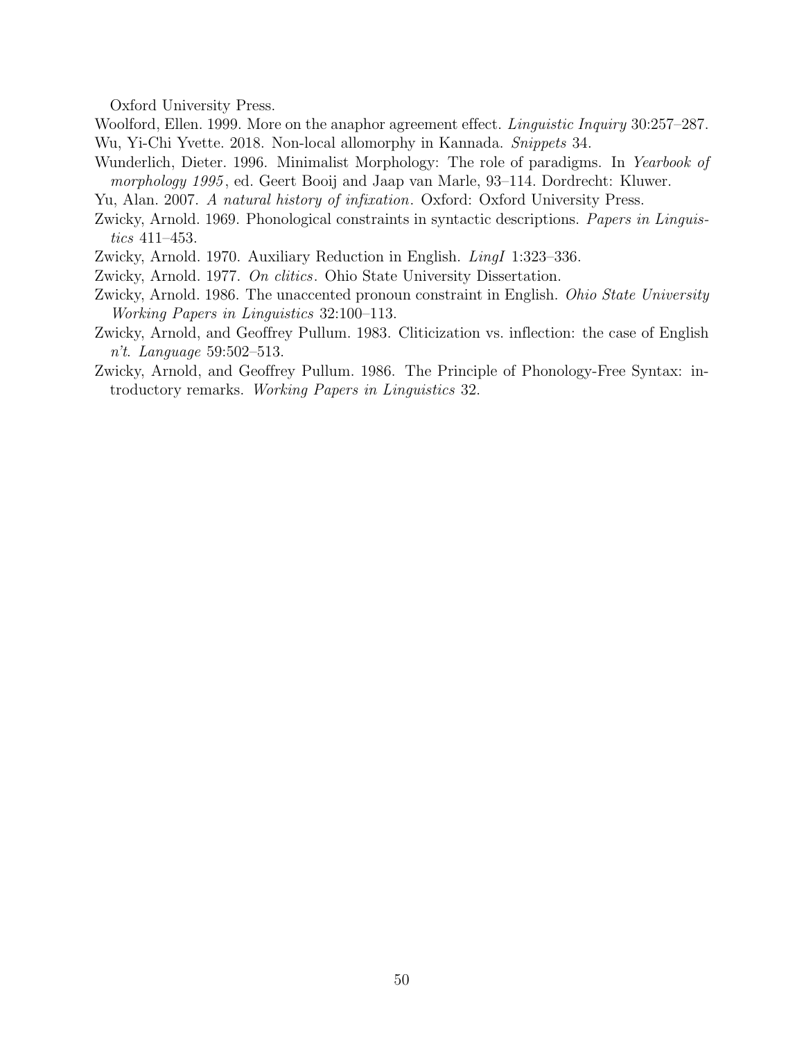Oxford University Press.

Woolford, Ellen. 1999. More on the anaphor agreement effect. *Linguistic Inquiry* 30:257–287.

Wu, Yi-Chi Yvette. 2018. Non-local allomorphy in Kannada. *Snippets* 34.

Wunderlich, Dieter. 1996. Minimalist Morphology: The role of paradigms. In *Yearbook of morphology 1995*, ed. Geert Booij and Jaap van Marle, 93–114. Dordrecht: Kluwer.

Yu, Alan. 2007. *A natural history of infixation*. Oxford: Oxford University Press.

Zwicky, Arnold. 1969. Phonological constraints in syntactic descriptions. *Papers in Linguistics* 411–453.

Zwicky, Arnold. 1970. Auxiliary Reduction in English. *LingI* 1:323–336.

Zwicky, Arnold. 1977. *On clitics*. Ohio State University Dissertation.

Zwicky, Arnold. 1986. The unaccented pronoun constraint in English. *Ohio State University Working Papers in Linguistics* 32:100–113.

Zwicky, Arnold, and Geoffrey Pullum. 1983. Cliticization vs. inflection: the case of English *n't*. *Language* 59:502–513.

Zwicky, Arnold, and Geoffrey Pullum. 1986. The Principle of Phonology-Free Syntax: introductory remarks. *Working Papers in Linguistics* 32.